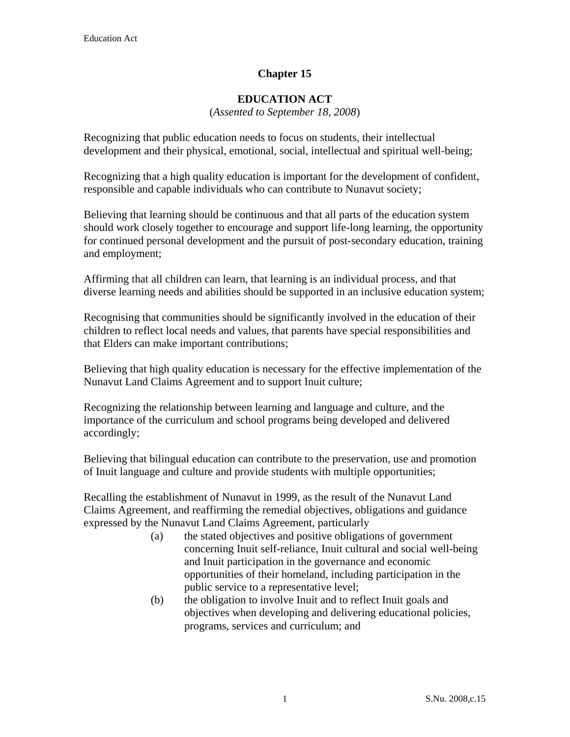# Chapter 15

## EDUCATION ACT

(*Assented to September 18, 2008*)

Recognizing that public education needs to focus on students, their intellectual development and their physical, emotional, social, intellectual and spiritual well-being;

Recognizing that a high quality education is important for the development of confident, responsible and capable individuals who can contribute to Nunavut society;

Believing that learning should be continuous and that all parts of the education system should work closely together to encourage and support life-long learning, the opportunity for continued personal development and the pursuit of post-secondary education, training and employment;

Affirming that all children can learn, that learning is an individual process, and that diverse learning needs and abilities should be supported in an inclusive education system;

Recognising that communities should be significantly involved in the education of their children to reflect local needs and values, that parents have special responsibilities and that Elders can make important contributions;

Believing that high quality education is necessary for the effective implementation of the Nunavut Land Claims Agreement and to support Inuit culture;

Recognizing the relationship between learning and language and culture, and the importance of the curriculum and school programs being developed and delivered accordingly;

Believing that bilingual education can contribute to the preservation, use and promotion of Inuit language and culture and provide students with multiple opportunities;

Recalling the establishment of Nunavut in 1999, as the result of the Nunavut Land Claims Agreement, and reaffirming the remedial objectives, obligations and guidance expressed by the Nunavut Land Claims Agreement, particularly

(a) the stated objectives and positive obligations of government concerning Inuit self-reliance, Inuit cultural and social well-being and Inuit participation in the governance and economic opportunities of their homeland, including participation in the public service to a representative level;

(b) the obligation to involve Inuit and to reflect Inuit goals and objectives when developing and delivering educational policies, programs, services and curriculum; and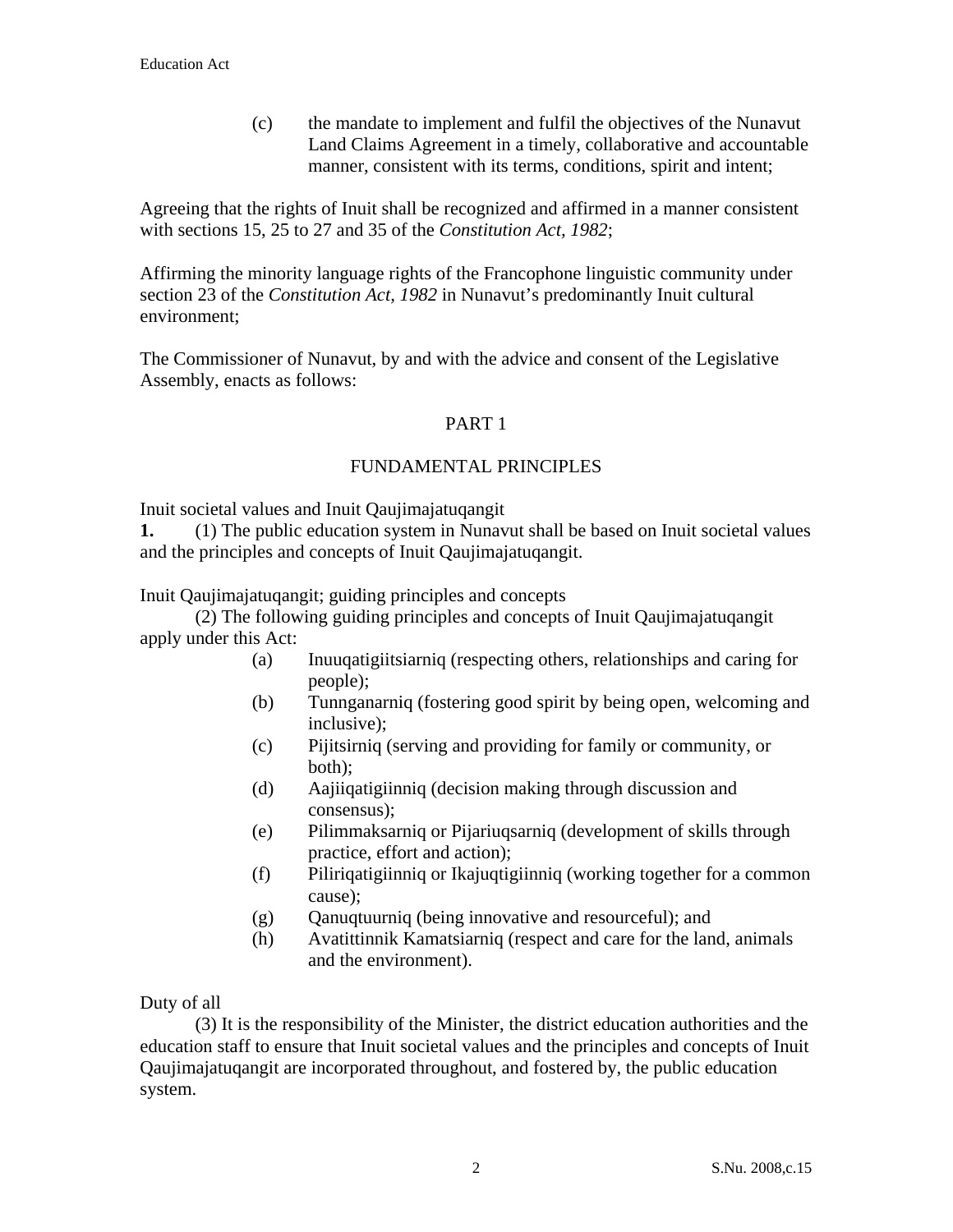(c) the mandate to implement and fulfil the objectives of the Nunavut Land Claims Agreement in a timely, collaborative and accountable manner, consistent with its terms, conditions, spirit and intent;

Agreeing that the rights of Inuit shall be recognized and affirmed in a manner consistent with sections 15, 25 to 27 and 35 of the *Constitution Act, 1982*;

Affirming the minority language rights of the Francophone linguistic community under section 23 of the *Constitution Act, 1982* in Nunavut's predominantly Inuit cultural environment;

The Commissioner of Nunavut, by and with the advice and consent of the Legislative Assembly, enacts as follows:

## PART 1

## FUNDAMENTAL PRINCIPLES

Inuit societal values and Inuit Qaujimajatuqangit

**1.** (1) The public education system in Nunavut shall be based on Inuit societal values and the principles and concepts of Inuit Qaujimajatuqangit.

Inuit Qaujimajatuqangit; guiding principles and concepts

(2) The following guiding principles and concepts of Inuit Qaujimajatuqangit apply under this Act:

- (a) Inuuqatigiitsiarniq (respecting others, relationships and caring for people);
- (b) Tunnganarniq (fostering good spirit by being open, welcoming and inclusive);
- (c) Pijitsirniq (serving and providing for family or community, or both);
- (d) Aajiiqatigiinniq (decision making through discussion and consensus);
- (e) Pilimmaksarniq or Pijariuqsarniq (development of skills through practice, effort and action);
- (f) Piliriqatigiinniq or Ikajuqtigiinniq (working together for a common cause);
- (g) Qanuqtuurniq (being innovative and resourceful); and
- (h) Avatittinnik Kamatsiarniq (respect and care for the land, animals and the environment).

Duty of all

(3) It is the responsibility of the Minister, the district education authorities and the education staff to ensure that Inuit societal values and the principles and concepts of Inuit Qaujimajatuqangit are incorporated throughout, and fostered by, the public education system.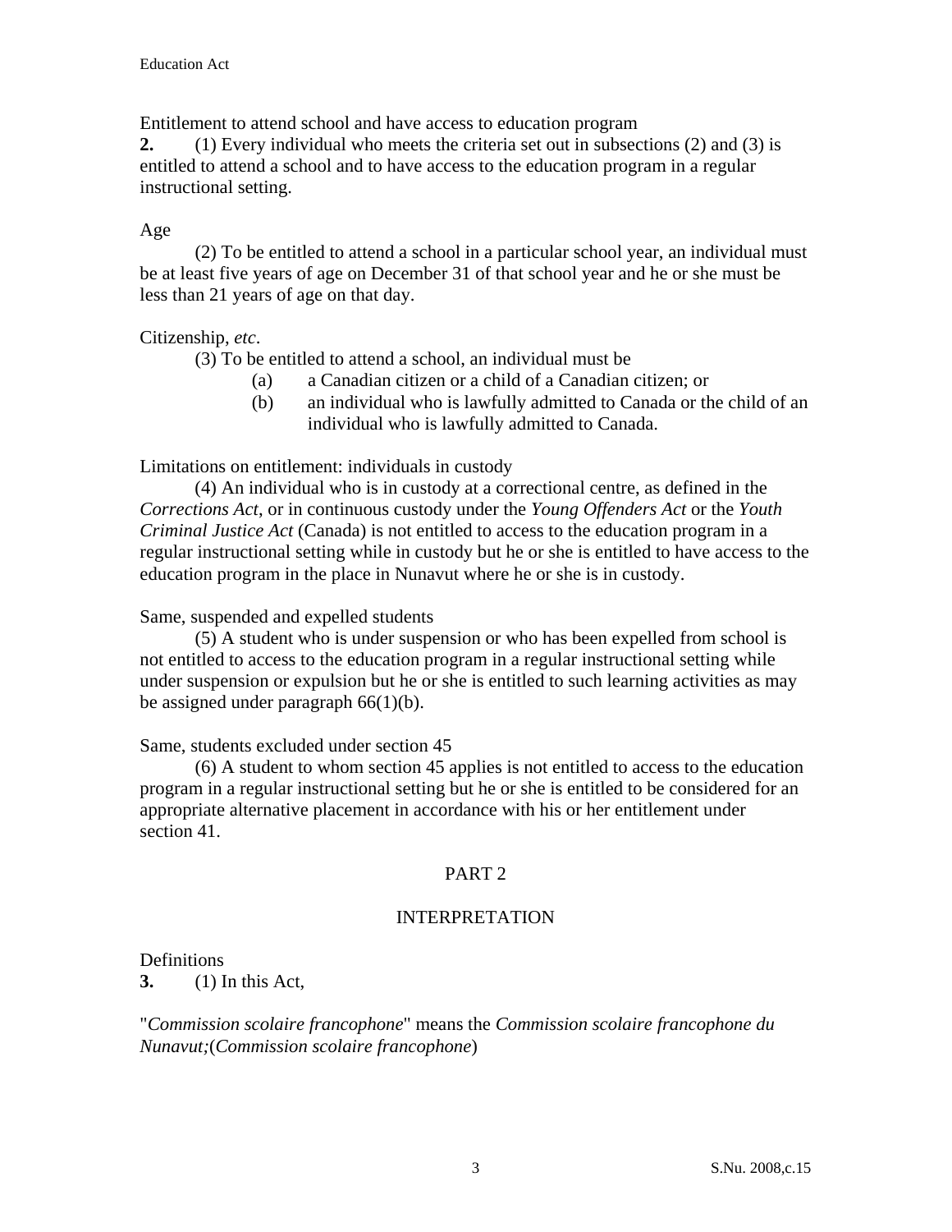Entitlement to attend school and have access to education program

**2.** (1) Every individual who meets the criteria set out in subsections (2) and (3) is entitled to attend a school and to have access to the education program in a regular instructional setting.

Age

(2) To be entitled to attend a school in a particular school year, an individual must be at least five years of age on December 31 of that school year and he or she must be less than 21 years of age on that day.

Citizenship, *etc*.

(3) To be entitled to attend a school, an individual must be

- (a) a Canadian citizen or a child of a Canadian citizen; or
- (b) an individual who is lawfully admitted to Canada or the child of an individual who is lawfully admitted to Canada.

Limitations on entitlement: individuals in custody

(4) An individual who is in custody at a correctional centre, as defined in the *Corrections Act*, or in continuous custody under the *Young Offenders Act* or the *Youth Criminal Justice Act* (Canada) is not entitled to access to the education program in a regular instructional setting while in custody but he or she is entitled to have access to the education program in the place in Nunavut where he or she is in custody.

Same, suspended and expelled students

(5) A student who is under suspension or who has been expelled from school is not entitled to access to the education program in a regular instructional setting while under suspension or expulsion but he or she is entitled to such learning activities as may be assigned under paragraph 66(1)(b).

Same, students excluded under section 45

(6) A student to whom section 45 applies is not entitled to access to the education program in a regular instructional setting but he or she is entitled to be considered for an appropriate alternative placement in accordance with his or her entitlement under section 41.

## PART 2

## INTERPRETATION

Definitions

**3.** (1) In this Act,

"*Commission scolaire francophone*" means the *Commission scolaire francophone du Nunavut;*(*Commission scolaire francophone*)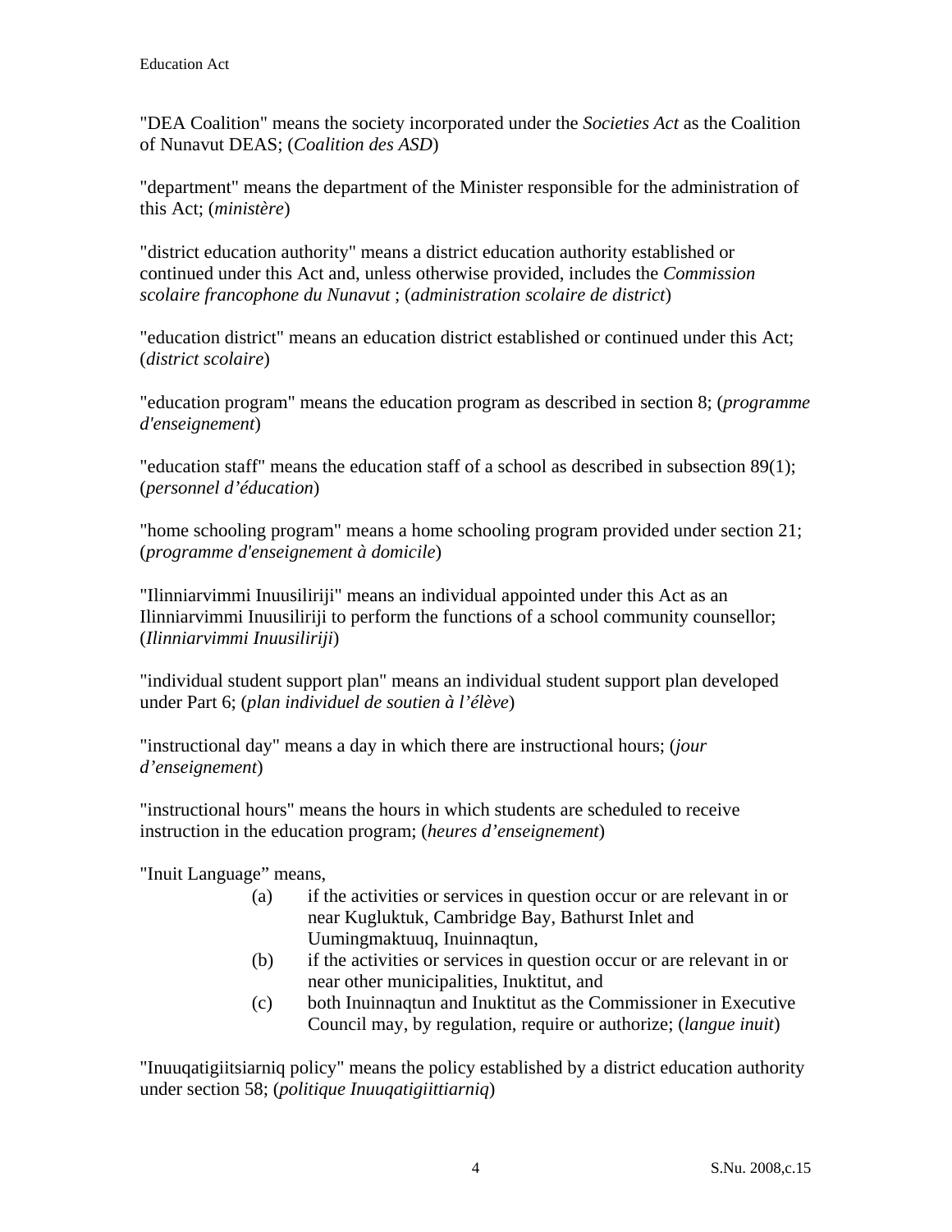"DEA Coalition" means the society incorporated under the *Societies Act* as the Coalition of Nunavut DEAS; (*Coalition des ASD*)

"department" means the department of the Minister responsible for the administration of this Act; (*ministère*)

"district education authority" means a district education authority established or continued under this Act and, unless otherwise provided, includes the *Commission scolaire francophone du Nunavut* ; (*administration scolaire de district*)

"education district" means an education district established or continued under this Act; (*district scolaire*)

"education program" means the education program as described in section 8; (*programme d'enseignement*)

"education staff" means the education staff of a school as described in subsection 89(1); (*personnel d'éducation*)

"home schooling program" means a home schooling program provided under section 21; (*programme d'enseignement à domicile*)

"Ilinniarvimmi Inuusiliriji" means an individual appointed under this Act as an Ilinniarvimmi Inuusiliriji to perform the functions of a school community counsellor; (*Ilinniarvimmi Inuusiliriji*)

"individual student support plan" means an individual student support plan developed under Part 6; (*plan individuel de soutien à l'élève*)

"instructional day" means a day in which there are instructional hours; (*jour d'enseignement*)

"instructional hours" means the hours in which students are scheduled to receive instruction in the education program; (*heures d'enseignement*)

"Inuit Language" means,

(a) if the activities or services in question occur or are relevant in or near Kugluktuk, Cambridge Bay, Bathurst Inlet and Uumingmaktuuq, Inuinnaqtun,

(b) if the activities or services in question occur or are relevant in or near other municipalities, Inuktitut, and

(c) both Inuinnaqtun and Inuktitut as the Commissioner in Executive Council may, by regulation, require or authorize; (*langue inuit*)

"Inuuqatigiitsiarniq policy" means the policy established by a district education authority under section 58; (*politique Inuuqatigiittiarniq*)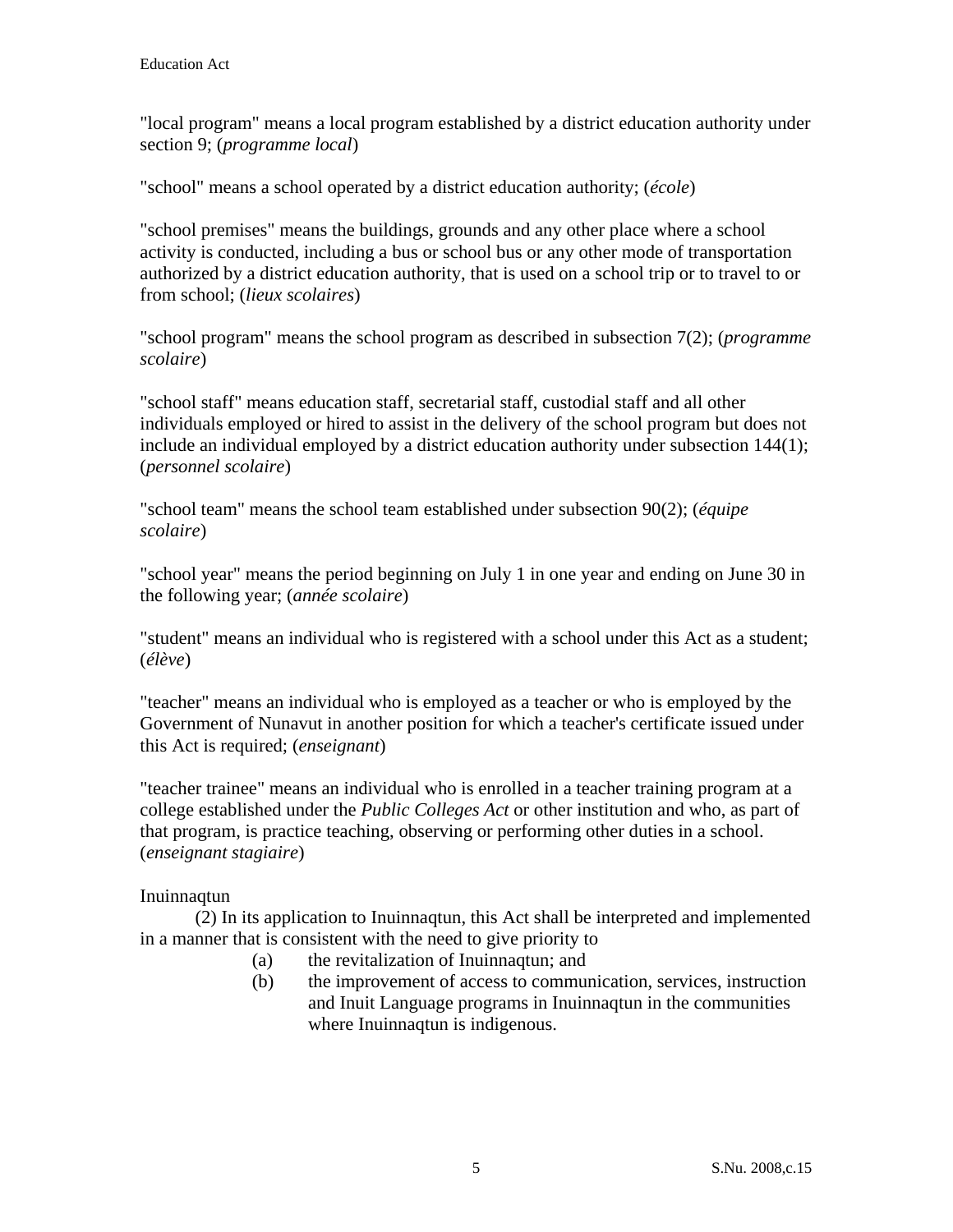"local program" means a local program established by a district education authority under section 9; (*programme local*)

"school" means a school operated by a district education authority; (*école*)

"school premises" means the buildings, grounds and any other place where a school activity is conducted, including a bus or school bus or any other mode of transportation authorized by a district education authority, that is used on a school trip or to travel to or from school; (*lieux scolaires*)

"school program" means the school program as described in subsection 7(2); (*programme scolaire*)

"school staff" means education staff, secretarial staff, custodial staff and all other individuals employed or hired to assist in the delivery of the school program but does not include an individual employed by a district education authority under subsection 144(1); (*personnel scolaire*)

"school team" means the school team established under subsection 90(2); (*équipe scolaire*)

"school year" means the period beginning on July 1 in one year and ending on June 30 in the following year; (*année scolaire*)

"student" means an individual who is registered with a school under this Act as a student; (*élève*)

"teacher" means an individual who is employed as a teacher or who is employed by the Government of Nunavut in another position for which a teacher's certificate issued under this Act is required; (*enseignant*)

"teacher trainee" means an individual who is enrolled in a teacher training program at a college established under the *Public Colleges Act* or other institution and who, as part of that program, is practice teaching, observing or performing other duties in a school. (*enseignant stagiaire*)

Inuinnaqtun

(2) In its application to Inuinnaqtun, this Act shall be interpreted and implemented in a manner that is consistent with the need to give priority to

(a) the revitalization of Inuinnaqtun; and

(b) the improvement of access to communication, services, instruction and Inuit Language programs in Inuinnaqtun in the communities where Inuinnaqtun is indigenous.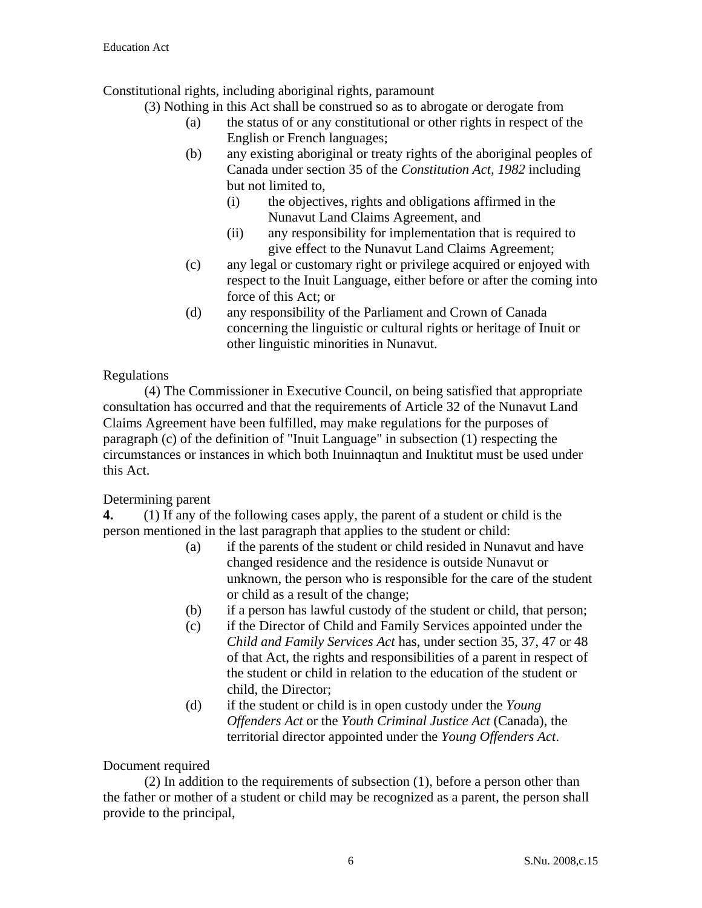Constitutional rights, including aboriginal rights, paramount

(3) Nothing in this Act shall be construed so as to abrogate or derogate from

- (a) the status of or any constitutional or other rights in respect of the English or French languages;
- (b) any existing aboriginal or treaty rights of the aboriginal peoples of Canada under section 35 of the *Constitution Act, 1982* including but not limited to,
  - (i) the objectives, rights and obligations affirmed in the Nunavut Land Claims Agreement, and
  - (ii) any responsibility for implementation that is required to give effect to the Nunavut Land Claims Agreement;
- (c) any legal or customary right or privilege acquired or enjoyed with respect to the Inuit Language, either before or after the coming into force of this Act; or
- (d) any responsibility of the Parliament and Crown of Canada concerning the linguistic or cultural rights or heritage of Inuit or other linguistic minorities in Nunavut.

Regulations

(4) The Commissioner in Executive Council, on being satisfied that appropriate consultation has occurred and that the requirements of Article 32 of the Nunavut Land Claims Agreement have been fulfilled, may make regulations for the purposes of paragraph (c) of the definition of "Inuit Language" in subsection (1) respecting the circumstances or instances in which both Inuinnaqtun and Inuktitut must be used under this Act.

Determining parent

**4.** (1) If any of the following cases apply, the parent of a student or child is the person mentioned in the last paragraph that applies to the student or child:

- (a) if the parents of the student or child resided in Nunavut and have changed residence and the residence is outside Nunavut or unknown, the person who is responsible for the care of the student or child as a result of the change;
- (b) if a person has lawful custody of the student or child, that person;
- (c) if the Director of Child and Family Services appointed under the *Child and Family Services Act* has, under section 35, 37, 47 or 48 of that Act, the rights and responsibilities of a parent in respect of the student or child in relation to the education of the student or child, the Director;
- (d) if the student or child is in open custody under the *Young Offenders Act* or the *Youth Criminal Justice Act* (Canada), the territorial director appointed under the *Young Offenders Act*.

Document required

(2) In addition to the requirements of subsection (1), before a person other than the father or mother of a student or child may be recognized as a parent, the person shall provide to the principal,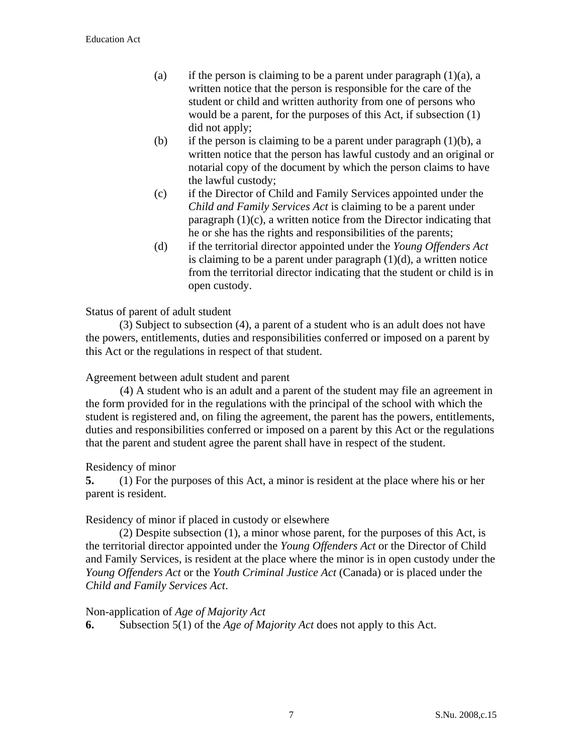(a) if the person is claiming to be a parent under paragraph (1)(a), a written notice that the person is responsible for the care of the student or child and written authority from one of persons who would be a parent, for the purposes of this Act, if subsection (1) did not apply;

(b) if the person is claiming to be a parent under paragraph (1)(b), a written notice that the person has lawful custody and an original or notarial copy of the document by which the person claims to have the lawful custody;

(c) if the Director of Child and Family Services appointed under the *Child and Family Services Act* is claiming to be a parent under paragraph (1)(c), a written notice from the Director indicating that he or she has the rights and responsibilities of the parents;

(d) if the territorial director appointed under the *Young Offenders Act* is claiming to be a parent under paragraph (1)(d), a written notice from the territorial director indicating that the student or child is in open custody.

Status of parent of adult student

(3) Subject to subsection (4), a parent of a student who is an adult does not have the powers, entitlements, duties and responsibilities conferred or imposed on a parent by this Act or the regulations in respect of that student.

Agreement between adult student and parent

(4) A student who is an adult and a parent of the student may file an agreement in the form provided for in the regulations with the principal of the school with which the student is registered and, on filing the agreement, the parent has the powers, entitlements, duties and responsibilities conferred or imposed on a parent by this Act or the regulations that the parent and student agree the parent shall have in respect of the student.

Residency of minor

**5.** (1) For the purposes of this Act, a minor is resident at the place where his or her parent is resident.

Residency of minor if placed in custody or elsewhere

(2) Despite subsection (1), a minor whose parent, for the purposes of this Act, is the territorial director appointed under the *Young Offenders Act* or the Director of Child and Family Services, is resident at the place where the minor is in open custody under the *Young Offenders Act* or the *Youth Criminal Justice Act* (Canada) or is placed under the *Child and Family Services Act*.

Non-application of *Age of Majority Act*

**6.** Subsection 5(1) of the *Age of Majority Act* does not apply to this Act.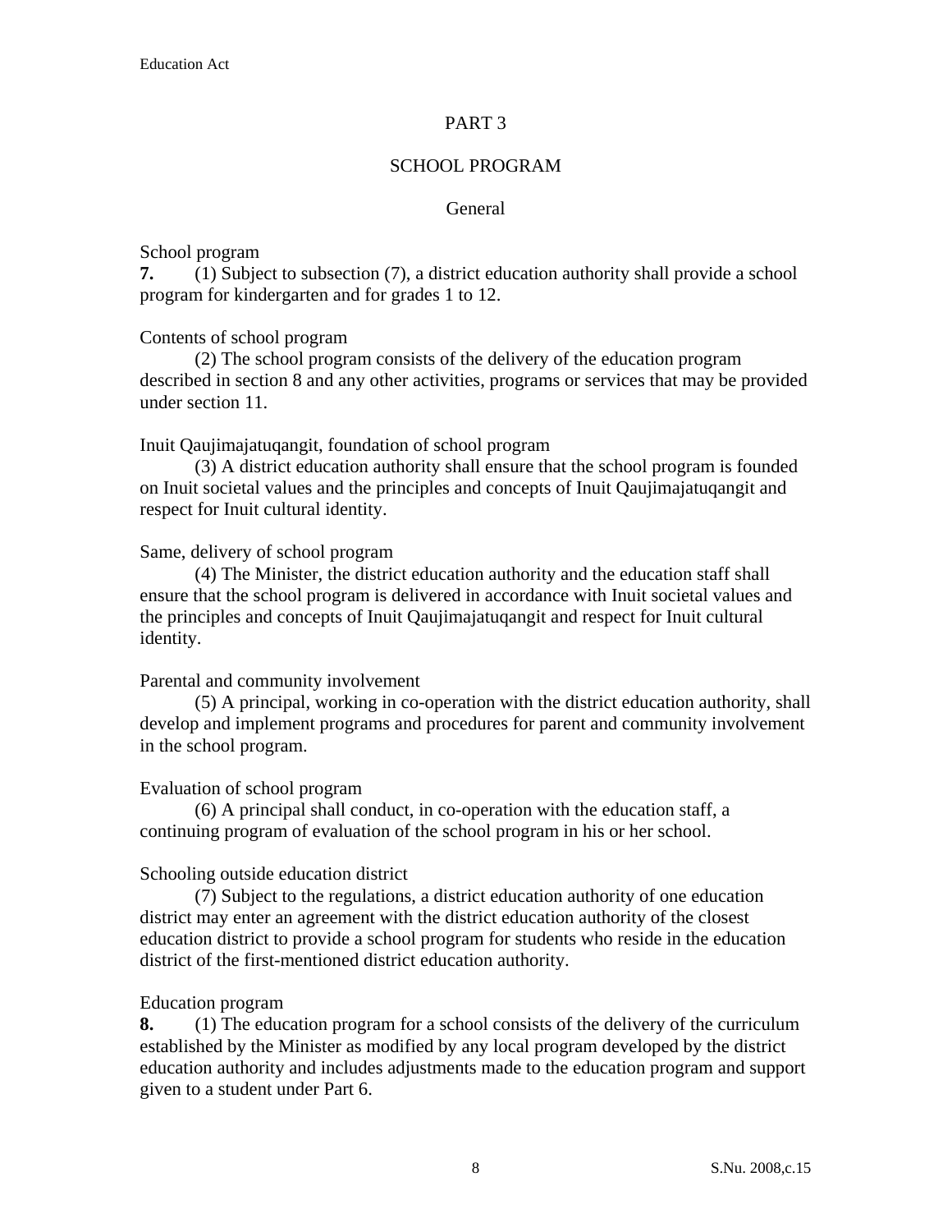# PART 3

## SCHOOL PROGRAM

### General

School program

**7.** (1) Subject to subsection (7), a district education authority shall provide a school program for kindergarten and for grades 1 to 12.

Contents of school program

(2) The school program consists of the delivery of the education program described in section 8 and any other activities, programs or services that may be provided under section 11.

Inuit Qaujimajatuqangit, foundation of school program

(3) A district education authority shall ensure that the school program is founded on Inuit societal values and the principles and concepts of Inuit Qaujimajatuqangit and respect for Inuit cultural identity.

Same, delivery of school program

(4) The Minister, the district education authority and the education staff shall ensure that the school program is delivered in accordance with Inuit societal values and the principles and concepts of Inuit Qaujimajatuqangit and respect for Inuit cultural identity.

Parental and community involvement

(5) A principal, working in co-operation with the district education authority, shall develop and implement programs and procedures for parent and community involvement in the school program.

Evaluation of school program

(6) A principal shall conduct, in co-operation with the education staff, a continuing program of evaluation of the school program in his or her school.

Schooling outside education district

(7) Subject to the regulations, a district education authority of one education district may enter an agreement with the district education authority of the closest education district to provide a school program for students who reside in the education district of the first-mentioned district education authority.

Education program

**8.** (1) The education program for a school consists of the delivery of the curriculum established by the Minister as modified by any local program developed by the district education authority and includes adjustments made to the education program and support given to a student under Part 6.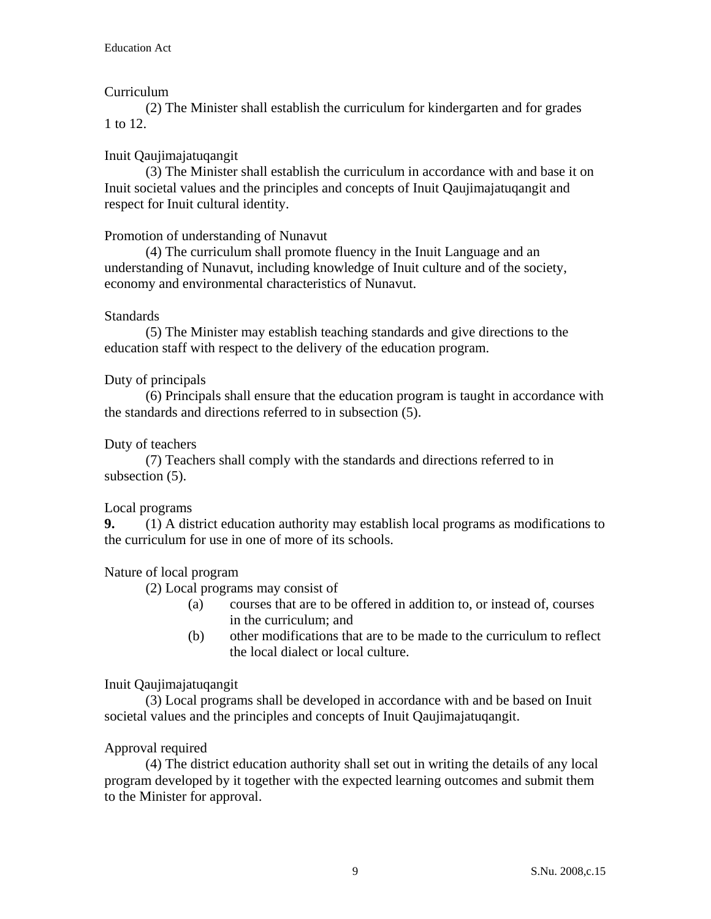Curriculum

(2) The Minister shall establish the curriculum for kindergarten and for grades 1 to 12.

Inuit Qaujimajatuqangit

(3) The Minister shall establish the curriculum in accordance with and base it on Inuit societal values and the principles and concepts of Inuit Qaujimajatuqangit and respect for Inuit cultural identity.

Promotion of understanding of Nunavut

(4) The curriculum shall promote fluency in the Inuit Language and an understanding of Nunavut, including knowledge of Inuit culture and of the society, economy and environmental characteristics of Nunavut.

Standards

(5) The Minister may establish teaching standards and give directions to the education staff with respect to the delivery of the education program.

Duty of principals

(6) Principals shall ensure that the education program is taught in accordance with the standards and directions referred to in subsection (5).

Duty of teachers

(7) Teachers shall comply with the standards and directions referred to in subsection (5).

Local programs

**9.** (1) A district education authority may establish local programs as modifications to the curriculum for use in one of more of its schools.

Nature of local program

(2) Local programs may consist of

- (a) courses that are to be offered in addition to, or instead of, courses in the curriculum; and
- (b) other modifications that are to be made to the curriculum to reflect the local dialect or local culture.

Inuit Qaujimajatuqangit

(3) Local programs shall be developed in accordance with and be based on Inuit societal values and the principles and concepts of Inuit Qaujimajatuqangit.

Approval required

(4) The district education authority shall set out in writing the details of any local program developed by it together with the expected learning outcomes and submit them to the Minister for approval.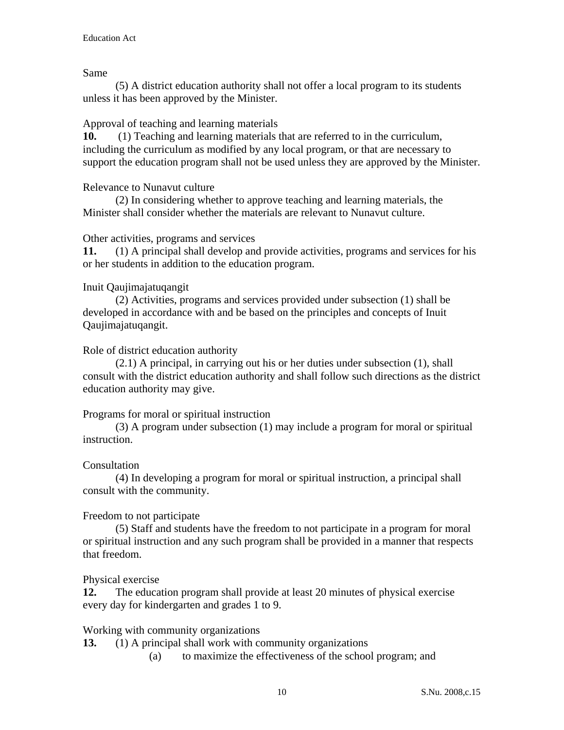Same

(5) A district education authority shall not offer a local program to its students unless it has been approved by the Minister.

Approval of teaching and learning materials

**10.** (1) Teaching and learning materials that are referred to in the curriculum, including the curriculum as modified by any local program, or that are necessary to support the education program shall not be used unless they are approved by the Minister.

Relevance to Nunavut culture

(2) In considering whether to approve teaching and learning materials, the Minister shall consider whether the materials are relevant to Nunavut culture.

Other activities, programs and services

**11.** (1) A principal shall develop and provide activities, programs and services for his or her students in addition to the education program.

Inuit Qaujimajatuqangit

(2) Activities, programs and services provided under subsection (1) shall be developed in accordance with and be based on the principles and concepts of Inuit Qaujimajatuqangit.

Role of district education authority

(2.1) A principal, in carrying out his or her duties under subsection (1), shall consult with the district education authority and shall follow such directions as the district education authority may give.

Programs for moral or spiritual instruction

(3) A program under subsection (1) may include a program for moral or spiritual instruction.

Consultation

(4) In developing a program for moral or spiritual instruction, a principal shall consult with the community.

Freedom to not participate

(5) Staff and students have the freedom to not participate in a program for moral or spiritual instruction and any such program shall be provided in a manner that respects that freedom.

Physical exercise

**12.** The education program shall provide at least 20 minutes of physical exercise every day for kindergarten and grades 1 to 9.

Working with community organizations

**13.** (1) A principal shall work with community organizations

(a) to maximize the effectiveness of the school program; and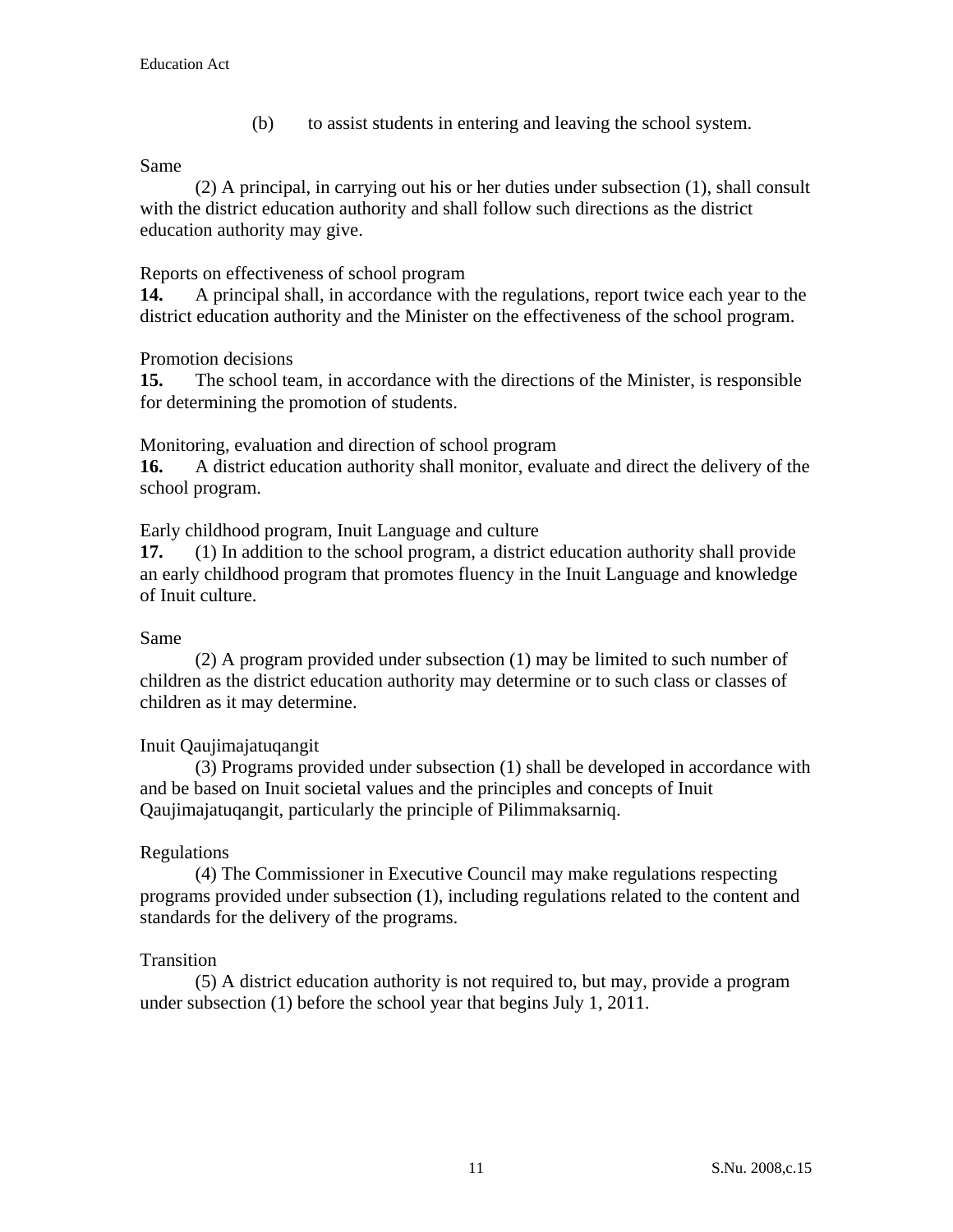(b) to assist students in entering and leaving the school system.

Same

(2) A principal, in carrying out his or her duties under subsection (1), shall consult with the district education authority and shall follow such directions as the district education authority may give.

Reports on effectiveness of school program

**14.** A principal shall, in accordance with the regulations, report twice each year to the district education authority and the Minister on the effectiveness of the school program.

Promotion decisions

**15.** The school team, in accordance with the directions of the Minister, is responsible for determining the promotion of students.

Monitoring, evaluation and direction of school program

**16.** A district education authority shall monitor, evaluate and direct the delivery of the school program.

Early childhood program, Inuit Language and culture

**17.** (1) In addition to the school program, a district education authority shall provide an early childhood program that promotes fluency in the Inuit Language and knowledge of Inuit culture.

Same

(2) A program provided under subsection (1) may be limited to such number of children as the district education authority may determine or to such class or classes of children as it may determine.

Inuit Qaujimajatuqangit

(3) Programs provided under subsection (1) shall be developed in accordance with and be based on Inuit societal values and the principles and concepts of Inuit Qaujimajatuqangit, particularly the principle of Pilimmaksarniq.

Regulations

(4) The Commissioner in Executive Council may make regulations respecting programs provided under subsection (1), including regulations related to the content and standards for the delivery of the programs.

Transition

(5) A district education authority is not required to, but may, provide a program under subsection (1) before the school year that begins July 1, 2011.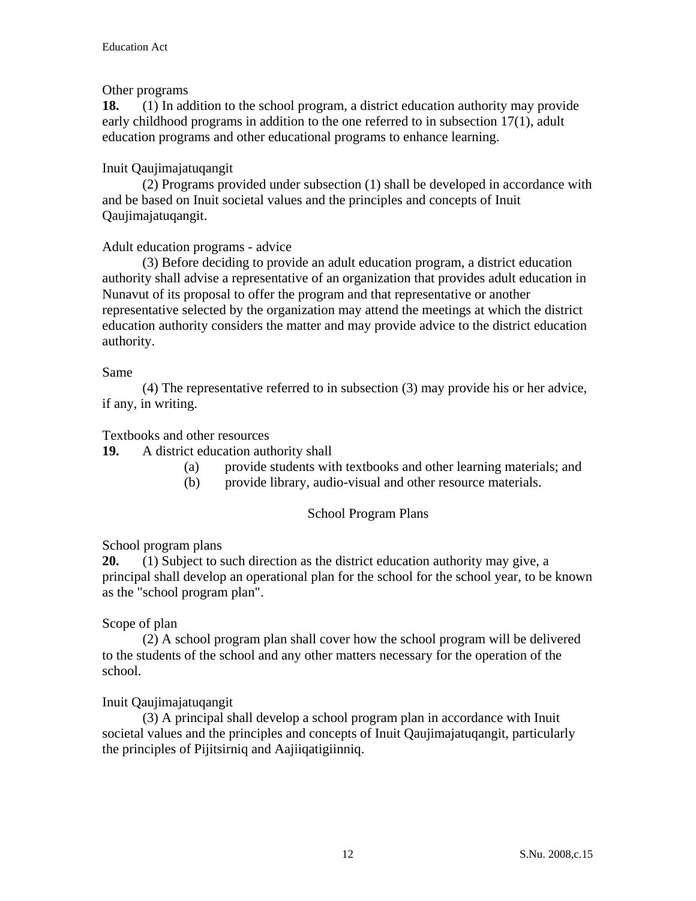Other programs

**18.** (1) In addition to the school program, a district education authority may provide early childhood programs in addition to the one referred to in subsection 17(1), adult education programs and other educational programs to enhance learning.

Inuit Qaujimajatuqangit

(2) Programs provided under subsection (1) shall be developed in accordance with and be based on Inuit societal values and the principles and concepts of Inuit Qaujimajatuqangit.

Adult education programs - advice

(3) Before deciding to provide an adult education program, a district education authority shall advise a representative of an organization that provides adult education in Nunavut of its proposal to offer the program and that representative or another representative selected by the organization may attend the meetings at which the district education authority considers the matter and may provide advice to the district education authority.

Same

(4) The representative referred to in subsection (3) may provide his or her advice, if any, in writing.

Textbooks and other resources

**19.** A district education authority shall

- (a) provide students with textbooks and other learning materials; and
- (b) provide library, audio-visual and other resource materials.

## School Program Plans

School program plans

**20.** (1) Subject to such direction as the district education authority may give, a principal shall develop an operational plan for the school for the school year, to be known as the "school program plan".

Scope of plan

(2) A school program plan shall cover how the school program will be delivered to the students of the school and any other matters necessary for the operation of the school.

Inuit Qaujimajatuqangit

(3) A principal shall develop a school program plan in accordance with Inuit societal values and the principles and concepts of Inuit Qaujimajatuqangit, particularly the principles of Pijitsirniq and Aajiiqatigiinniq.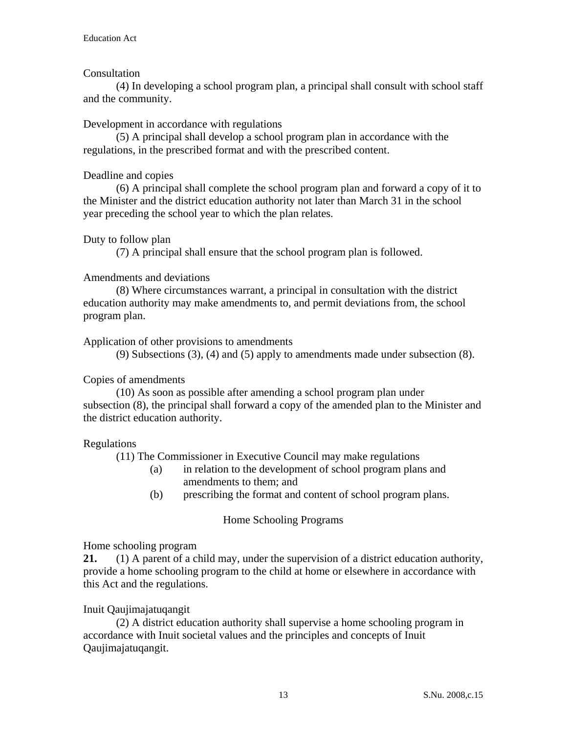Consultation

(4) In developing a school program plan, a principal shall consult with school staff and the community.

Development in accordance with regulations

(5) A principal shall develop a school program plan in accordance with the regulations, in the prescribed format and with the prescribed content.

Deadline and copies

(6) A principal shall complete the school program plan and forward a copy of it to the Minister and the district education authority not later than March 31 in the school year preceding the school year to which the plan relates.

Duty to follow plan

(7) A principal shall ensure that the school program plan is followed.

Amendments and deviations

(8) Where circumstances warrant, a principal in consultation with the district education authority may make amendments to, and permit deviations from, the school program plan.

Application of other provisions to amendments

(9) Subsections (3), (4) and (5) apply to amendments made under subsection (8).

Copies of amendments

(10) As soon as possible after amending a school program plan under subsection (8), the principal shall forward a copy of the amended plan to the Minister and the district education authority.

Regulations

(11) The Commissioner in Executive Council may make regulations

(a) in relation to the development of school program plans and amendments to them; and

(b) prescribing the format and content of school program plans.

## Home Schooling Programs

Home schooling program

**21.** (1) A parent of a child may, under the supervision of a district education authority, provide a home schooling program to the child at home or elsewhere in accordance with this Act and the regulations.

Inuit Qaujimajatuqangit

(2) A district education authority shall supervise a home schooling program in accordance with Inuit societal values and the principles and concepts of Inuit Qaujimajatuqangit.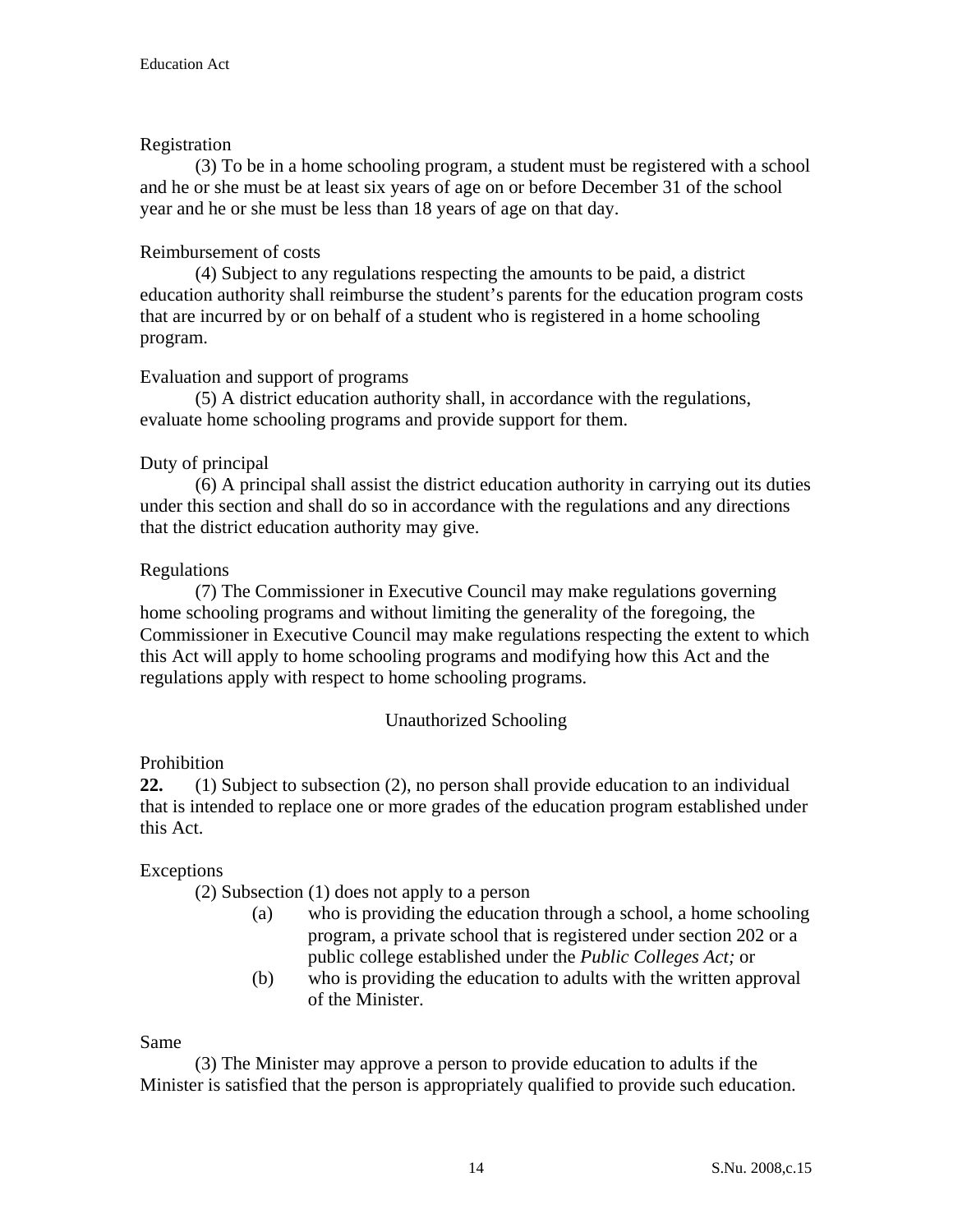Registration

(3) To be in a home schooling program, a student must be registered with a school and he or she must be at least six years of age on or before December 31 of the school year and he or she must be less than 18 years of age on that day.

Reimbursement of costs

(4) Subject to any regulations respecting the amounts to be paid, a district education authority shall reimburse the student's parents for the education program costs that are incurred by or on behalf of a student who is registered in a home schooling program.

Evaluation and support of programs

(5) A district education authority shall, in accordance with the regulations, evaluate home schooling programs and provide support for them.

Duty of principal

(6) A principal shall assist the district education authority in carrying out its duties under this section and shall do so in accordance with the regulations and any directions that the district education authority may give.

Regulations

(7) The Commissioner in Executive Council may make regulations governing home schooling programs and without limiting the generality of the foregoing, the Commissioner in Executive Council may make regulations respecting the extent to which this Act will apply to home schooling programs and modifying how this Act and the regulations apply with respect to home schooling programs.

## Unauthorized Schooling

Prohibition

**22.** (1) Subject to subsection (2), no person shall provide education to an individual that is intended to replace one or more grades of the education program established under this Act.

Exceptions

(2) Subsection (1) does not apply to a person

(a) who is providing the education through a school, a home schooling program, a private school that is registered under section 202 or a public college established under the *Public Colleges Act;* or

(b) who is providing the education to adults with the written approval of the Minister.

Same

(3) The Minister may approve a person to provide education to adults if the Minister is satisfied that the person is appropriately qualified to provide such education.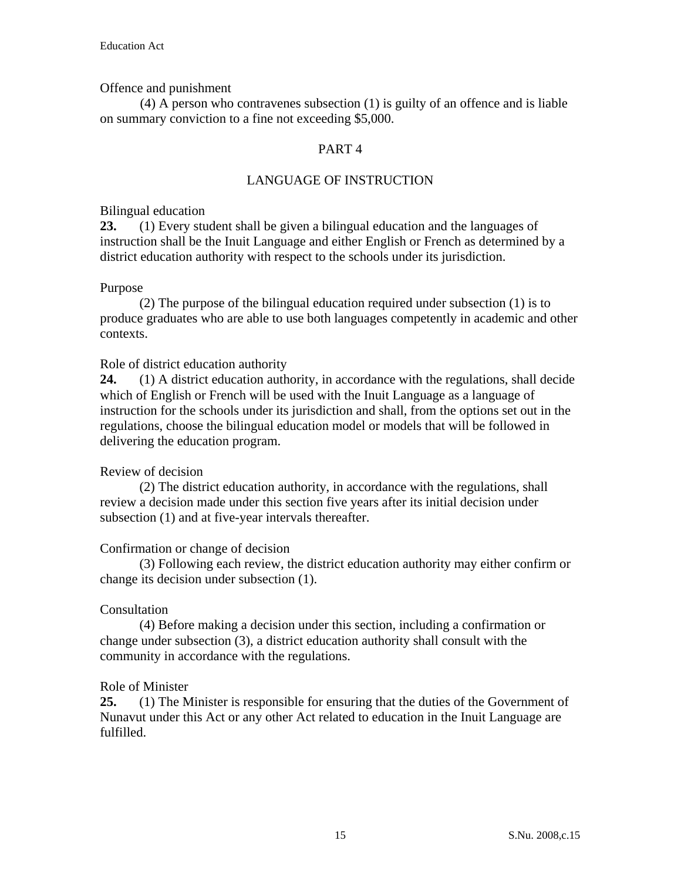Offence and punishment

(4) A person who contravenes subsection (1) is guilty of an offence and is liable on summary conviction to a fine not exceeding $5,000.

## PART 4

## LANGUAGE OF INSTRUCTION

Bilingual education

**23.** (1) Every student shall be given a bilingual education and the languages of instruction shall be the Inuit Language and either English or French as determined by a district education authority with respect to the schools under its jurisdiction.

Purpose

(2) The purpose of the bilingual education required under subsection (1) is to produce graduates who are able to use both languages competently in academic and other contexts.

Role of district education authority

**24.** (1) A district education authority, in accordance with the regulations, shall decide which of English or French will be used with the Inuit Language as a language of instruction for the schools under its jurisdiction and shall, from the options set out in the regulations, choose the bilingual education model or models that will be followed in delivering the education program.

Review of decision

(2) The district education authority, in accordance with the regulations, shall review a decision made under this section five years after its initial decision under subsection (1) and at five-year intervals thereafter.

Confirmation or change of decision

(3) Following each review, the district education authority may either confirm or change its decision under subsection (1).

Consultation

(4) Before making a decision under this section, including a confirmation or change under subsection (3), a district education authority shall consult with the community in accordance with the regulations.

Role of Minister

**25.** (1) The Minister is responsible for ensuring that the duties of the Government of Nunavut under this Act or any other Act related to education in the Inuit Language are fulfilled.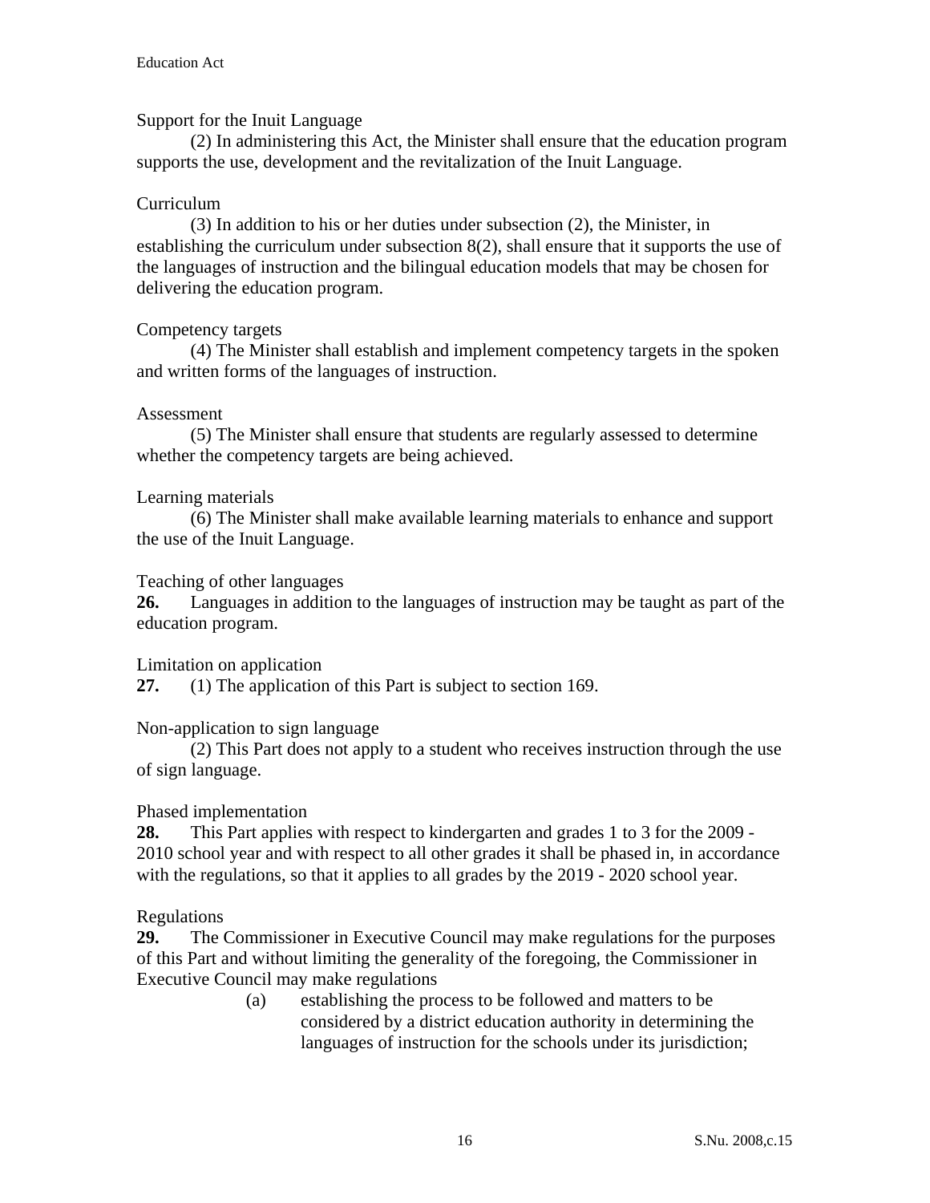Support for the Inuit Language

(2) In administering this Act, the Minister shall ensure that the education program supports the use, development and the revitalization of the Inuit Language.

Curriculum

(3) In addition to his or her duties under subsection (2), the Minister, in establishing the curriculum under subsection 8(2), shall ensure that it supports the use of the languages of instruction and the bilingual education models that may be chosen for delivering the education program.

Competency targets

(4) The Minister shall establish and implement competency targets in the spoken and written forms of the languages of instruction.

Assessment

(5) The Minister shall ensure that students are regularly assessed to determine whether the competency targets are being achieved.

Learning materials

(6) The Minister shall make available learning materials to enhance and support the use of the Inuit Language.

Teaching of other languages

**26.** Languages in addition to the languages of instruction may be taught as part of the education program.

Limitation on application

**27.** (1) The application of this Part is subject to section 169.

Non-application to sign language

(2) This Part does not apply to a student who receives instruction through the use of sign language.

Phased implementation

**28.** This Part applies with respect to kindergarten and grades 1 to 3 for the 2009 - 2010 school year and with respect to all other grades it shall be phased in, in accordance with the regulations, so that it applies to all grades by the 2019 - 2020 school year.

Regulations

**29.** The Commissioner in Executive Council may make regulations for the purposes of this Part and without limiting the generality of the foregoing, the Commissioner in Executive Council may make regulations

(a) establishing the process to be followed and matters to be considered by a district education authority in determining the languages of instruction for the schools under its jurisdiction;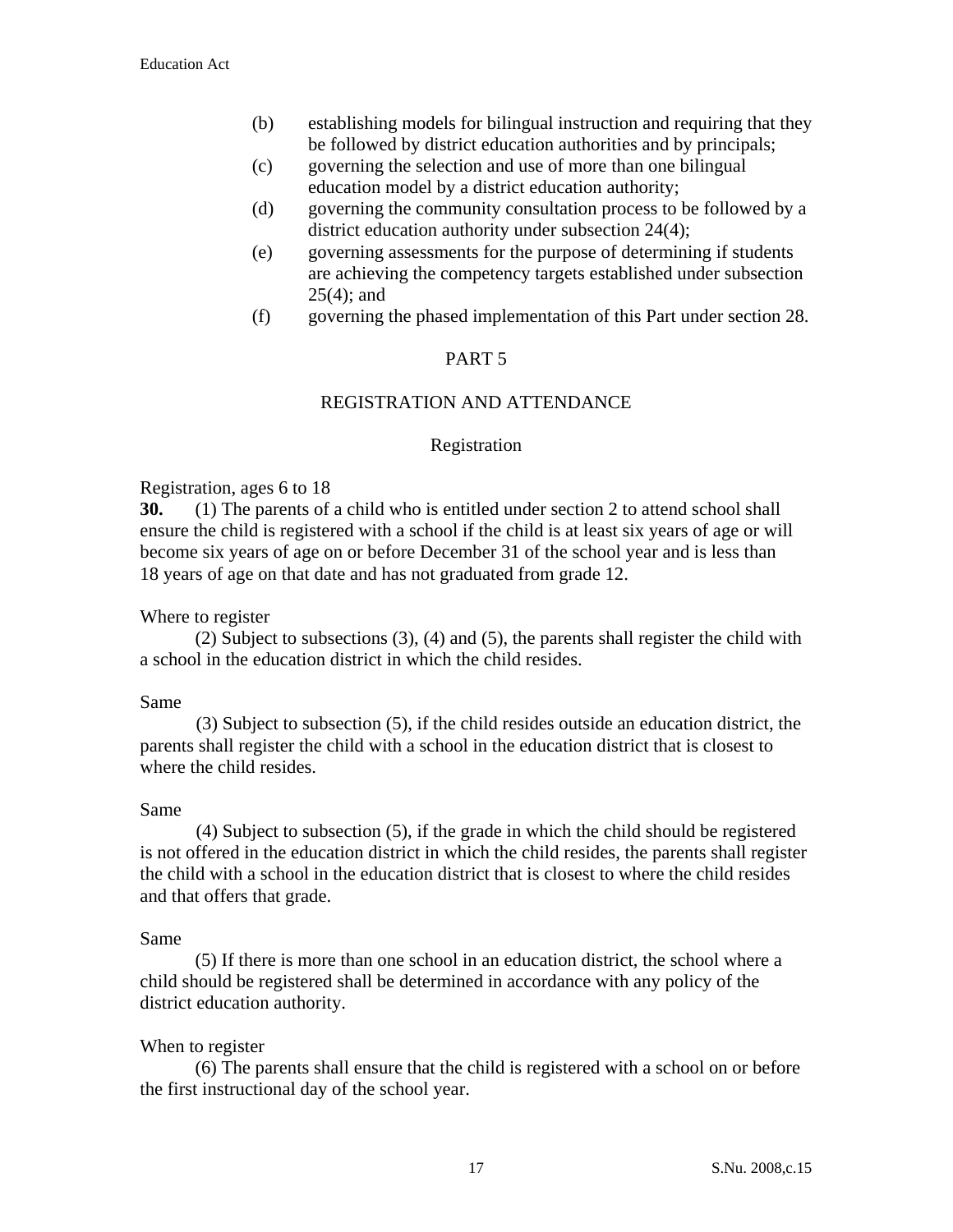(b) establishing models for bilingual instruction and requiring that they be followed by district education authorities and by principals;

(c) governing the selection and use of more than one bilingual education model by a district education authority;

(d) governing the community consultation process to be followed by a district education authority under subsection 24(4);

(e) governing assessments for the purpose of determining if students are achieving the competency targets established under subsection 25(4); and

(f) governing the phased implementation of this Part under section 28.

## PART 5

## REGISTRATION AND ATTENDANCE

### Registration

Registration, ages 6 to 18

**30.** (1) The parents of a child who is entitled under section 2 to attend school shall ensure the child is registered with a school if the child is at least six years of age or will become six years of age on or before December 31 of the school year and is less than 18 years of age on that date and has not graduated from grade 12.

Where to register

(2) Subject to subsections (3), (4) and (5), the parents shall register the child with a school in the education district in which the child resides.

Same

(3) Subject to subsection (5), if the child resides outside an education district, the parents shall register the child with a school in the education district that is closest to where the child resides.

Same

(4) Subject to subsection (5), if the grade in which the child should be registered is not offered in the education district in which the child resides, the parents shall register the child with a school in the education district that is closest to where the child resides and that offers that grade.

Same

(5) If there is more than one school in an education district, the school where a child should be registered shall be determined in accordance with any policy of the district education authority.

When to register

(6) The parents shall ensure that the child is registered with a school on or before the first instructional day of the school year.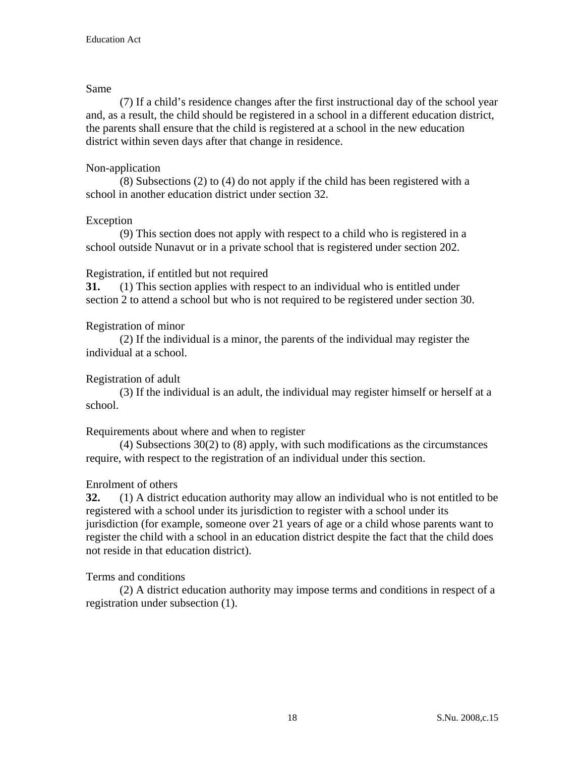Same

(7) If a child's residence changes after the first instructional day of the school year and, as a result, the child should be registered in a school in a different education district, the parents shall ensure that the child is registered at a school in the new education district within seven days after that change in residence.

Non-application

(8) Subsections (2) to (4) do not apply if the child has been registered with a school in another education district under section 32.

Exception

(9) This section does not apply with respect to a child who is registered in a school outside Nunavut or in a private school that is registered under section 202.

Registration, if entitled but not required

**31.** (1) This section applies with respect to an individual who is entitled under section 2 to attend a school but who is not required to be registered under section 30.

Registration of minor

(2) If the individual is a minor, the parents of the individual may register the individual at a school.

Registration of adult

(3) If the individual is an adult, the individual may register himself or herself at a school.

Requirements about where and when to register

(4) Subsections 30(2) to (8) apply, with such modifications as the circumstances require, with respect to the registration of an individual under this section.

Enrolment of others

**32.** (1) A district education authority may allow an individual who is not entitled to be registered with a school under its jurisdiction to register with a school under its jurisdiction (for example, someone over 21 years of age or a child whose parents want to register the child with a school in an education district despite the fact that the child does not reside in that education district).

Terms and conditions

(2) A district education authority may impose terms and conditions in respect of a registration under subsection (1).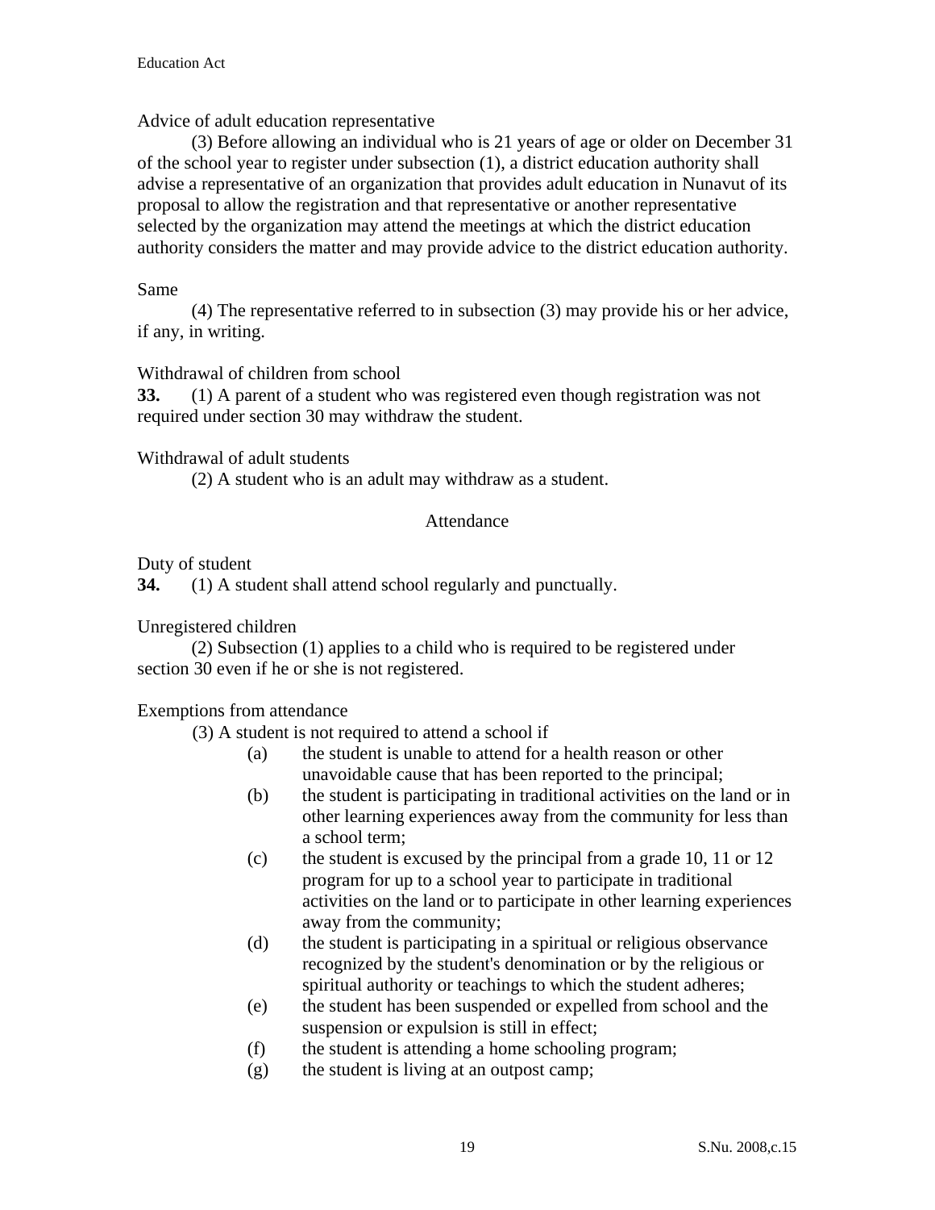Advice of adult education representative

(3) Before allowing an individual who is 21 years of age or older on December 31 of the school year to register under subsection (1), a district education authority shall advise a representative of an organization that provides adult education in Nunavut of its proposal to allow the registration and that representative or another representative selected by the organization may attend the meetings at which the district education authority considers the matter and may provide advice to the district education authority.

Same

(4) The representative referred to in subsection (3) may provide his or her advice, if any, in writing.

Withdrawal of children from school

**33.** (1) A parent of a student who was registered even though registration was not required under section 30 may withdraw the student.

Withdrawal of adult students

(2) A student who is an adult may withdraw as a student.

## Attendance

Duty of student

**34.** (1) A student shall attend school regularly and punctually.

Unregistered children

(2) Subsection (1) applies to a child who is required to be registered under section 30 even if he or she is not registered.

Exemptions from attendance

(3) A student is not required to attend a school if

(a) the student is unable to attend for a health reason or other unavoidable cause that has been reported to the principal;

(b) the student is participating in traditional activities on the land or in other learning experiences away from the community for less than a school term;

(c) the student is excused by the principal from a grade 10, 11 or 12 program for up to a school year to participate in traditional activities on the land or to participate in other learning experiences away from the community;

(d) the student is participating in a spiritual or religious observance recognized by the student's denomination or by the religious or spiritual authority or teachings to which the student adheres;

(e) the student has been suspended or expelled from school and the suspension or expulsion is still in effect;

(f) the student is attending a home schooling program;

(g) the student is living at an outpost camp;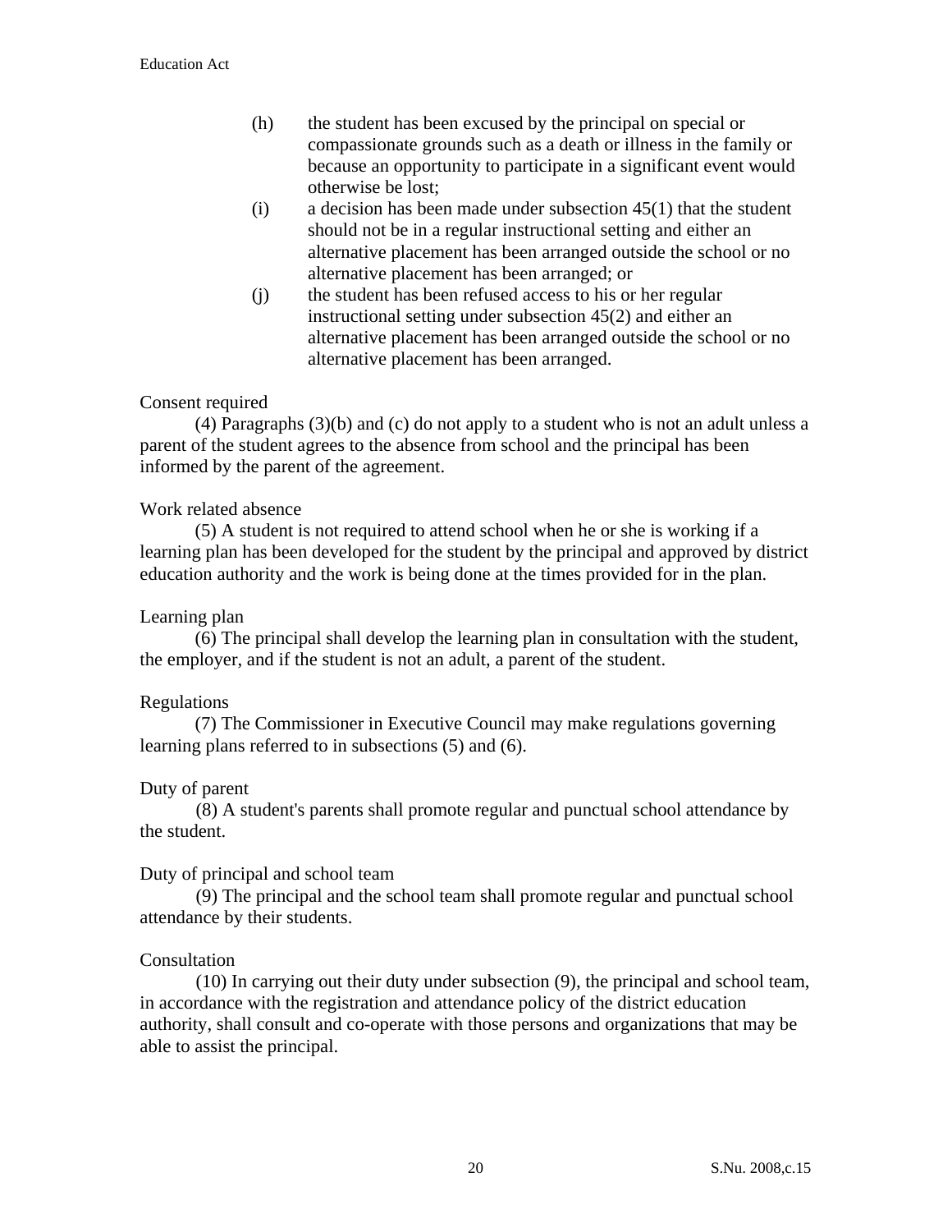(h) the student has been excused by the principal on special or compassionate grounds such as a death or illness in the family or because an opportunity to participate in a significant event would otherwise be lost;

(i) a decision has been made under subsection 45(1) that the student should not be in a regular instructional setting and either an alternative placement has been arranged outside the school or no alternative placement has been arranged; or

(j) the student has been refused access to his or her regular instructional setting under subsection 45(2) and either an alternative placement has been arranged outside the school or no alternative placement has been arranged.

Consent required

(4) Paragraphs (3)(b) and (c) do not apply to a student who is not an adult unless a parent of the student agrees to the absence from school and the principal has been informed by the parent of the agreement.

Work related absence

(5) A student is not required to attend school when he or she is working if a learning plan has been developed for the student by the principal and approved by district education authority and the work is being done at the times provided for in the plan.

Learning plan

(6) The principal shall develop the learning plan in consultation with the student, the employer, and if the student is not an adult, a parent of the student.

Regulations

(7) The Commissioner in Executive Council may make regulations governing learning plans referred to in subsections (5) and (6).

Duty of parent

(8) A student's parents shall promote regular and punctual school attendance by the student.

Duty of principal and school team

(9) The principal and the school team shall promote regular and punctual school attendance by their students.

Consultation

(10) In carrying out their duty under subsection (9), the principal and school team, in accordance with the registration and attendance policy of the district education authority, shall consult and co-operate with those persons and organizations that may be able to assist the principal.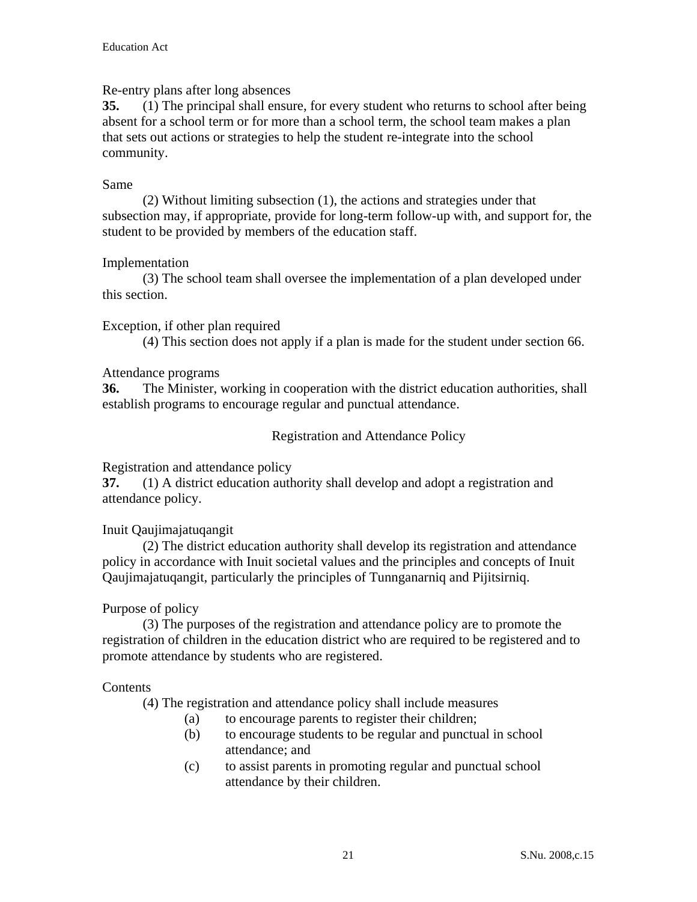Re-entry plans after long absences

**35.** (1) The principal shall ensure, for every student who returns to school after being absent for a school term or for more than a school term, the school team makes a plan that sets out actions or strategies to help the student re-integrate into the school community.

Same

(2) Without limiting subsection (1), the actions and strategies under that subsection may, if appropriate, provide for long-term follow-up with, and support for, the student to be provided by members of the education staff.

Implementation

(3) The school team shall oversee the implementation of a plan developed under this section.

Exception, if other plan required

(4) This section does not apply if a plan is made for the student under section 66.

Attendance programs

**36.** The Minister, working in cooperation with the district education authorities, shall establish programs to encourage regular and punctual attendance.

## Registration and Attendance Policy

Registration and attendance policy

**37.** (1) A district education authority shall develop and adopt a registration and attendance policy.

Inuit Qaujimajatuqangit

(2) The district education authority shall develop its registration and attendance policy in accordance with Inuit societal values and the principles and concepts of Inuit Qaujimajatuqangit, particularly the principles of Tunnganarniq and Pijitsirniq.

Purpose of policy

(3) The purposes of the registration and attendance policy are to promote the registration of children in the education district who are required to be registered and to promote attendance by students who are registered.

Contents

(4) The registration and attendance policy shall include measures

(a) to encourage parents to register their children;

(b) to encourage students to be regular and punctual in school attendance; and

(c) to assist parents in promoting regular and punctual school attendance by their children.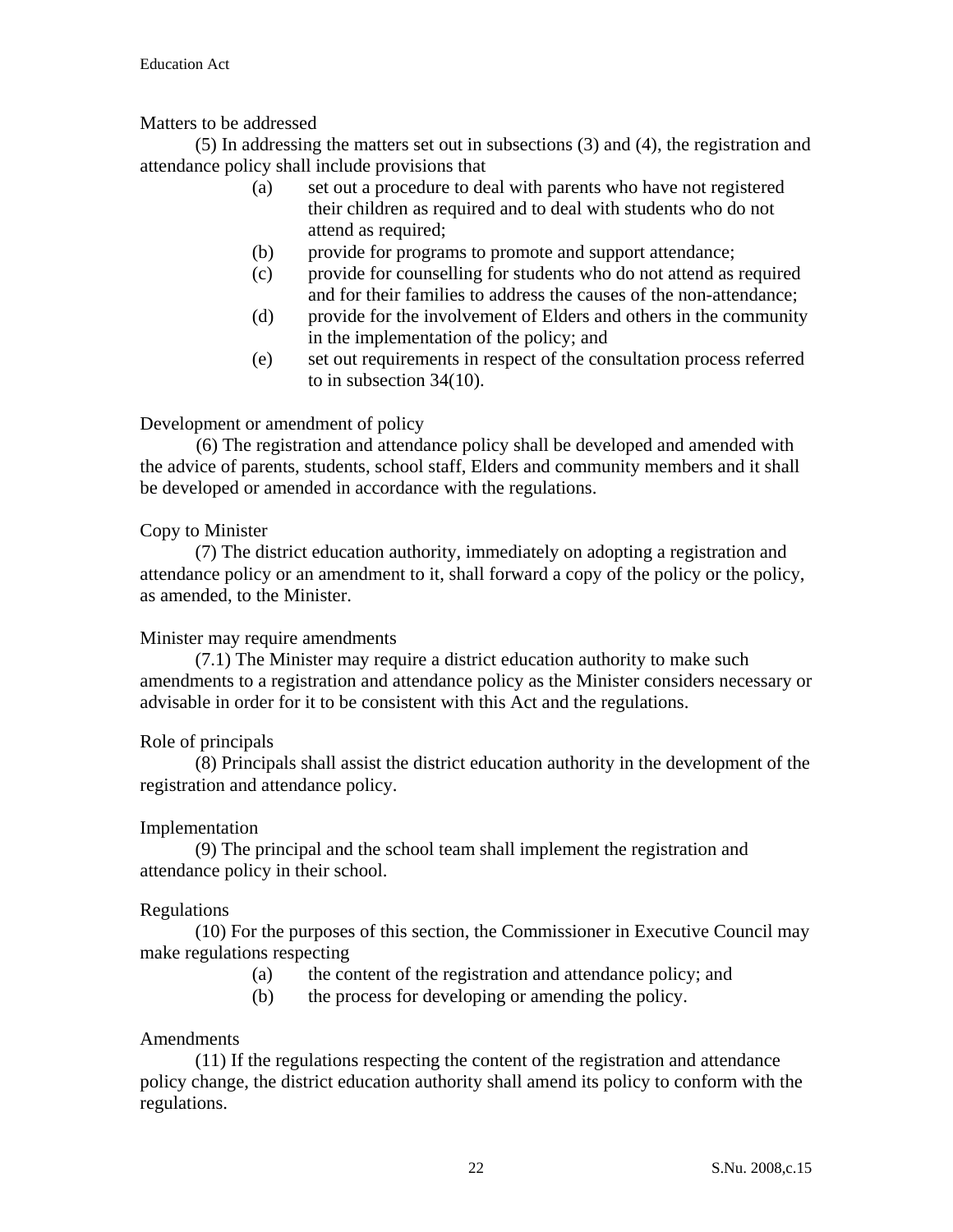Matters to be addressed

(5) In addressing the matters set out in subsections (3) and (4), the registration and attendance policy shall include provisions that

- (a) set out a procedure to deal with parents who have not registered their children as required and to deal with students who do not attend as required;
- (b) provide for programs to promote and support attendance;
- (c) provide for counselling for students who do not attend as required and for their families to address the causes of the non-attendance;
- (d) provide for the involvement of Elders and others in the community in the implementation of the policy; and
- (e) set out requirements in respect of the consultation process referred to in subsection 34(10).

Development or amendment of policy

(6) The registration and attendance policy shall be developed and amended with the advice of parents, students, school staff, Elders and community members and it shall be developed or amended in accordance with the regulations.

Copy to Minister

(7) The district education authority, immediately on adopting a registration and attendance policy or an amendment to it, shall forward a copy of the policy or the policy, as amended, to the Minister.

Minister may require amendments

(7.1) The Minister may require a district education authority to make such amendments to a registration and attendance policy as the Minister considers necessary or advisable in order for it to be consistent with this Act and the regulations.

Role of principals

(8) Principals shall assist the district education authority in the development of the registration and attendance policy.

Implementation

(9) The principal and the school team shall implement the registration and attendance policy in their school.

Regulations

(10) For the purposes of this section, the Commissioner in Executive Council may make regulations respecting

- (a) the content of the registration and attendance policy; and
- (b) the process for developing or amending the policy.

Amendments

(11) If the regulations respecting the content of the registration and attendance policy change, the district education authority shall amend its policy to conform with the regulations.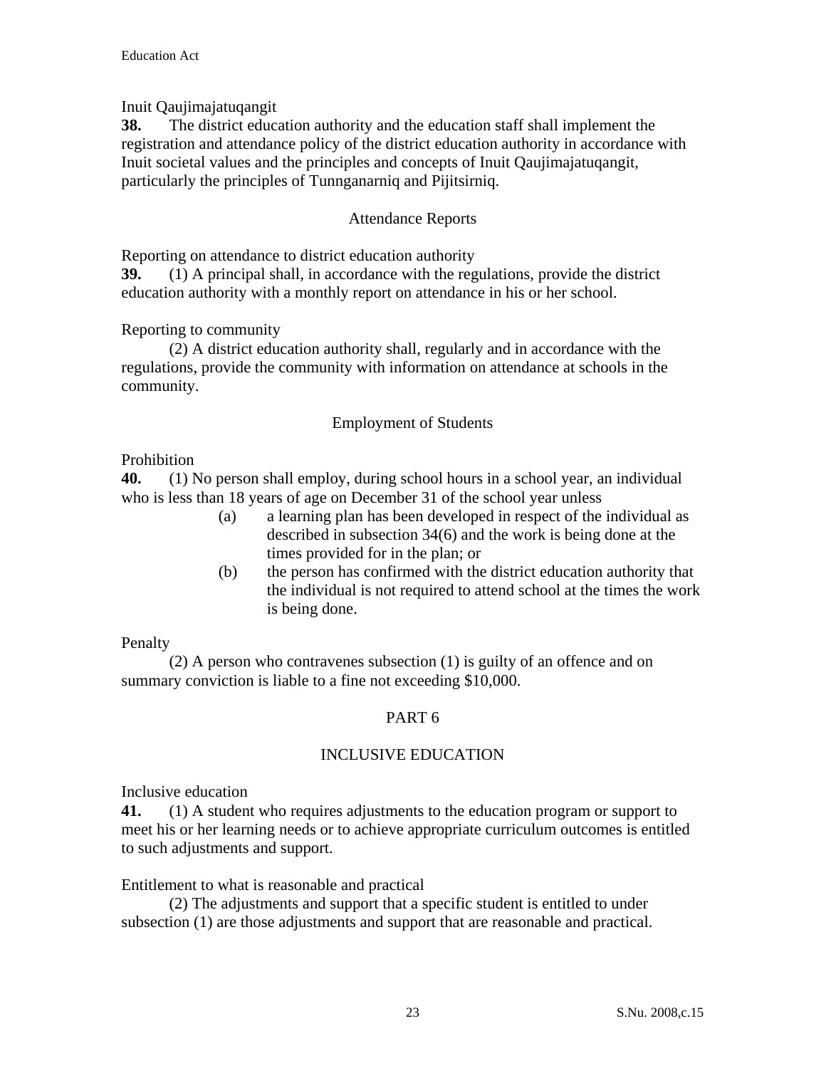Inuit Qaujimajatuqangit

**38.** The district education authority and the education staff shall implement the registration and attendance policy of the district education authority in accordance with Inuit societal values and the principles and concepts of Inuit Qaujimajatuqangit, particularly the principles of Tunnganarniq and Pijitsirniq.

## Attendance Reports

Reporting on attendance to district education authority

**39.** (1) A principal shall, in accordance with the regulations, provide the district education authority with a monthly report on attendance in his or her school.

Reporting to community

(2) A district education authority shall, regularly and in accordance with the regulations, provide the community with information on attendance at schools in the community.

## Employment of Students

Prohibition

**40.** (1) No person shall employ, during school hours in a school year, an individual who is less than 18 years of age on December 31 of the school year unless

- (a) a learning plan has been developed in respect of the individual as described in subsection 34(6) and the work is being done at the times provided for in the plan; or
- (b) the person has confirmed with the district education authority that the individual is not required to attend school at the times the work is being done.

Penalty

(2) A person who contravenes subsection (1) is guilty of an offence and on summary conviction is liable to a fine not exceeding $10,000.

# PART 6

# INCLUSIVE EDUCATION

Inclusive education

**41.** (1) A student who requires adjustments to the education program or support to meet his or her learning needs or to achieve appropriate curriculum outcomes is entitled to such adjustments and support.

Entitlement to what is reasonable and practical

(2) The adjustments and support that a specific student is entitled to under subsection (1) are those adjustments and support that are reasonable and practical.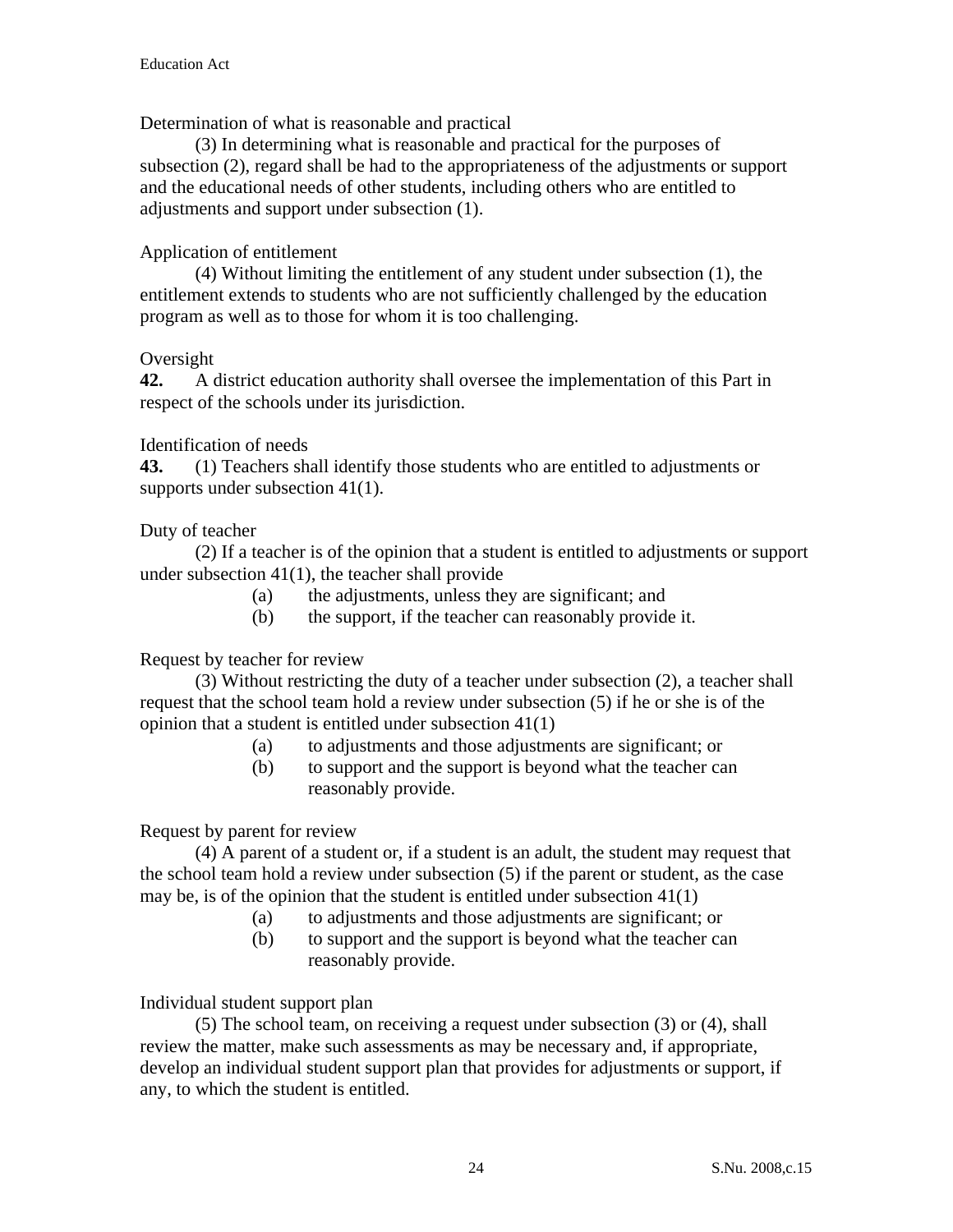Determination of what is reasonable and practical

(3) In determining what is reasonable and practical for the purposes of subsection (2), regard shall be had to the appropriateness of the adjustments or support and the educational needs of other students, including others who are entitled to adjustments and support under subsection (1).

Application of entitlement

(4) Without limiting the entitlement of any student under subsection (1), the entitlement extends to students who are not sufficiently challenged by the education program as well as to those for whom it is too challenging.

Oversight

**42.** A district education authority shall oversee the implementation of this Part in respect of the schools under its jurisdiction.

Identification of needs

**43.** (1) Teachers shall identify those students who are entitled to adjustments or supports under subsection 41(1).

Duty of teacher

(2) If a teacher is of the opinion that a student is entitled to adjustments or support under subsection 41(1), the teacher shall provide

- (a) the adjustments, unless they are significant; and
- (b) the support, if the teacher can reasonably provide it.

Request by teacher for review

(3) Without restricting the duty of a teacher under subsection (2), a teacher shall request that the school team hold a review under subsection (5) if he or she is of the opinion that a student is entitled under subsection 41(1)

- (a) to adjustments and those adjustments are significant; or
- (b) to support and the support is beyond what the teacher can reasonably provide.

Request by parent for review

(4) A parent of a student or, if a student is an adult, the student may request that the school team hold a review under subsection (5) if the parent or student, as the case may be, is of the opinion that the student is entitled under subsection 41(1)

- (a) to adjustments and those adjustments are significant; or
- (b) to support and the support is beyond what the teacher can reasonably provide.

Individual student support plan

(5) The school team, on receiving a request under subsection (3) or (4), shall review the matter, make such assessments as may be necessary and, if appropriate, develop an individual student support plan that provides for adjustments or support, if any, to which the student is entitled.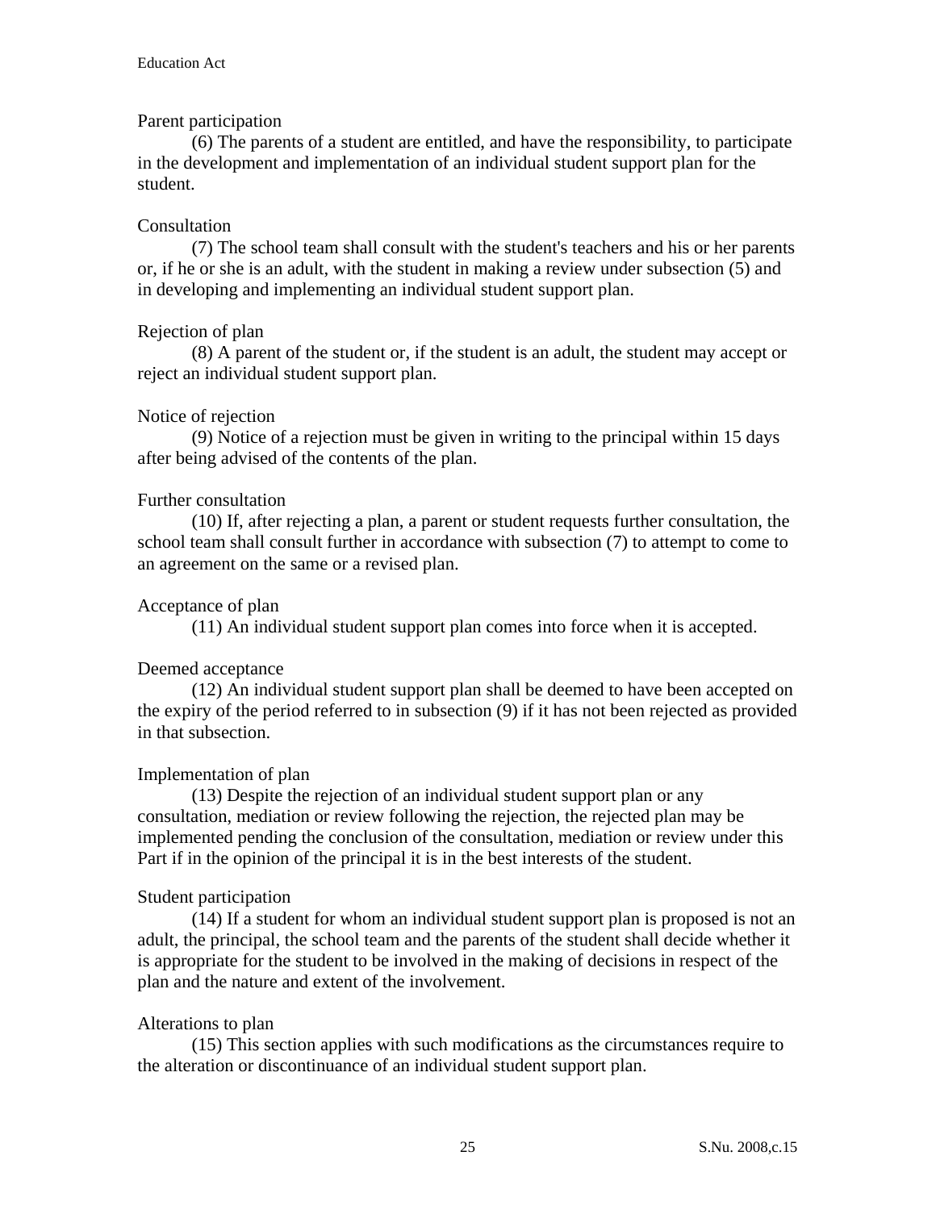Parent participation

(6) The parents of a student are entitled, and have the responsibility, to participate in the development and implementation of an individual student support plan for the student.

Consultation

(7) The school team shall consult with the student's teachers and his or her parents or, if he or she is an adult, with the student in making a review under subsection (5) and in developing and implementing an individual student support plan.

Rejection of plan

(8) A parent of the student or, if the student is an adult, the student may accept or reject an individual student support plan.

Notice of rejection

(9) Notice of a rejection must be given in writing to the principal within 15 days after being advised of the contents of the plan.

Further consultation

(10) If, after rejecting a plan, a parent or student requests further consultation, the school team shall consult further in accordance with subsection (7) to attempt to come to an agreement on the same or a revised plan.

Acceptance of plan

(11) An individual student support plan comes into force when it is accepted.

Deemed acceptance

(12) An individual student support plan shall be deemed to have been accepted on the expiry of the period referred to in subsection (9) if it has not been rejected as provided in that subsection.

Implementation of plan

(13) Despite the rejection of an individual student support plan or any consultation, mediation or review following the rejection, the rejected plan may be implemented pending the conclusion of the consultation, mediation or review under this Part if in the opinion of the principal it is in the best interests of the student.

Student participation

(14) If a student for whom an individual student support plan is proposed is not an adult, the principal, the school team and the parents of the student shall decide whether it is appropriate for the student to be involved in the making of decisions in respect of the plan and the nature and extent of the involvement.

Alterations to plan

(15) This section applies with such modifications as the circumstances require to the alteration or discontinuance of an individual student support plan.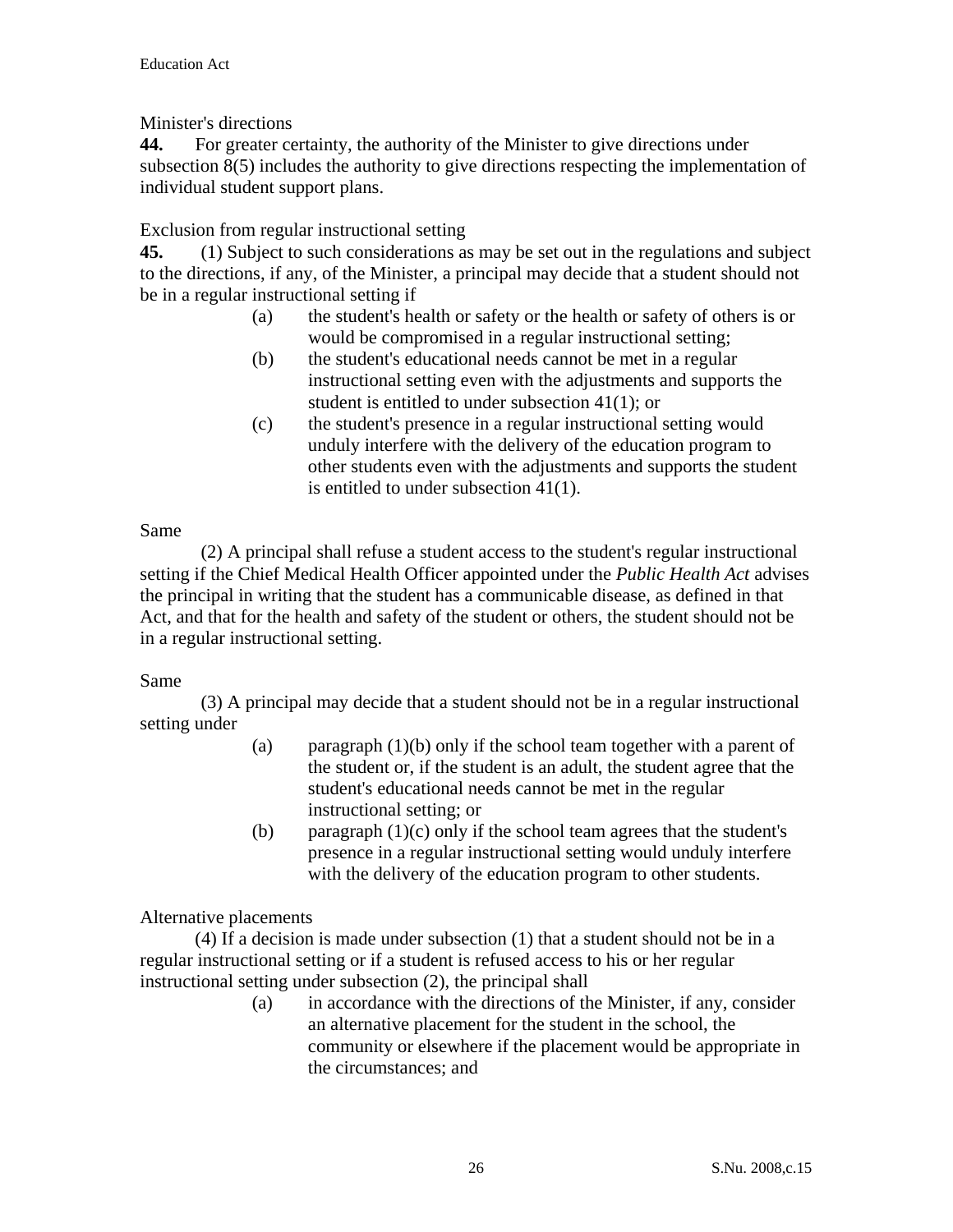Minister's directions

**44.** For greater certainty, the authority of the Minister to give directions under subsection 8(5) includes the authority to give directions respecting the implementation of individual student support plans.

Exclusion from regular instructional setting

**45.** (1) Subject to such considerations as may be set out in the regulations and subject to the directions, if any, of the Minister, a principal may decide that a student should not be in a regular instructional setting if

- (a) the student's health or safety or the health or safety of others is or would be compromised in a regular instructional setting;
- (b) the student's educational needs cannot be met in a regular instructional setting even with the adjustments and supports the student is entitled to under subsection 41(1); or
- (c) the student's presence in a regular instructional setting would unduly interfere with the delivery of the education program to other students even with the adjustments and supports the student is entitled to under subsection 41(1).

Same

(2) A principal shall refuse a student access to the student's regular instructional setting if the Chief Medical Health Officer appointed under the *Public Health Act* advises the principal in writing that the student has a communicable disease, as defined in that Act, and that for the health and safety of the student or others, the student should not be in a regular instructional setting.

Same

(3) A principal may decide that a student should not be in a regular instructional setting under

- (a) paragraph (1)(b) only if the school team together with a parent of the student or, if the student is an adult, the student agree that the student's educational needs cannot be met in the regular instructional setting; or
- (b) paragraph (1)(c) only if the school team agrees that the student's presence in a regular instructional setting would unduly interfere with the delivery of the education program to other students.

Alternative placements

(4) If a decision is made under subsection (1) that a student should not be in a regular instructional setting or if a student is refused access to his or her regular instructional setting under subsection (2), the principal shall

- (a) in accordance with the directions of the Minister, if any, consider an alternative placement for the student in the school, the community or elsewhere if the placement would be appropriate in the circumstances; and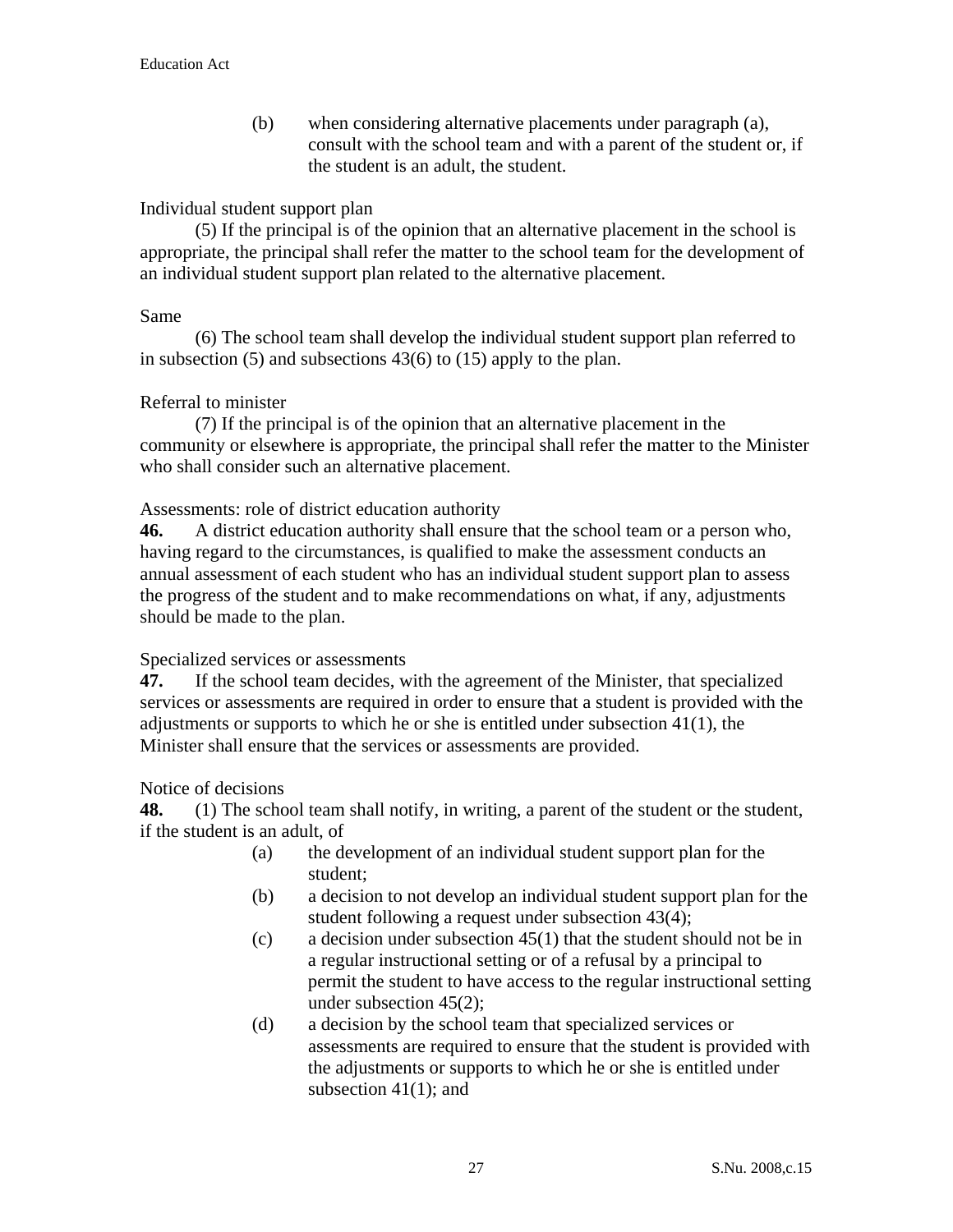(b) when considering alternative placements under paragraph (a), consult with the school team and with a parent of the student or, if the student is an adult, the student.

Individual student support plan

(5) If the principal is of the opinion that an alternative placement in the school is appropriate, the principal shall refer the matter to the school team for the development of an individual student support plan related to the alternative placement.

Same

(6) The school team shall develop the individual student support plan referred to in subsection (5) and subsections 43(6) to (15) apply to the plan.

Referral to minister

(7) If the principal is of the opinion that an alternative placement in the community or elsewhere is appropriate, the principal shall refer the matter to the Minister who shall consider such an alternative placement.

Assessments: role of district education authority

**46.** A district education authority shall ensure that the school team or a person who, having regard to the circumstances, is qualified to make the assessment conducts an annual assessment of each student who has an individual student support plan to assess the progress of the student and to make recommendations on what, if any, adjustments should be made to the plan.

Specialized services or assessments

**47.** If the school team decides, with the agreement of the Minister, that specialized services or assessments are required in order to ensure that a student is provided with the adjustments or supports to which he or she is entitled under subsection 41(1), the Minister shall ensure that the services or assessments are provided.

Notice of decisions

**48.** (1) The school team shall notify, in writing, a parent of the student or the student, if the student is an adult, of

(a) the development of an individual student support plan for the student;

(b) a decision to not develop an individual student support plan for the student following a request under subsection 43(4);

(c) a decision under subsection 45(1) that the student should not be in a regular instructional setting or of a refusal by a principal to permit the student to have access to the regular instructional setting under subsection 45(2);

(d) a decision by the school team that specialized services or assessments are required to ensure that the student is provided with the adjustments or supports to which he or she is entitled under subsection 41(1); and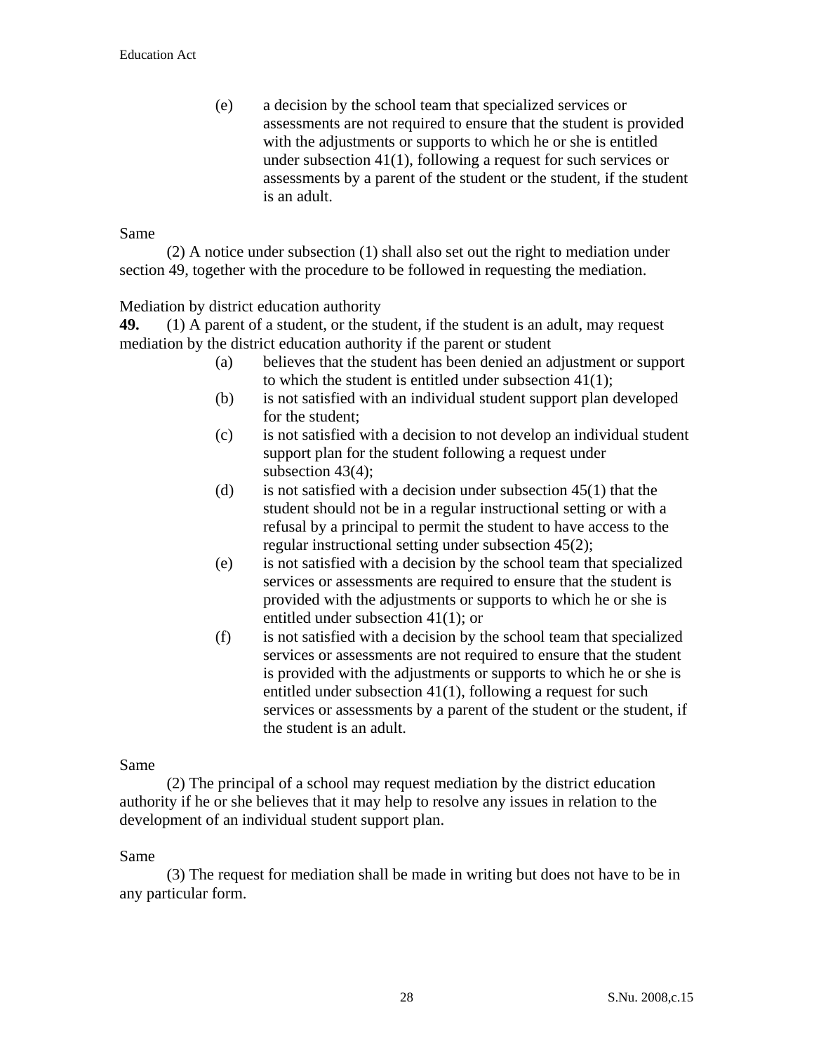(e) a decision by the school team that specialized services or assessments are not required to ensure that the student is provided with the adjustments or supports to which he or she is entitled under subsection 41(1), following a request for such services or assessments by a parent of the student or the student, if the student is an adult.

Same

(2) A notice under subsection (1) shall also set out the right to mediation under section 49, together with the procedure to be followed in requesting the mediation.

Mediation by district education authority

**49.** (1) A parent of a student, or the student, if the student is an adult, may request mediation by the district education authority if the parent or student

(a) believes that the student has been denied an adjustment or support to which the student is entitled under subsection 41(1);

(b) is not satisfied with an individual student support plan developed for the student;

(c) is not satisfied with a decision to not develop an individual student support plan for the student following a request under subsection 43(4);

(d) is not satisfied with a decision under subsection 45(1) that the student should not be in a regular instructional setting or with a refusal by a principal to permit the student to have access to the regular instructional setting under subsection 45(2);

(e) is not satisfied with a decision by the school team that specialized services or assessments are required to ensure that the student is provided with the adjustments or supports to which he or she is entitled under subsection 41(1); or

(f) is not satisfied with a decision by the school team that specialized services or assessments are not required to ensure that the student is provided with the adjustments or supports to which he or she is entitled under subsection 41(1), following a request for such services or assessments by a parent of the student or the student, if the student is an adult.

Same

(2) The principal of a school may request mediation by the district education authority if he or she believes that it may help to resolve any issues in relation to the development of an individual student support plan.

Same

(3) The request for mediation shall be made in writing but does not have to be in any particular form.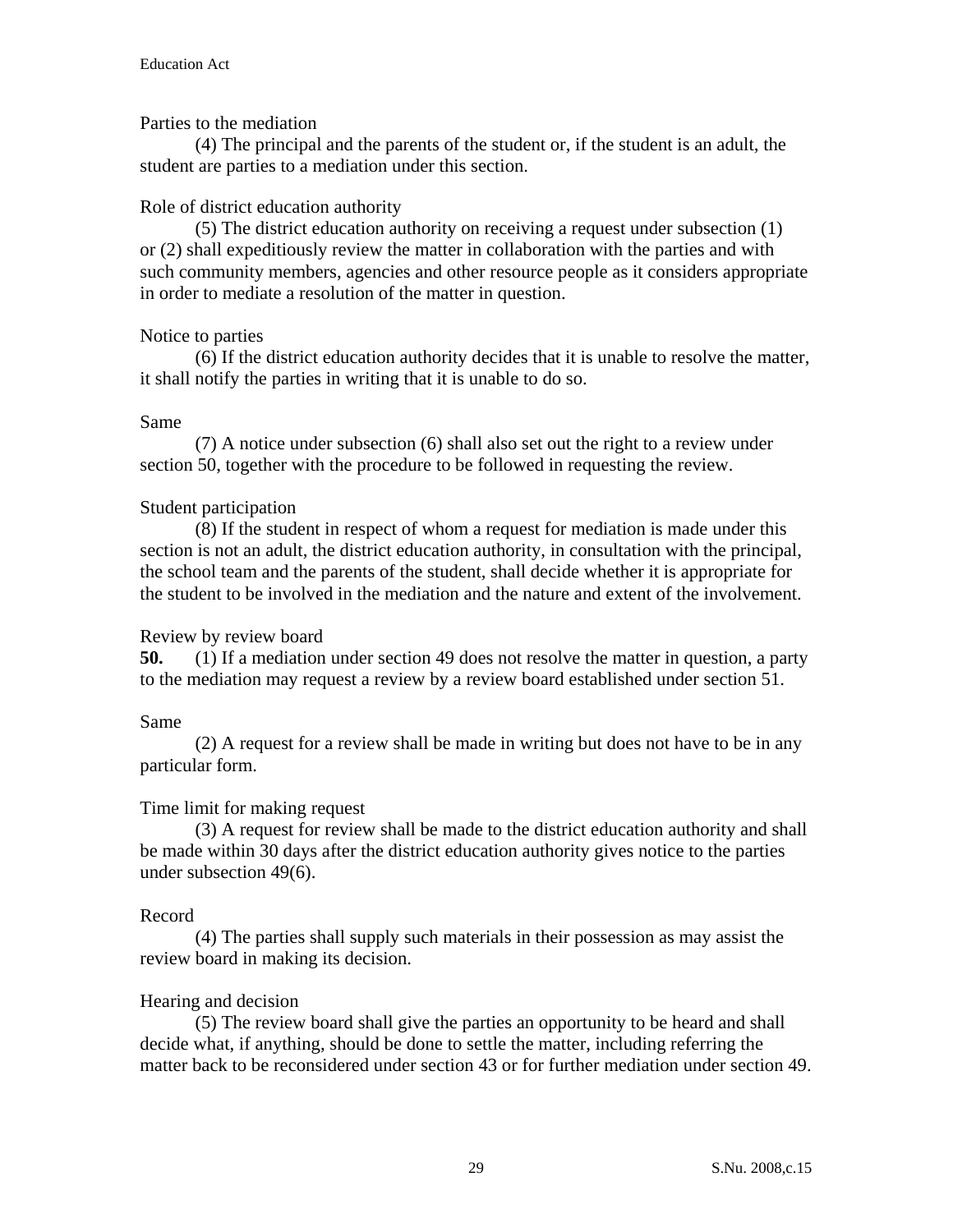Parties to the mediation

(4) The principal and the parents of the student or, if the student is an adult, the student are parties to a mediation under this section.

Role of district education authority

(5) The district education authority on receiving a request under subsection (1) or (2) shall expeditiously review the matter in collaboration with the parties and with such community members, agencies and other resource people as it considers appropriate in order to mediate a resolution of the matter in question.

Notice to parties

(6) If the district education authority decides that it is unable to resolve the matter, it shall notify the parties in writing that it is unable to do so.

Same

(7) A notice under subsection (6) shall also set out the right to a review under section 50, together with the procedure to be followed in requesting the review.

Student participation

(8) If the student in respect of whom a request for mediation is made under this section is not an adult, the district education authority, in consultation with the principal, the school team and the parents of the student, shall decide whether it is appropriate for the student to be involved in the mediation and the nature and extent of the involvement.

Review by review board

**50.** (1) If a mediation under section 49 does not resolve the matter in question, a party to the mediation may request a review by a review board established under section 51.

Same

(2) A request for a review shall be made in writing but does not have to be in any particular form.

Time limit for making request

(3) A request for review shall be made to the district education authority and shall be made within 30 days after the district education authority gives notice to the parties under subsection 49(6).

Record

(4) The parties shall supply such materials in their possession as may assist the review board in making its decision.

Hearing and decision

(5) The review board shall give the parties an opportunity to be heard and shall decide what, if anything, should be done to settle the matter, including referring the matter back to be reconsidered under section 43 or for further mediation under section 49.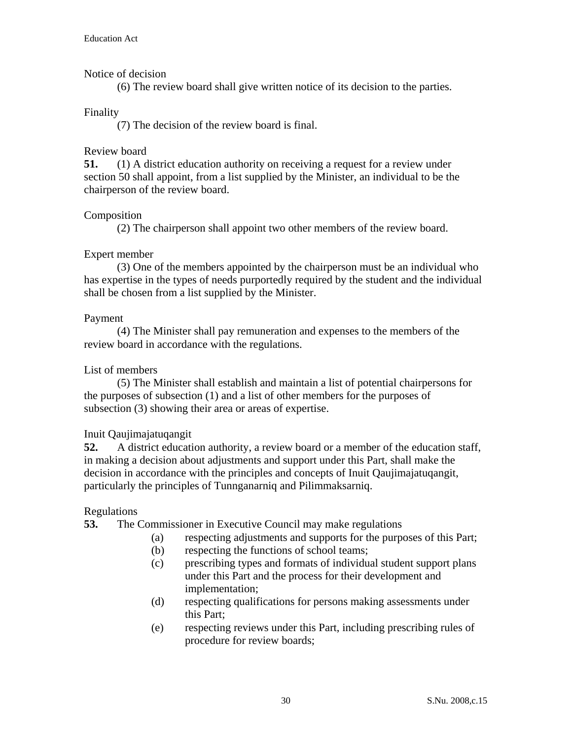Notice of decision

(6) The review board shall give written notice of its decision to the parties.

Finality

(7) The decision of the review board is final.

Review board

**51.** (1) A district education authority on receiving a request for a review under section 50 shall appoint, from a list supplied by the Minister, an individual to be the chairperson of the review board.

Composition

(2) The chairperson shall appoint two other members of the review board.

Expert member

(3) One of the members appointed by the chairperson must be an individual who has expertise in the types of needs purportedly required by the student and the individual shall be chosen from a list supplied by the Minister.

Payment

(4) The Minister shall pay remuneration and expenses to the members of the review board in accordance with the regulations.

List of members

(5) The Minister shall establish and maintain a list of potential chairpersons for the purposes of subsection (1) and a list of other members for the purposes of subsection (3) showing their area or areas of expertise.

Inuit Qaujimajatuqangit

**52.** A district education authority, a review board or a member of the education staff, in making a decision about adjustments and support under this Part, shall make the decision in accordance with the principles and concepts of Inuit Qaujimajatuqangit, particularly the principles of Tunnganarniq and Pilimmaksarniq.

Regulations

**53.** The Commissioner in Executive Council may make regulations

(a) respecting adjustments and supports for the purposes of this Part;

(b) respecting the functions of school teams;

(c) prescribing types and formats of individual student support plans under this Part and the process for their development and implementation;

(d) respecting qualifications for persons making assessments under this Part;

(e) respecting reviews under this Part, including prescribing rules of procedure for review boards;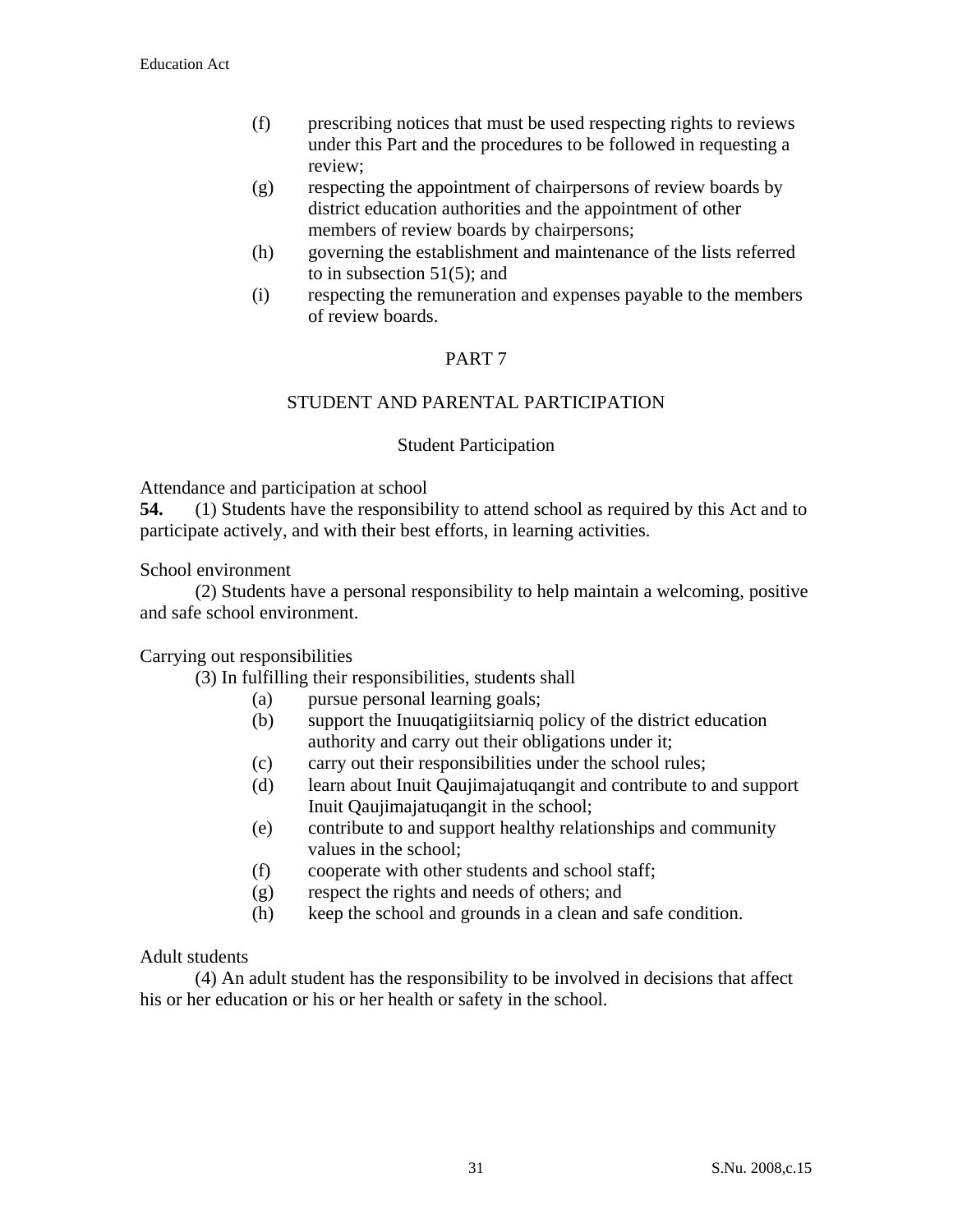(f) prescribing notices that must be used respecting rights to reviews under this Part and the procedures to be followed in requesting a review;

(g) respecting the appointment of chairpersons of review boards by district education authorities and the appointment of other members of review boards by chairpersons;

(h) governing the establishment and maintenance of the lists referred to in subsection 51(5); and

(i) respecting the remuneration and expenses payable to the members of review boards.

## PART 7

## STUDENT AND PARENTAL PARTICIPATION

### Student Participation

Attendance and participation at school

**54.** (1) Students have the responsibility to attend school as required by this Act and to participate actively, and with their best efforts, in learning activities.

School environment

(2) Students have a personal responsibility to help maintain a welcoming, positive and safe school environment.

Carrying out responsibilities

(3) In fulfilling their responsibilities, students shall

(a) pursue personal learning goals;

(b) support the Inuuqatigiitsiarniq policy of the district education authority and carry out their obligations under it;

(c) carry out their responsibilities under the school rules;

(d) learn about Inuit Qaujimajatuqangit and contribute to and support Inuit Qaujimajatuqangit in the school;

(e) contribute to and support healthy relationships and community values in the school;

(f) cooperate with other students and school staff;

(g) respect the rights and needs of others; and

(h) keep the school and grounds in a clean and safe condition.

Adult students

(4) An adult student has the responsibility to be involved in decisions that affect his or her education or his or her health or safety in the school.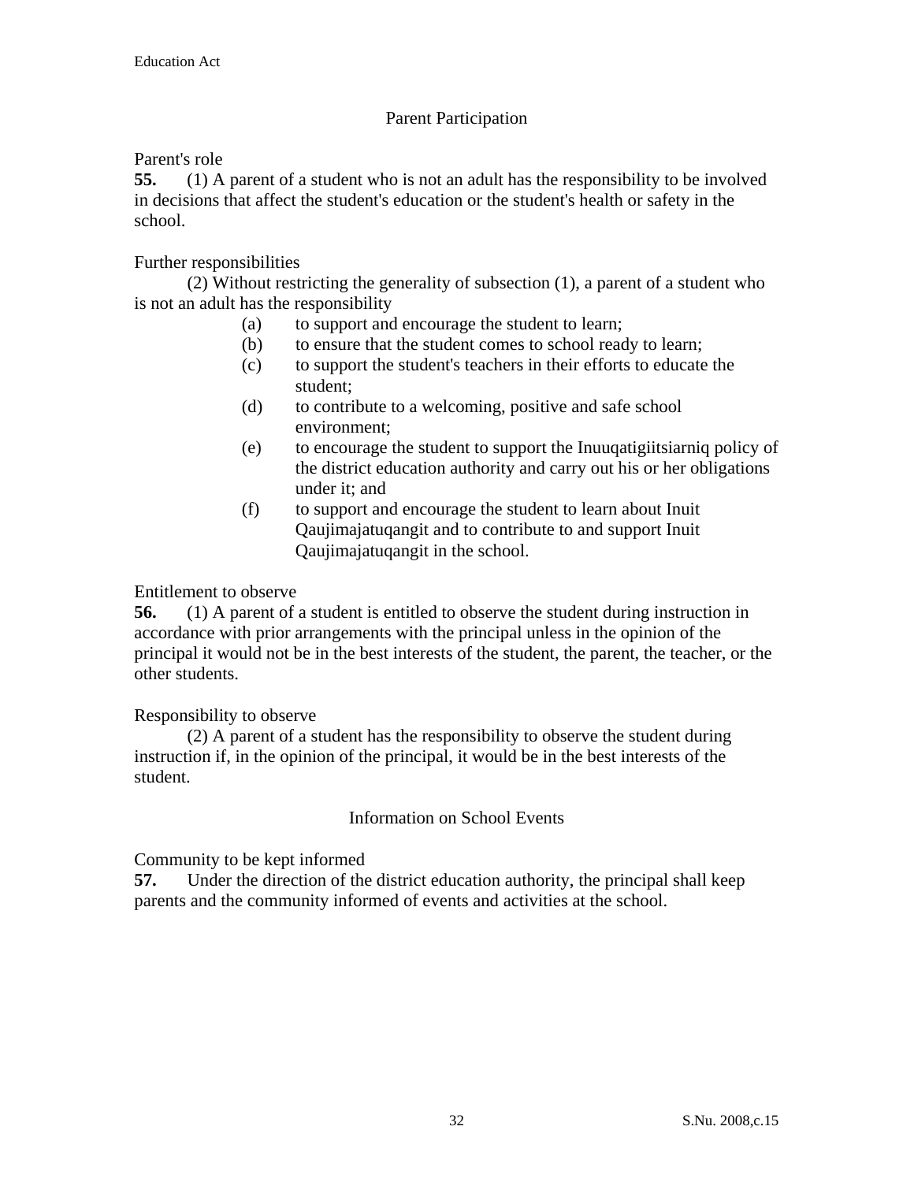## Parent Participation

Parent's role

**55.** (1) A parent of a student who is not an adult has the responsibility to be involved in decisions that affect the student's education or the student's health or safety in the school.

Further responsibilities

(2) Without restricting the generality of subsection (1), a parent of a student who is not an adult has the responsibility

- (a) to support and encourage the student to learn;
- (b) to ensure that the student comes to school ready to learn;
- (c) to support the student's teachers in their efforts to educate the student;
- (d) to contribute to a welcoming, positive and safe school environment;
- (e) to encourage the student to support the Inuuqatigiitsiarniq policy of the district education authority and carry out his or her obligations under it; and
- (f) to support and encourage the student to learn about Inuit Qaujimajatuqangit and to contribute to and support Inuit Qaujimajatuqangit in the school.

Entitlement to observe

**56.** (1) A parent of a student is entitled to observe the student during instruction in accordance with prior arrangements with the principal unless in the opinion of the principal it would not be in the best interests of the student, the parent, the teacher, or the other students.

Responsibility to observe

(2) A parent of a student has the responsibility to observe the student during instruction if, in the opinion of the principal, it would be in the best interests of the student.

## Information on School Events

Community to be kept informed

**57.** Under the direction of the district education authority, the principal shall keep parents and the community informed of events and activities at the school.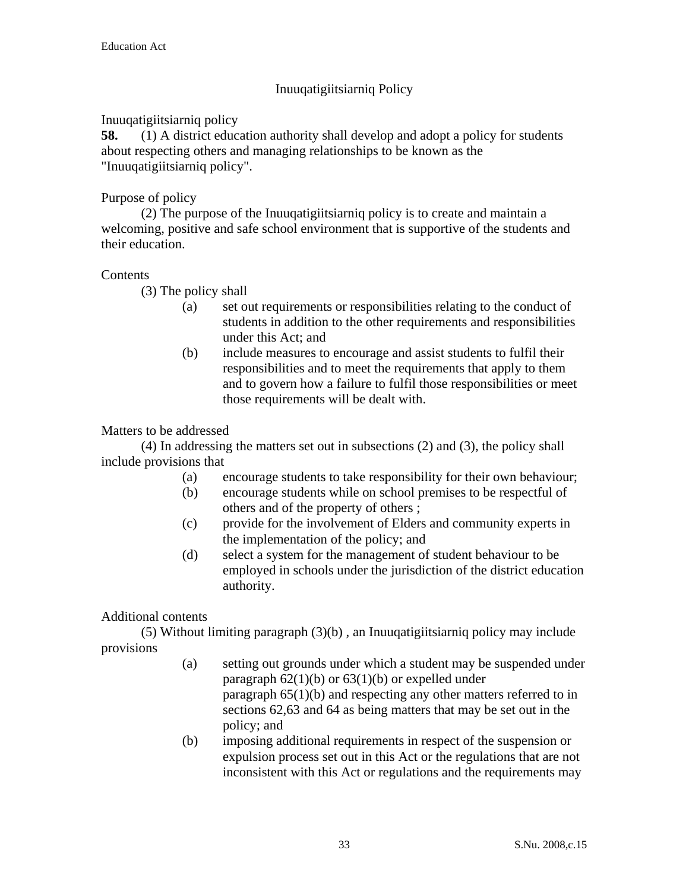## Inuuqatigiitsiarniq Policy

Inuuqatigiitsiarniq policy

**58.** (1) A district education authority shall develop and adopt a policy for students about respecting others and managing relationships to be known as the "Inuuqatigiitsiarniq policy".

Purpose of policy

(2) The purpose of the Inuuqatigiitsiarniq policy is to create and maintain a welcoming, positive and safe school environment that is supportive of the students and their education.

Contents

(3) The policy shall

- (a) set out requirements or responsibilities relating to the conduct of students in addition to the other requirements and responsibilities under this Act; and
- (b) include measures to encourage and assist students to fulfil their responsibilities and to meet the requirements that apply to them and to govern how a failure to fulfil those responsibilities or meet those requirements will be dealt with.

Matters to be addressed

(4) In addressing the matters set out in subsections (2) and (3), the policy shall include provisions that

- (a) encourage students to take responsibility for their own behaviour;
- (b) encourage students while on school premises to be respectful of others and of the property of others ;
- (c) provide for the involvement of Elders and community experts in the implementation of the policy; and
- (d) select a system for the management of student behaviour to be employed in schools under the jurisdiction of the district education authority.

Additional contents

(5) Without limiting paragraph (3)(b) , an Inuuqatigiitsiarniq policy may include provisions

- (a) setting out grounds under which a student may be suspended under paragraph 62(1)(b) or 63(1)(b) or expelled under paragraph 65(1)(b) and respecting any other matters referred to in sections 62,63 and 64 as being matters that may be set out in the policy; and
- (b) imposing additional requirements in respect of the suspension or expulsion process set out in this Act or the regulations that are not inconsistent with this Act or regulations and the requirements may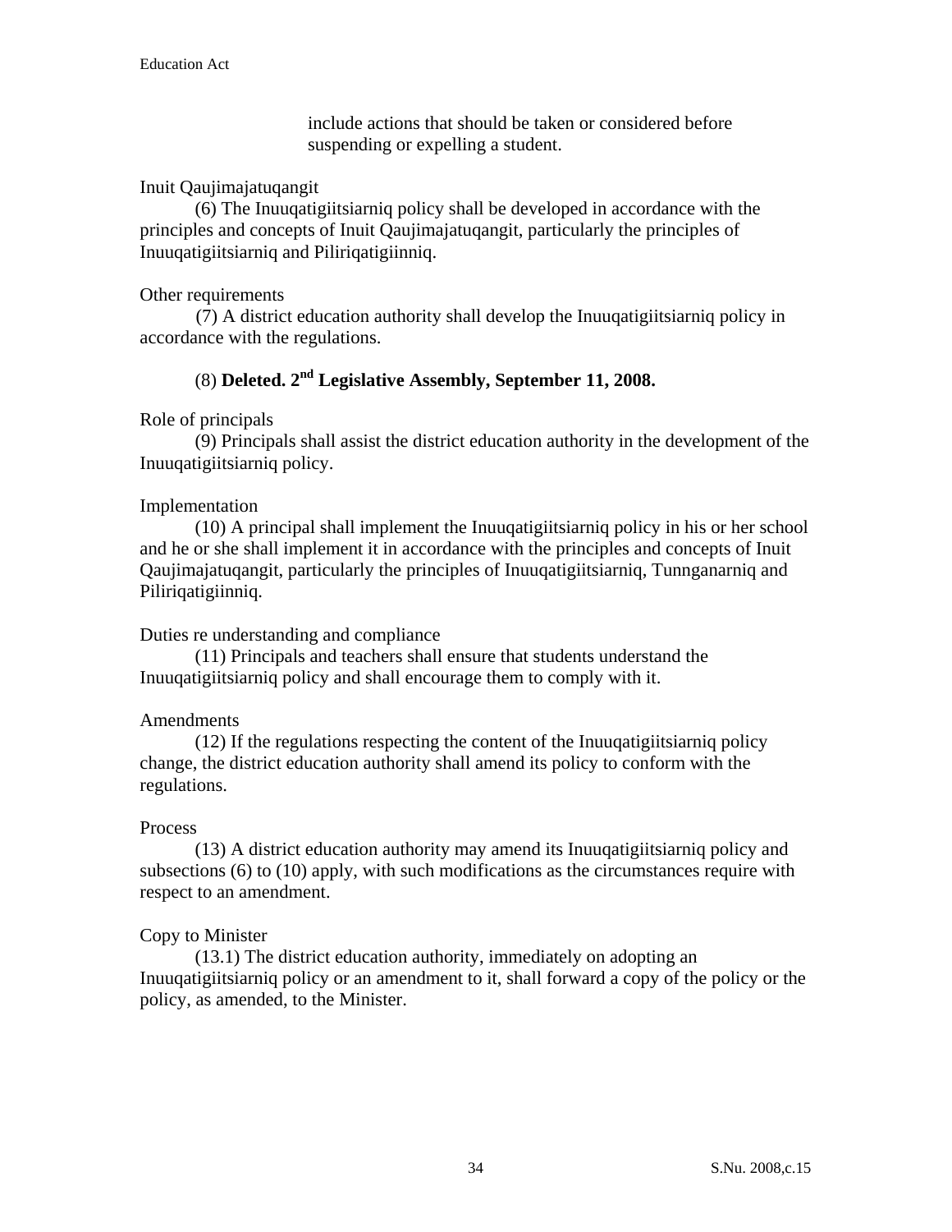include actions that should be taken or considered before suspending or expelling a student.

Inuit Qaujimajatuqangit

(6) The Inuuqatigiitsiarniq policy shall be developed in accordance with the principles and concepts of Inuit Qaujimajatuqangit, particularly the principles of Inuuqatigiitsiarniq and Piliriqatigiinniq.

Other requirements

(7) A district education authority shall develop the Inuuqatigiitsiarniq policy in accordance with the regulations.

(8) **Deleted. 2nd Legislative Assembly, September 11, 2008.**

Role of principals

(9) Principals shall assist the district education authority in the development of the Inuuqatigiitsiarniq policy.

Implementation

(10) A principal shall implement the Inuuqatigiitsiarniq policy in his or her school and he or she shall implement it in accordance with the principles and concepts of Inuit Qaujimajatuqangit, particularly the principles of Inuuqatigiitsiarniq, Tunnganarniq and Piliriqatigiinniq.

Duties re understanding and compliance

(11) Principals and teachers shall ensure that students understand the Inuuqatigiitsiarniq policy and shall encourage them to comply with it.

Amendments

(12) If the regulations respecting the content of the Inuuqatigiitsiarniq policy change, the district education authority shall amend its policy to conform with the regulations.

Process

(13) A district education authority may amend its Inuuqatigiitsiarniq policy and subsections (6) to (10) apply, with such modifications as the circumstances require with respect to an amendment.

Copy to Minister

(13.1) The district education authority, immediately on adopting an Inuuqatigiitsiarniq policy or an amendment to it, shall forward a copy of the policy or the policy, as amended, to the Minister.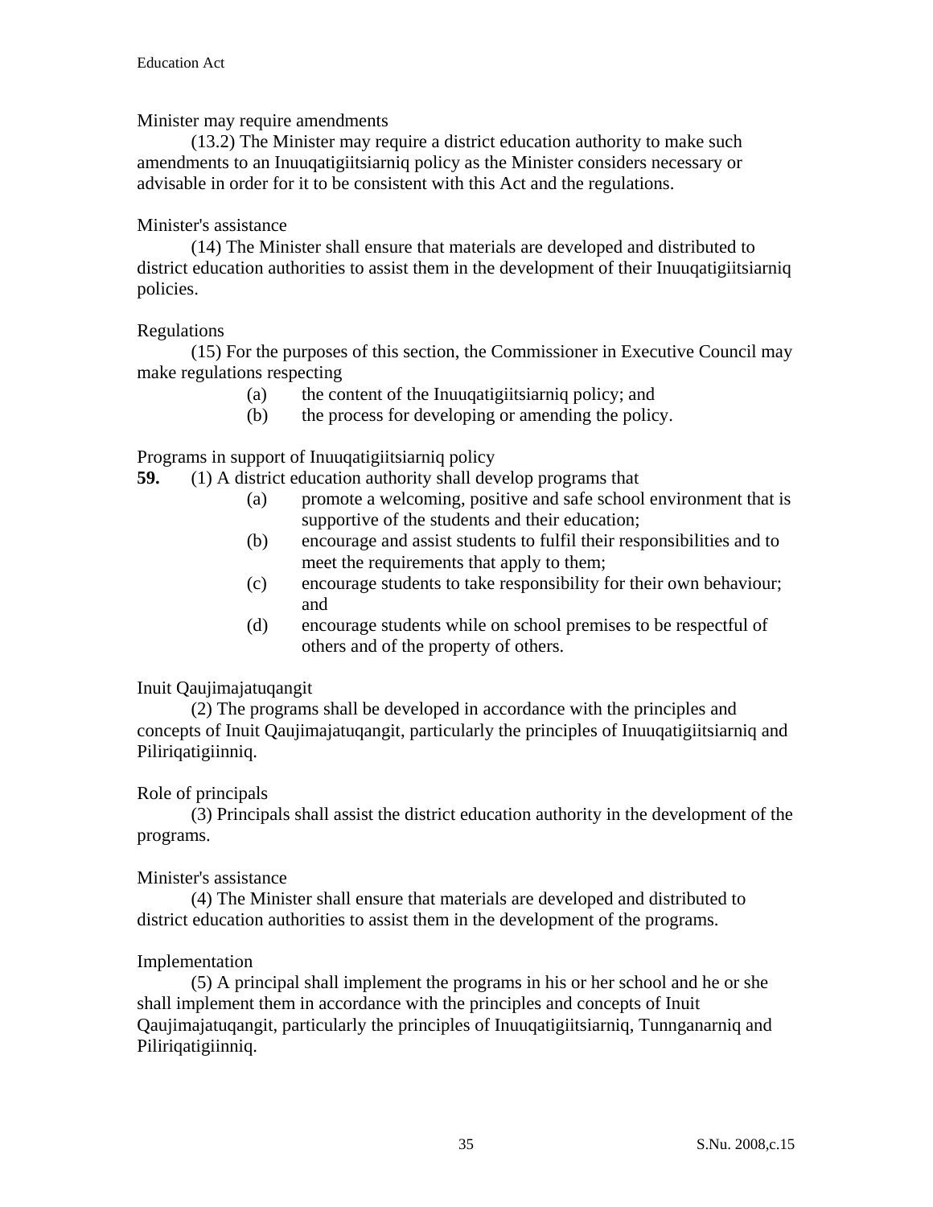Minister may require amendments

(13.2) The Minister may require a district education authority to make such amendments to an Inuuqatigiitsiarniq policy as the Minister considers necessary or advisable in order for it to be consistent with this Act and the regulations.

Minister's assistance

(14) The Minister shall ensure that materials are developed and distributed to district education authorities to assist them in the development of their Inuuqatigiitsiarniq policies.

Regulations

(15) For the purposes of this section, the Commissioner in Executive Council may make regulations respecting

- (a) the content of the Inuuqatigiitsiarniq policy; and
- (b) the process for developing or amending the policy.

Programs in support of Inuuqatigiitsiarniq policy

**59.** (1) A district education authority shall develop programs that

- (a) promote a welcoming, positive and safe school environment that is supportive of the students and their education;
- (b) encourage and assist students to fulfil their responsibilities and to meet the requirements that apply to them;
- (c) encourage students to take responsibility for their own behaviour; and
- (d) encourage students while on school premises to be respectful of others and of the property of others.

Inuit Qaujimajatuqangit

(2) The programs shall be developed in accordance with the principles and concepts of Inuit Qaujimajatuqangit, particularly the principles of Inuuqatigiitsiarniq and Piliriqatigiinniq.

Role of principals

(3) Principals shall assist the district education authority in the development of the programs.

Minister's assistance

(4) The Minister shall ensure that materials are developed and distributed to district education authorities to assist them in the development of the programs.

Implementation

(5) A principal shall implement the programs in his or her school and he or she shall implement them in accordance with the principles and concepts of Inuit Qaujimajatuqangit, particularly the principles of Inuuqatigiitsiarniq, Tunnganarniq and Piliriqatigiinniq.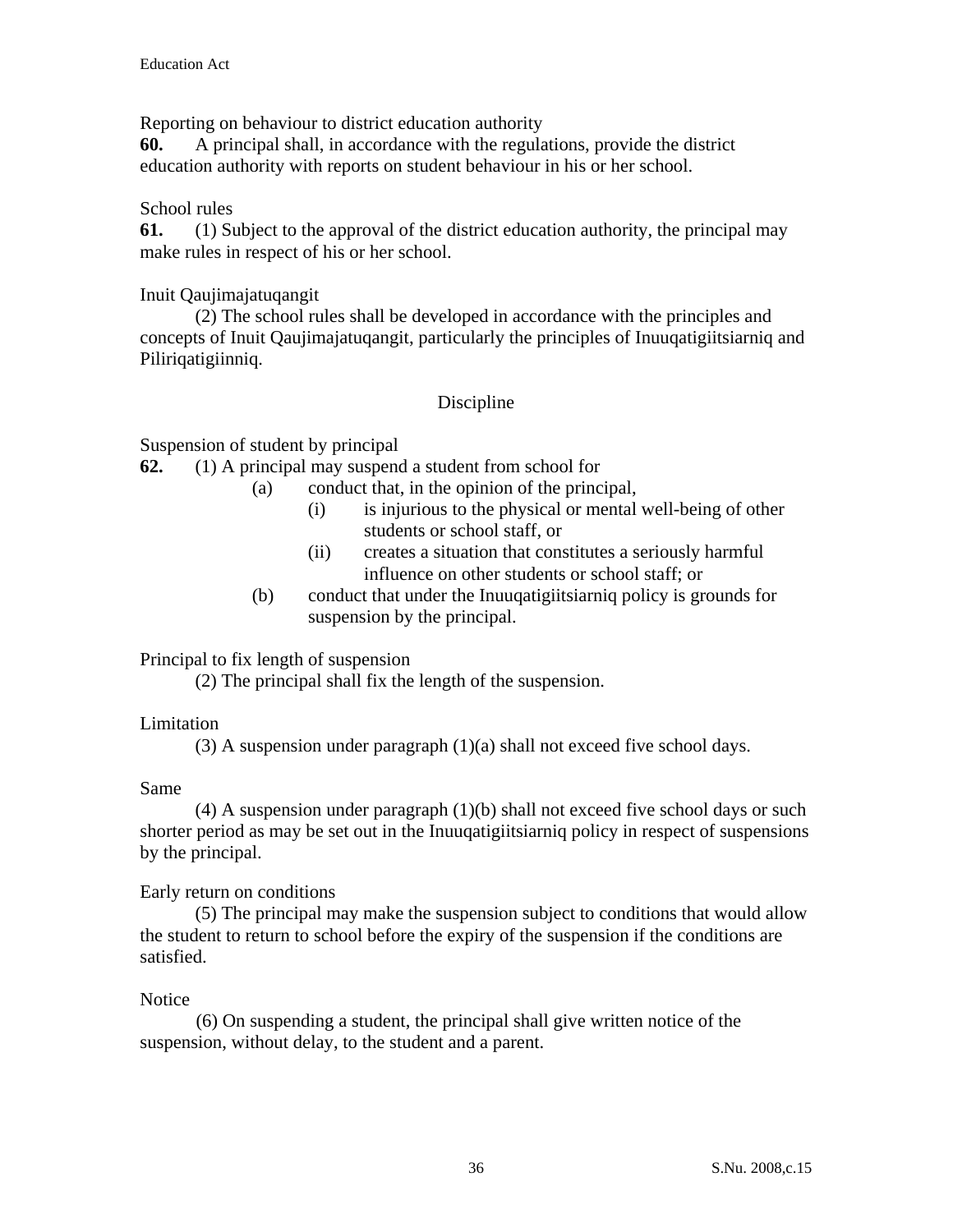Reporting on behaviour to district education authority

**60.** A principal shall, in accordance with the regulations, provide the district education authority with reports on student behaviour in his or her school.

School rules

**61.** (1) Subject to the approval of the district education authority, the principal may make rules in respect of his or her school.

Inuit Qaujimajatuqangit

(2) The school rules shall be developed in accordance with the principles and concepts of Inuit Qaujimajatuqangit, particularly the principles of Inuuqatigiitsiarniq and Piliriqatigiinniq.

## Discipline

Suspension of student by principal

**62.** (1) A principal may suspend a student from school for

- (a) conduct that, in the opinion of the principal,
  - (i) is injurious to the physical or mental well-being of other students or school staff, or
  - (ii) creates a situation that constitutes a seriously harmful influence on other students or school staff; or
- (b) conduct that under the Inuuqatigiitsiarniq policy is grounds for suspension by the principal.

Principal to fix length of suspension

(2) The principal shall fix the length of the suspension.

Limitation

(3) A suspension under paragraph (1)(a) shall not exceed five school days.

Same

(4) A suspension under paragraph (1)(b) shall not exceed five school days or such shorter period as may be set out in the Inuuqatigiitsiarniq policy in respect of suspensions by the principal.

Early return on conditions

(5) The principal may make the suspension subject to conditions that would allow the student to return to school before the expiry of the suspension if the conditions are satisfied.

Notice

(6) On suspending a student, the principal shall give written notice of the suspension, without delay, to the student and a parent.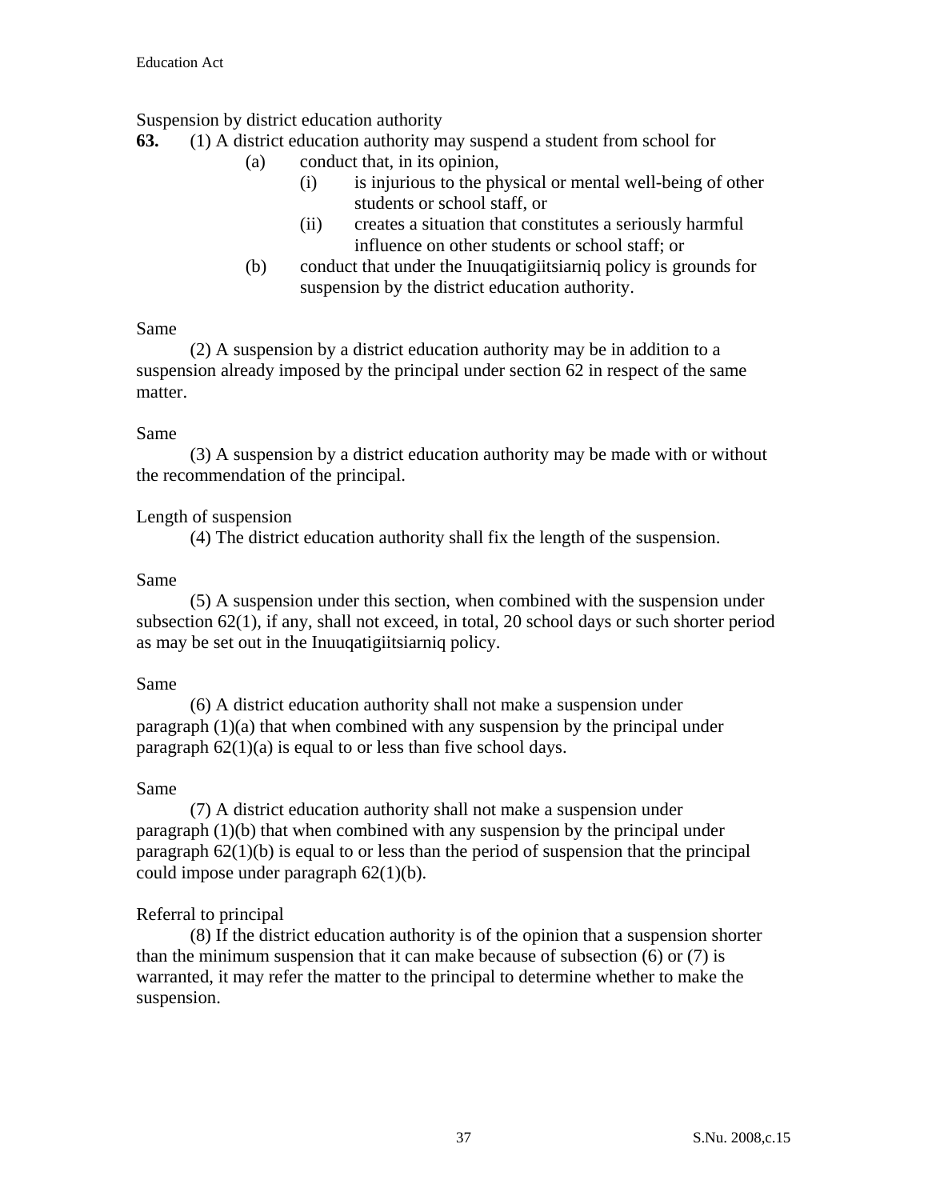Suspension by district education authority

**63.** (1) A district education authority may suspend a student from school for

- (a) conduct that, in its opinion,
  - (i) is injurious to the physical or mental well-being of other students or school staff, or
  - (ii) creates a situation that constitutes a seriously harmful influence on other students or school staff; or
- (b) conduct that under the Inuuqatigiitsiarniq policy is grounds for suspension by the district education authority.

Same

(2) A suspension by a district education authority may be in addition to a suspension already imposed by the principal under section 62 in respect of the same matter.

Same

(3) A suspension by a district education authority may be made with or without the recommendation of the principal.

Length of suspension

(4) The district education authority shall fix the length of the suspension.

Same

(5) A suspension under this section, when combined with the suspension under subsection 62(1), if any, shall not exceed, in total, 20 school days or such shorter period as may be set out in the Inuuqatigiitsiarniq policy.

Same

(6) A district education authority shall not make a suspension under paragraph (1)(a) that when combined with any suspension by the principal under paragraph 62(1)(a) is equal to or less than five school days.

Same

(7) A district education authority shall not make a suspension under paragraph (1)(b) that when combined with any suspension by the principal under paragraph 62(1)(b) is equal to or less than the period of suspension that the principal could impose under paragraph 62(1)(b).

Referral to principal

(8) If the district education authority is of the opinion that a suspension shorter than the minimum suspension that it can make because of subsection (6) or (7) is warranted, it may refer the matter to the principal to determine whether to make the suspension.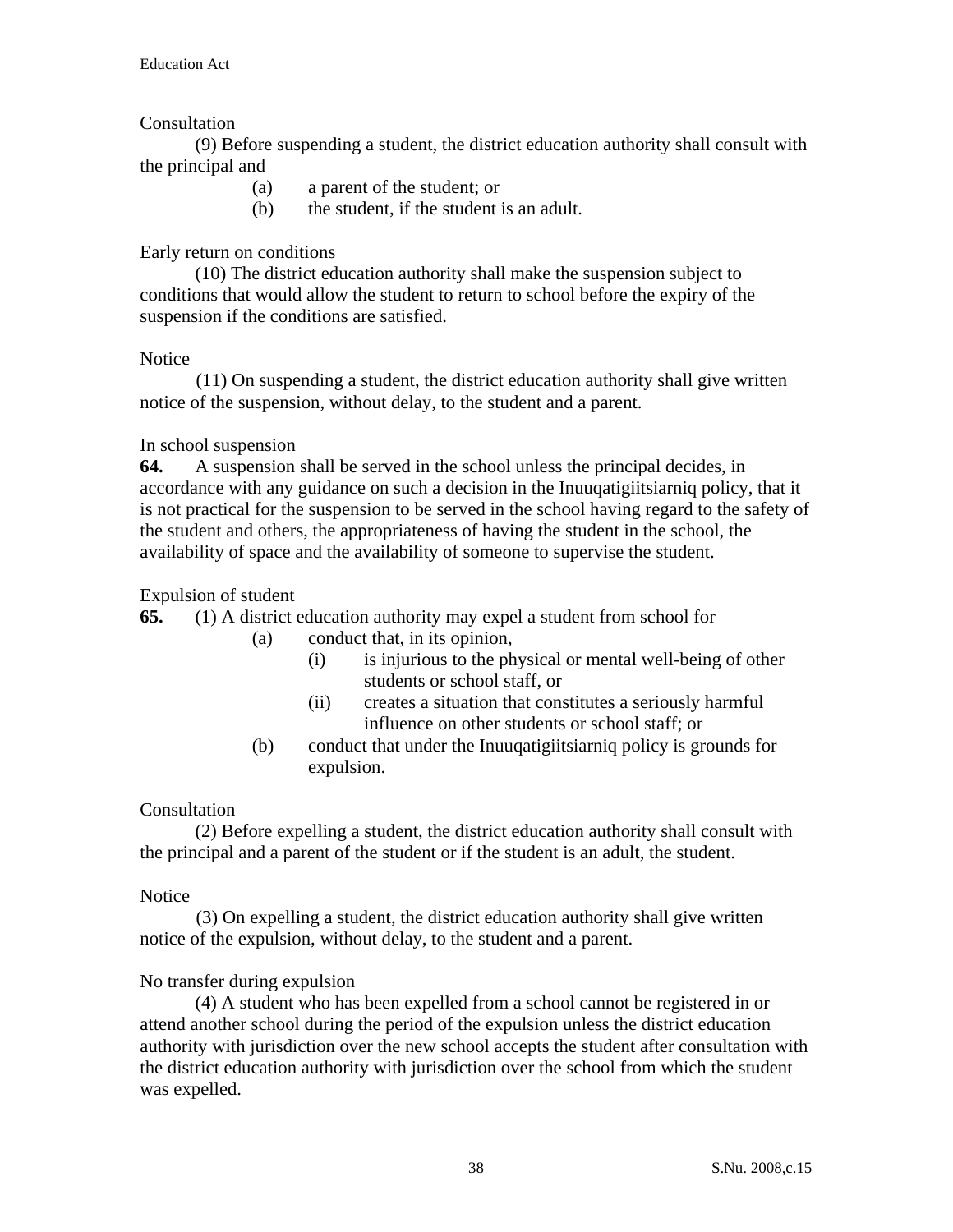Consultation

(9) Before suspending a student, the district education authority shall consult with the principal and

- (a) a parent of the student; or
- (b) the student, if the student is an adult.

Early return on conditions

(10) The district education authority shall make the suspension subject to conditions that would allow the student to return to school before the expiry of the suspension if the conditions are satisfied.

Notice

(11) On suspending a student, the district education authority shall give written notice of the suspension, without delay, to the student and a parent.

In school suspension

**64.** A suspension shall be served in the school unless the principal decides, in accordance with any guidance on such a decision in the Inuuqatigiitsiarniq policy, that it is not practical for the suspension to be served in the school having regard to the safety of the student and others, the appropriateness of having the student in the school, the availability of space and the availability of someone to supervise the student.

Expulsion of student

**65.** (1) A district education authority may expel a student from school for

- (a) conduct that, in its opinion,
  - (i) is injurious to the physical or mental well-being of other students or school staff, or
  - (ii) creates a situation that constitutes a seriously harmful influence on other students or school staff; or
- (b) conduct that under the Inuuqatigiitsiarniq policy is grounds for expulsion.

Consultation

(2) Before expelling a student, the district education authority shall consult with the principal and a parent of the student or if the student is an adult, the student.

Notice

(3) On expelling a student, the district education authority shall give written notice of the expulsion, without delay, to the student and a parent.

No transfer during expulsion

(4) A student who has been expelled from a school cannot be registered in or attend another school during the period of the expulsion unless the district education authority with jurisdiction over the new school accepts the student after consultation with the district education authority with jurisdiction over the school from which the student was expelled.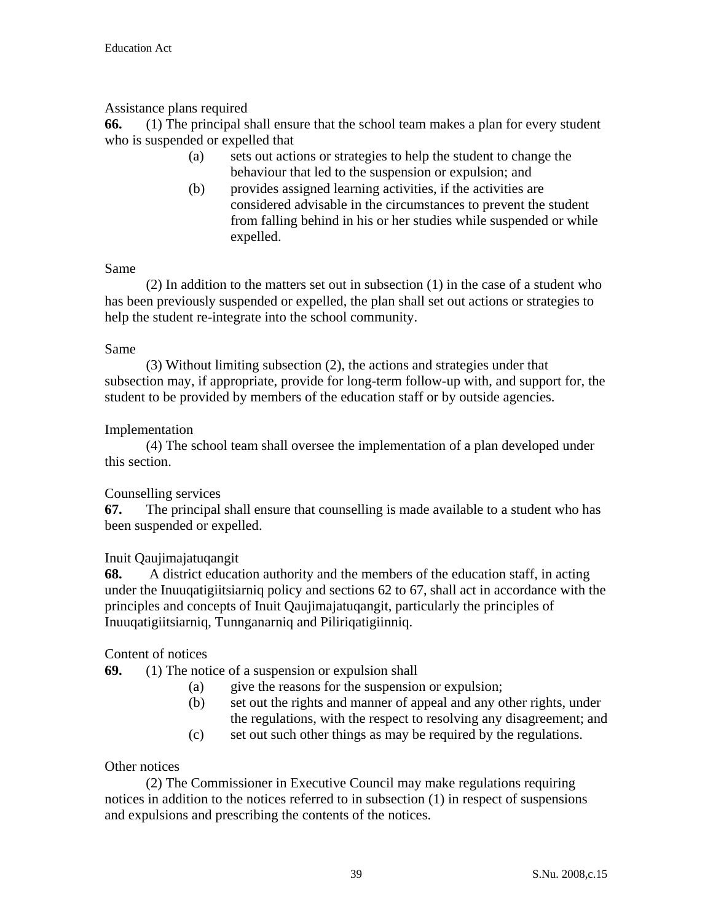Assistance plans required

**66.** (1) The principal shall ensure that the school team makes a plan for every student who is suspended or expelled that

(a) sets out actions or strategies to help the student to change the behaviour that led to the suspension or expulsion; and

(b) provides assigned learning activities, if the activities are considered advisable in the circumstances to prevent the student from falling behind in his or her studies while suspended or while expelled.

Same

(2) In addition to the matters set out in subsection (1) in the case of a student who has been previously suspended or expelled, the plan shall set out actions or strategies to help the student re-integrate into the school community.

Same

(3) Without limiting subsection (2), the actions and strategies under that subsection may, if appropriate, provide for long-term follow-up with, and support for, the student to be provided by members of the education staff or by outside agencies.

Implementation

(4) The school team shall oversee the implementation of a plan developed under this section.

Counselling services

**67.** The principal shall ensure that counselling is made available to a student who has been suspended or expelled.

Inuit Qaujimajatuqangit

**68.** A district education authority and the members of the education staff, in acting under the Inuuqatigiitsiarniq policy and sections 62 to 67, shall act in accordance with the principles and concepts of Inuit Qaujimajatuqangit, particularly the principles of Inuuqatigiitsiarniq, Tunnganarniq and Piliriqatigiinniq.

Content of notices

**69.** (1) The notice of a suspension or expulsion shall

(a) give the reasons for the suspension or expulsion;

(b) set out the rights and manner of appeal and any other rights, under the regulations, with the respect to resolving any disagreement; and

(c) set out such other things as may be required by the regulations.

Other notices

(2) The Commissioner in Executive Council may make regulations requiring notices in addition to the notices referred to in subsection (1) in respect of suspensions and expulsions and prescribing the contents of the notices.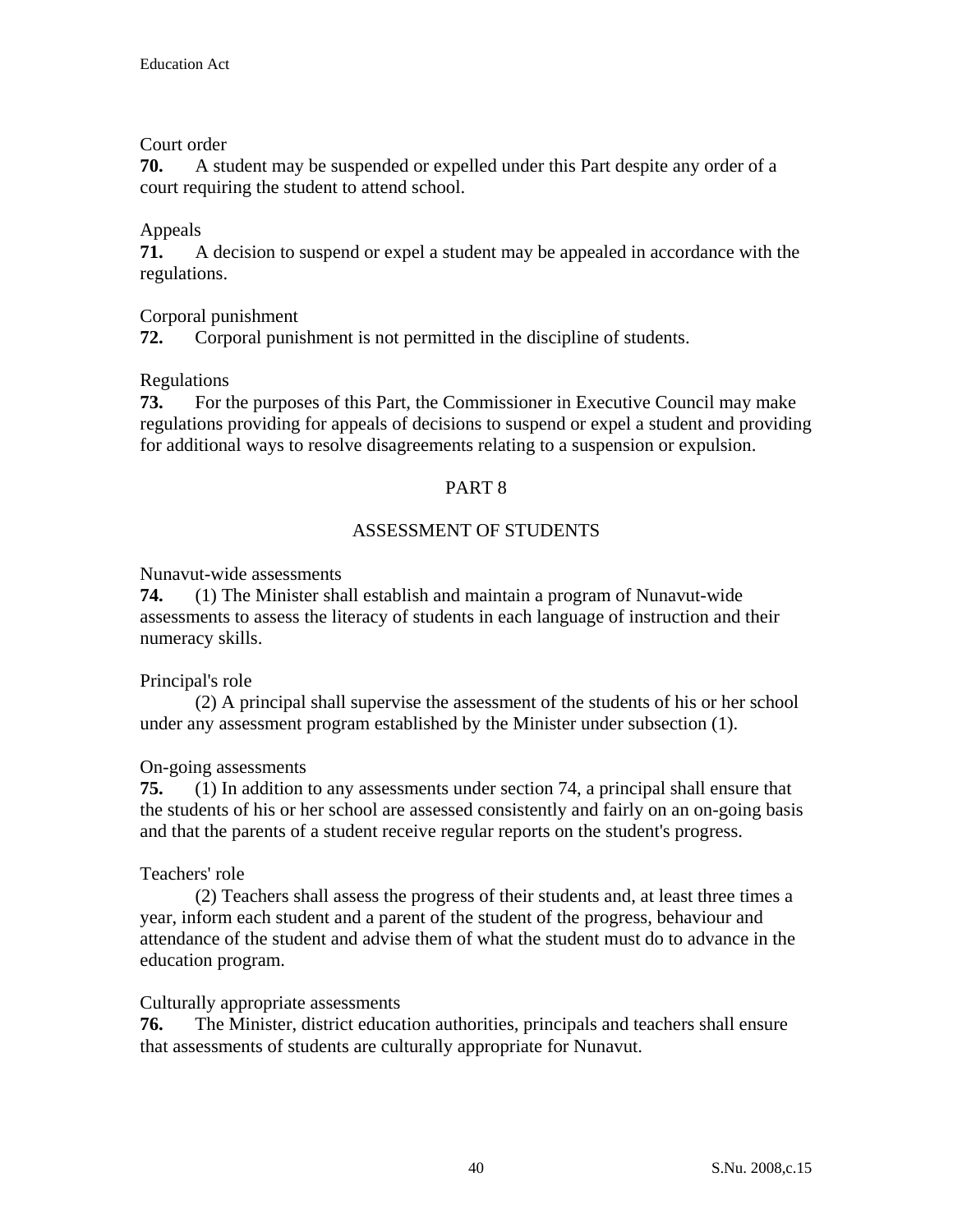Court order

**70.** A student may be suspended or expelled under this Part despite any order of a court requiring the student to attend school.

Appeals

**71.** A decision to suspend or expel a student may be appealed in accordance with the regulations.

Corporal punishment

**72.** Corporal punishment is not permitted in the discipline of students.

Regulations

**73.** For the purposes of this Part, the Commissioner in Executive Council may make regulations providing for appeals of decisions to suspend or expel a student and providing for additional ways to resolve disagreements relating to a suspension or expulsion.

## PART 8

## ASSESSMENT OF STUDENTS

Nunavut-wide assessments

**74.** (1) The Minister shall establish and maintain a program of Nunavut-wide assessments to assess the literacy of students in each language of instruction and their numeracy skills.

Principal's role

(2) A principal shall supervise the assessment of the students of his or her school under any assessment program established by the Minister under subsection (1).

On-going assessments

**75.** (1) In addition to any assessments under section 74, a principal shall ensure that the students of his or her school are assessed consistently and fairly on an on-going basis and that the parents of a student receive regular reports on the student's progress.

Teachers' role

(2) Teachers shall assess the progress of their students and, at least three times a year, inform each student and a parent of the student of the progress, behaviour and attendance of the student and advise them of what the student must do to advance in the education program.

Culturally appropriate assessments

**76.** The Minister, district education authorities, principals and teachers shall ensure that assessments of students are culturally appropriate for Nunavut.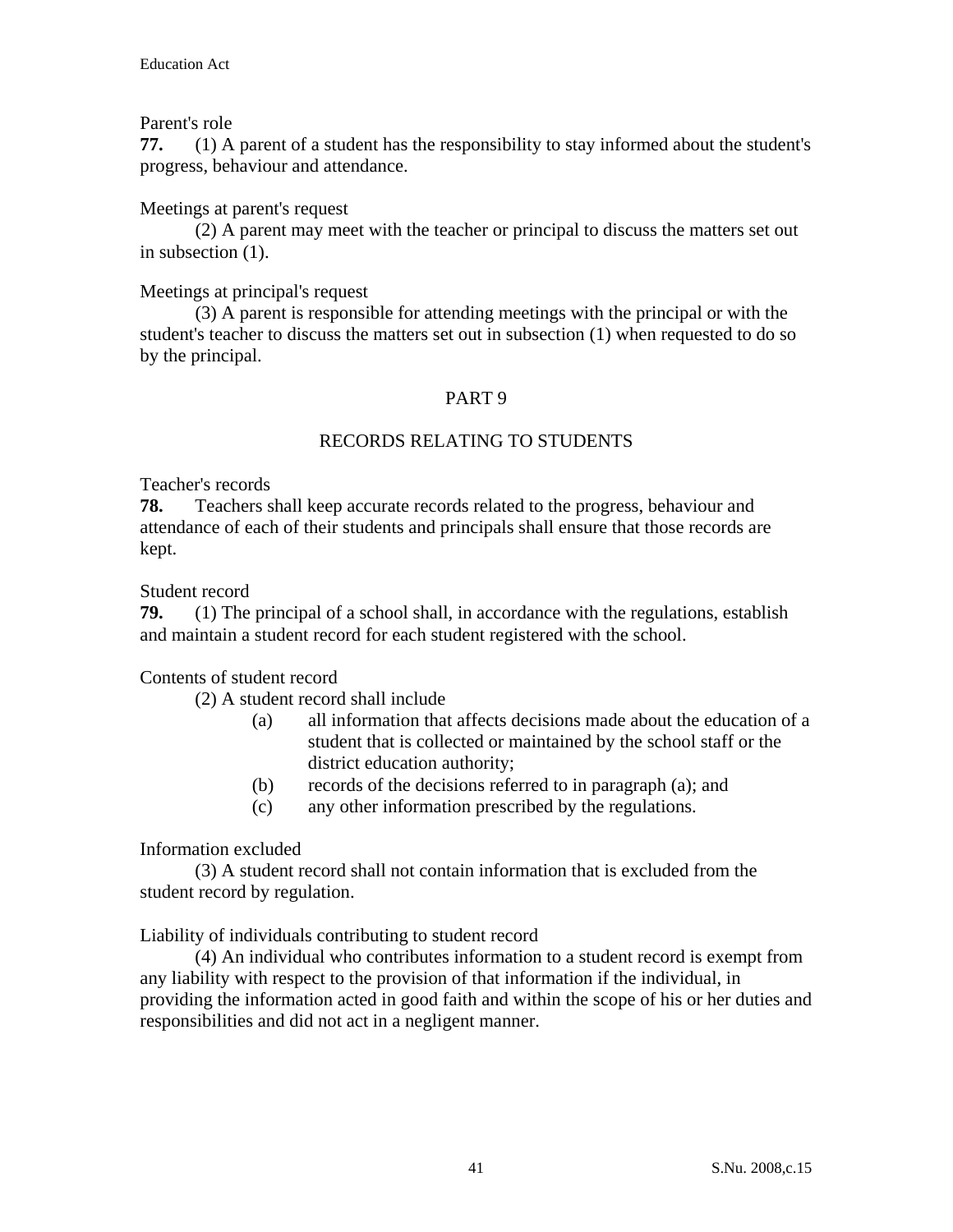Parent's role

**77.** (1) A parent of a student has the responsibility to stay informed about the student's progress, behaviour and attendance.

Meetings at parent's request

(2) A parent may meet with the teacher or principal to discuss the matters set out in subsection (1).

Meetings at principal's request

(3) A parent is responsible for attending meetings with the principal or with the student's teacher to discuss the matters set out in subsection (1) when requested to do so by the principal.

## PART 9

## RECORDS RELATING TO STUDENTS

Teacher's records

**78.** Teachers shall keep accurate records related to the progress, behaviour and attendance of each of their students and principals shall ensure that those records are kept.

Student record

**79.** (1) The principal of a school shall, in accordance with the regulations, establish and maintain a student record for each student registered with the school.

Contents of student record

(2) A student record shall include

- (a) all information that affects decisions made about the education of a student that is collected or maintained by the school staff or the district education authority;
- (b) records of the decisions referred to in paragraph (a); and
- (c) any other information prescribed by the regulations.

Information excluded

(3) A student record shall not contain information that is excluded from the student record by regulation.

Liability of individuals contributing to student record

(4) An individual who contributes information to a student record is exempt from any liability with respect to the provision of that information if the individual, in providing the information acted in good faith and within the scope of his or her duties and responsibilities and did not act in a negligent manner.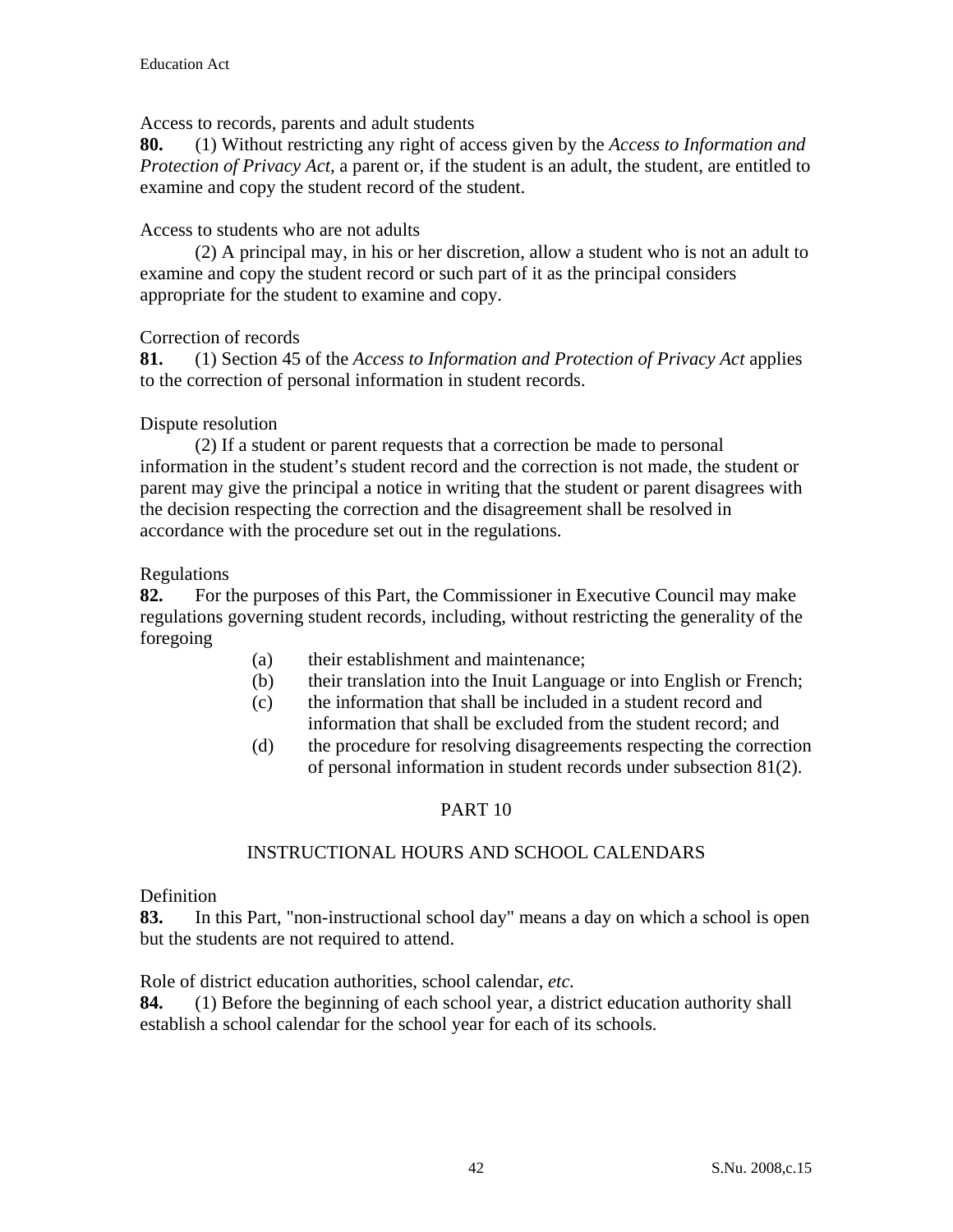Access to records, parents and adult students

**80.** (1) Without restricting any right of access given by the *Access to Information and Protection of Privacy Act,* a parent or, if the student is an adult, the student, are entitled to examine and copy the student record of the student.

Access to students who are not adults

(2) A principal may, in his or her discretion, allow a student who is not an adult to examine and copy the student record or such part of it as the principal considers appropriate for the student to examine and copy.

Correction of records

**81.** (1) Section 45 of the *Access to Information and Protection of Privacy Act* applies to the correction of personal information in student records.

Dispute resolution

(2) If a student or parent requests that a correction be made to personal information in the student's student record and the correction is not made, the student or parent may give the principal a notice in writing that the student or parent disagrees with the decision respecting the correction and the disagreement shall be resolved in accordance with the procedure set out in the regulations.

Regulations

**82.** For the purposes of this Part, the Commissioner in Executive Council may make regulations governing student records, including, without restricting the generality of the foregoing

(a) their establishment and maintenance;

(b) their translation into the Inuit Language or into English or French;

(c) the information that shall be included in a student record and information that shall be excluded from the student record; and

(d) the procedure for resolving disagreements respecting the correction of personal information in student records under subsection 81(2).

## PART 10

## INSTRUCTIONAL HOURS AND SCHOOL CALENDARS

Definition

**83.** In this Part, "non-instructional school day" means a day on which a school is open but the students are not required to attend.

Role of district education authorities, school calendar, *etc.*

**84.** (1) Before the beginning of each school year, a district education authority shall establish a school calendar for the school year for each of its schools.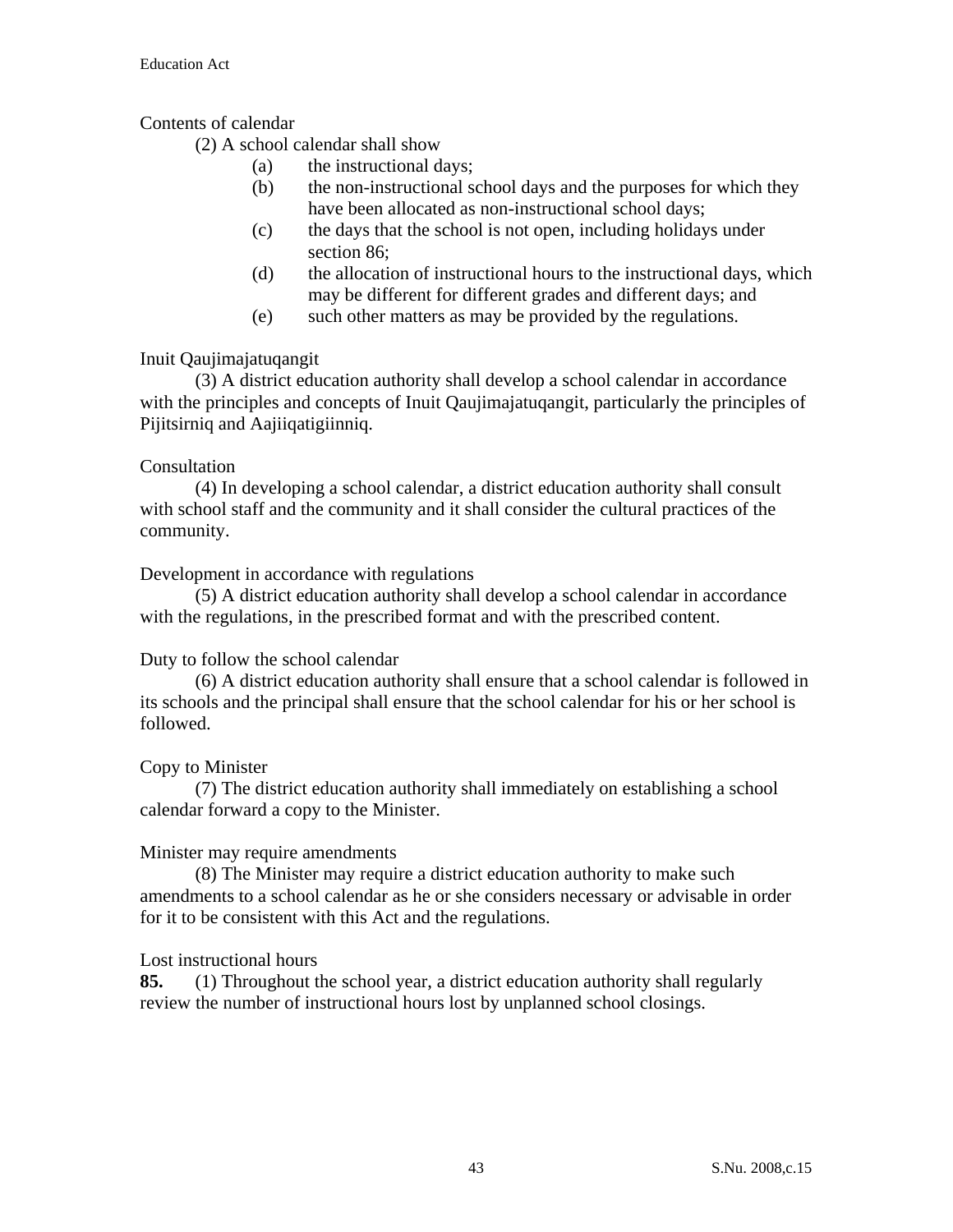Contents of calendar

(2) A school calendar shall show

- (a) the instructional days;
- (b) the non-instructional school days and the purposes for which they have been allocated as non-instructional school days;
- (c) the days that the school is not open, including holidays under section 86;
- (d) the allocation of instructional hours to the instructional days, which may be different for different grades and different days; and
- (e) such other matters as may be provided by the regulations.

Inuit Qaujimajatuqangit

(3) A district education authority shall develop a school calendar in accordance with the principles and concepts of Inuit Qaujimajatuqangit, particularly the principles of Pijitsirniq and Aajiiqatigiinniq.

Consultation

(4) In developing a school calendar, a district education authority shall consult with school staff and the community and it shall consider the cultural practices of the community.

Development in accordance with regulations

(5) A district education authority shall develop a school calendar in accordance with the regulations, in the prescribed format and with the prescribed content.

Duty to follow the school calendar

(6) A district education authority shall ensure that a school calendar is followed in its schools and the principal shall ensure that the school calendar for his or her school is followed.

Copy to Minister

(7) The district education authority shall immediately on establishing a school calendar forward a copy to the Minister.

Minister may require amendments

(8) The Minister may require a district education authority to make such amendments to a school calendar as he or she considers necessary or advisable in order for it to be consistent with this Act and the regulations.

Lost instructional hours

**85.** (1) Throughout the school year, a district education authority shall regularly review the number of instructional hours lost by unplanned school closings.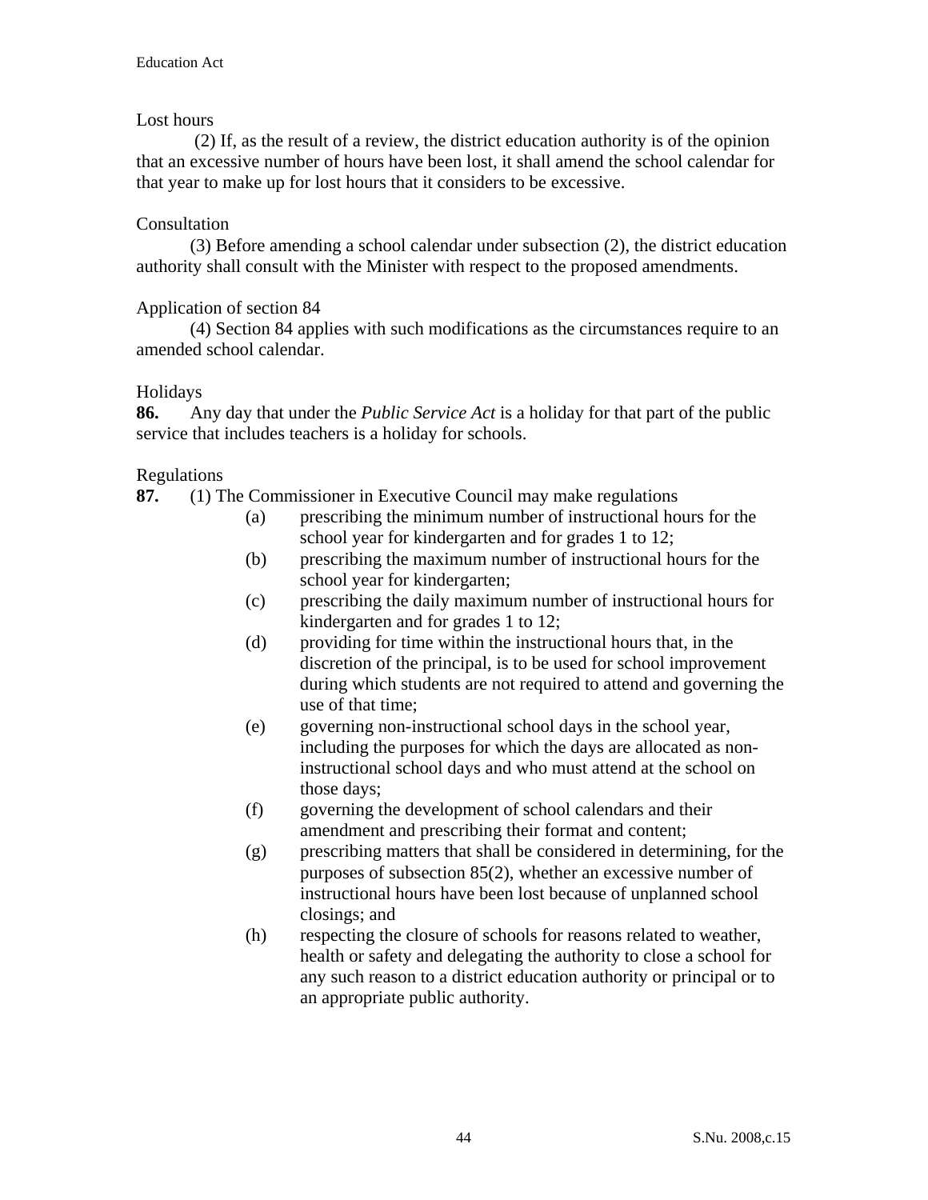Lost hours

(2) If, as the result of a review, the district education authority is of the opinion that an excessive number of hours have been lost, it shall amend the school calendar for that year to make up for lost hours that it considers to be excessive.

Consultation

(3) Before amending a school calendar under subsection (2), the district education authority shall consult with the Minister with respect to the proposed amendments.

Application of section 84

(4) Section 84 applies with such modifications as the circumstances require to an amended school calendar.

Holidays

**86.** Any day that under the *Public Service Act* is a holiday for that part of the public service that includes teachers is a holiday for schools.

Regulations

**87.** (1) The Commissioner in Executive Council may make regulations

- (a) prescribing the minimum number of instructional hours for the school year for kindergarten and for grades 1 to 12;
- (b) prescribing the maximum number of instructional hours for the school year for kindergarten;
- (c) prescribing the daily maximum number of instructional hours for kindergarten and for grades 1 to 12;
- (d) providing for time within the instructional hours that, in the discretion of the principal, is to be used for school improvement during which students are not required to attend and governing the use of that time;
- (e) governing non-instructional school days in the school year, including the purposes for which the days are allocated as non-instructional school days and who must attend at the school on those days;
- (f) governing the development of school calendars and their amendment and prescribing their format and content;
- (g) prescribing matters that shall be considered in determining, for the purposes of subsection 85(2), whether an excessive number of instructional hours have been lost because of unplanned school closings; and
- (h) respecting the closure of schools for reasons related to weather, health or safety and delegating the authority to close a school for any such reason to a district education authority or principal or to an appropriate public authority.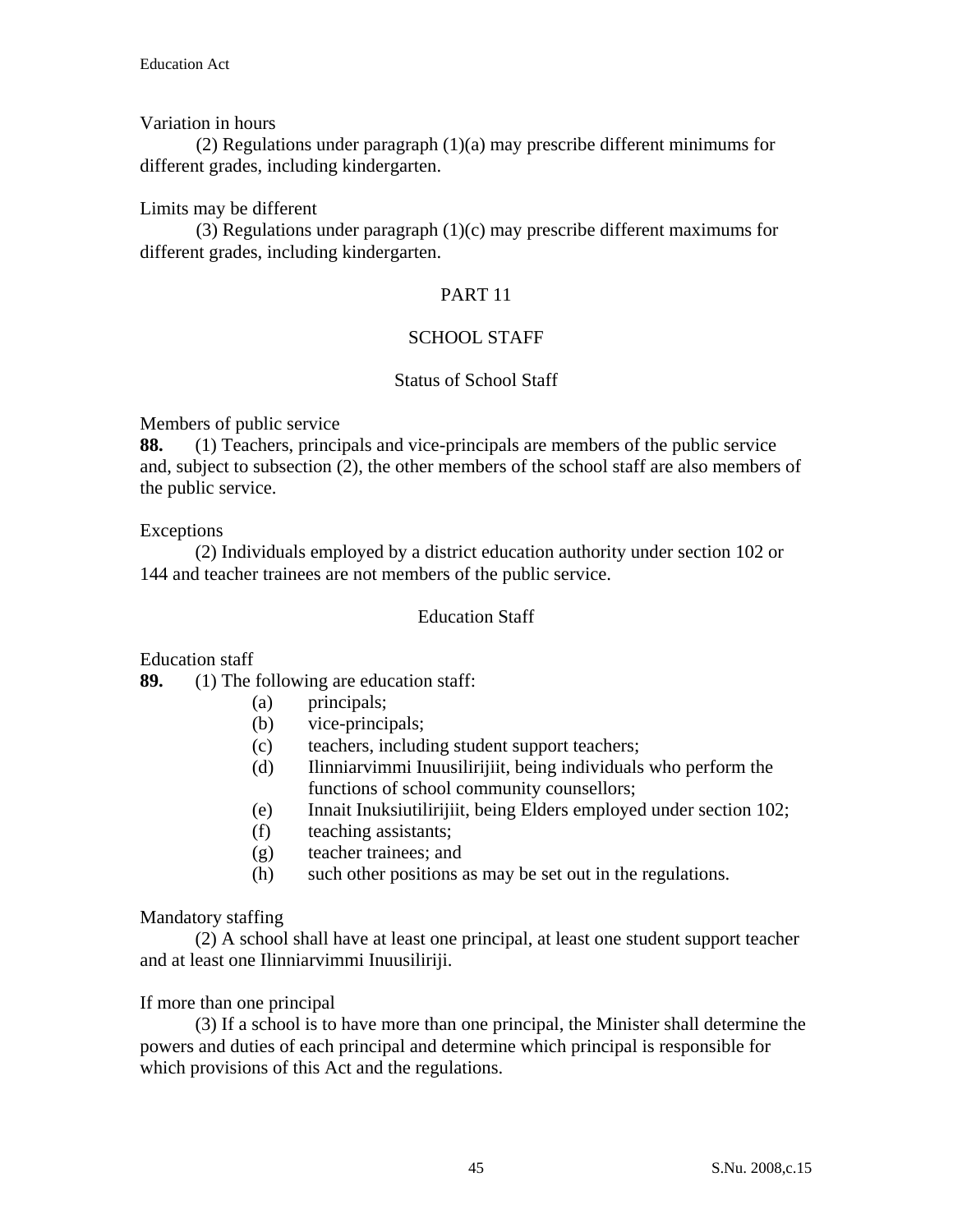Variation in hours

(2) Regulations under paragraph (1)(a) may prescribe different minimums for different grades, including kindergarten.

Limits may be different

(3) Regulations under paragraph (1)(c) may prescribe different maximums for different grades, including kindergarten.

## PART 11

## SCHOOL STAFF

### Status of School Staff

Members of public service

**88.** (1) Teachers, principals and vice-principals are members of the public service and, subject to subsection (2), the other members of the school staff are also members of the public service.

Exceptions

(2) Individuals employed by a district education authority under section 102 or 144 and teacher trainees are not members of the public service.

### Education Staff

Education staff

**89.** (1) The following are education staff:

- (a) principals;
- (b) vice-principals;
- (c) teachers, including student support teachers;
- (d) Ilinniarvimmi Inuusilirijiit, being individuals who perform the functions of school community counsellors;
- (e) Innait Inuksiutilirijiit, being Elders employed under section 102;
- (f) teaching assistants;
- (g) teacher trainees; and
- (h) such other positions as may be set out in the regulations.

Mandatory staffing

(2) A school shall have at least one principal, at least one student support teacher and at least one Ilinniarvimmi Inuusiliriji.

If more than one principal

(3) If a school is to have more than one principal, the Minister shall determine the powers and duties of each principal and determine which principal is responsible for which provisions of this Act and the regulations.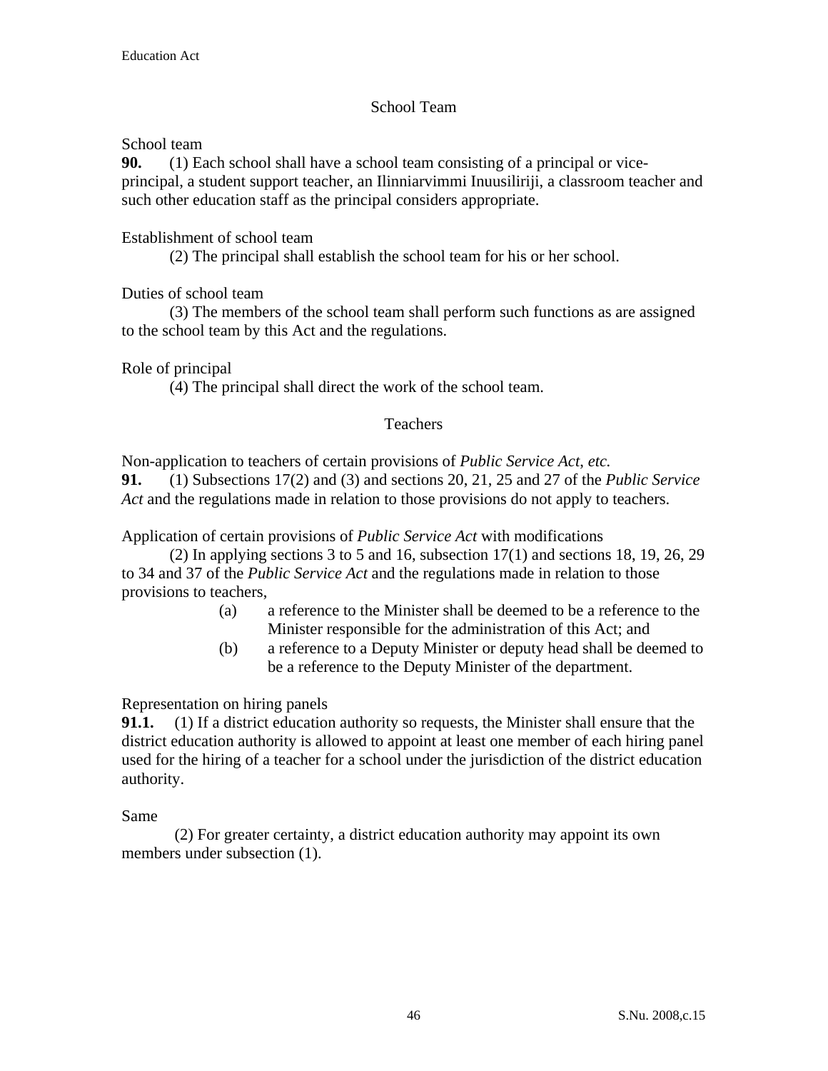## School Team

School team

**90.** (1) Each school shall have a school team consisting of a principal or vice-principal, a student support teacher, an Ilinniarvimmi Inuusiliriji, a classroom teacher and such other education staff as the principal considers appropriate.

Establishment of school team

(2) The principal shall establish the school team for his or her school.

Duties of school team

(3) The members of the school team shall perform such functions as are assigned to the school team by this Act and the regulations.

Role of principal

(4) The principal shall direct the work of the school team.

## Teachers

Non-application to teachers of certain provisions of *Public Service Act, etc.*

**91.** (1) Subsections 17(2) and (3) and sections 20, 21, 25 and 27 of the *Public Service Act* and the regulations made in relation to those provisions do not apply to teachers.

Application of certain provisions of *Public Service Act* with modifications

(2) In applying sections 3 to 5 and 16, subsection 17(1) and sections 18, 19, 26, 29 to 34 and 37 of the *Public Service Act* and the regulations made in relation to those provisions to teachers,

- (a) a reference to the Minister shall be deemed to be a reference to the Minister responsible for the administration of this Act; and
- (b) a reference to a Deputy Minister or deputy head shall be deemed to be a reference to the Deputy Minister of the department.

Representation on hiring panels

**91.1.** (1) If a district education authority so requests, the Minister shall ensure that the district education authority is allowed to appoint at least one member of each hiring panel used for the hiring of a teacher for a school under the jurisdiction of the district education authority.

Same

(2) For greater certainty, a district education authority may appoint its own members under subsection (1).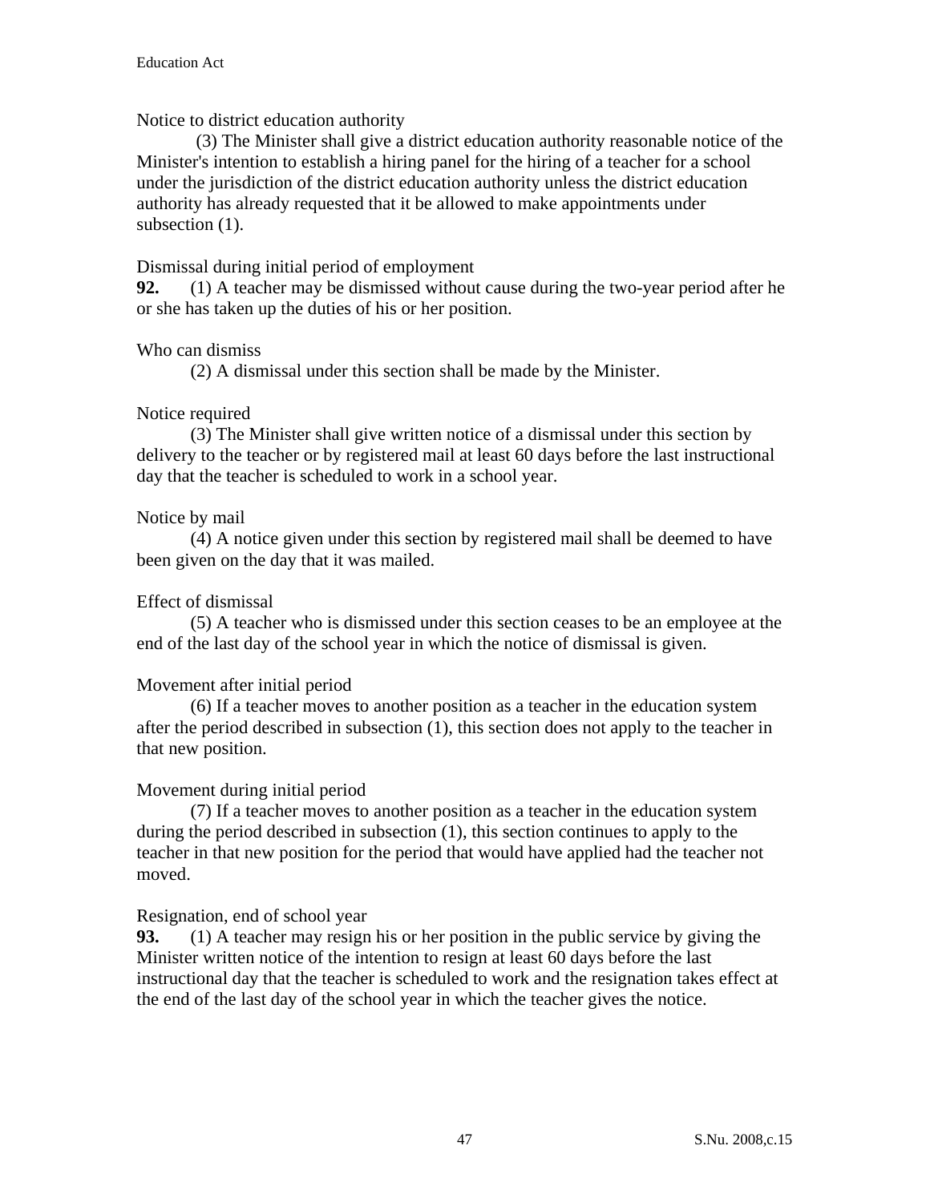Notice to district education authority

(3) The Minister shall give a district education authority reasonable notice of the Minister's intention to establish a hiring panel for the hiring of a teacher for a school under the jurisdiction of the district education authority unless the district education authority has already requested that it be allowed to make appointments under subsection (1).

Dismissal during initial period of employment

**92.** (1) A teacher may be dismissed without cause during the two-year period after he or she has taken up the duties of his or her position.

Who can dismiss

(2) A dismissal under this section shall be made by the Minister.

Notice required

(3) The Minister shall give written notice of a dismissal under this section by delivery to the teacher or by registered mail at least 60 days before the last instructional day that the teacher is scheduled to work in a school year.

Notice by mail

(4) A notice given under this section by registered mail shall be deemed to have been given on the day that it was mailed.

Effect of dismissal

(5) A teacher who is dismissed under this section ceases to be an employee at the end of the last day of the school year in which the notice of dismissal is given.

Movement after initial period

(6) If a teacher moves to another position as a teacher in the education system after the period described in subsection (1), this section does not apply to the teacher in that new position.

Movement during initial period

(7) If a teacher moves to another position as a teacher in the education system during the period described in subsection (1), this section continues to apply to the teacher in that new position for the period that would have applied had the teacher not moved.

Resignation, end of school year

**93.** (1) A teacher may resign his or her position in the public service by giving the Minister written notice of the intention to resign at least 60 days before the last instructional day that the teacher is scheduled to work and the resignation takes effect at the end of the last day of the school year in which the teacher gives the notice.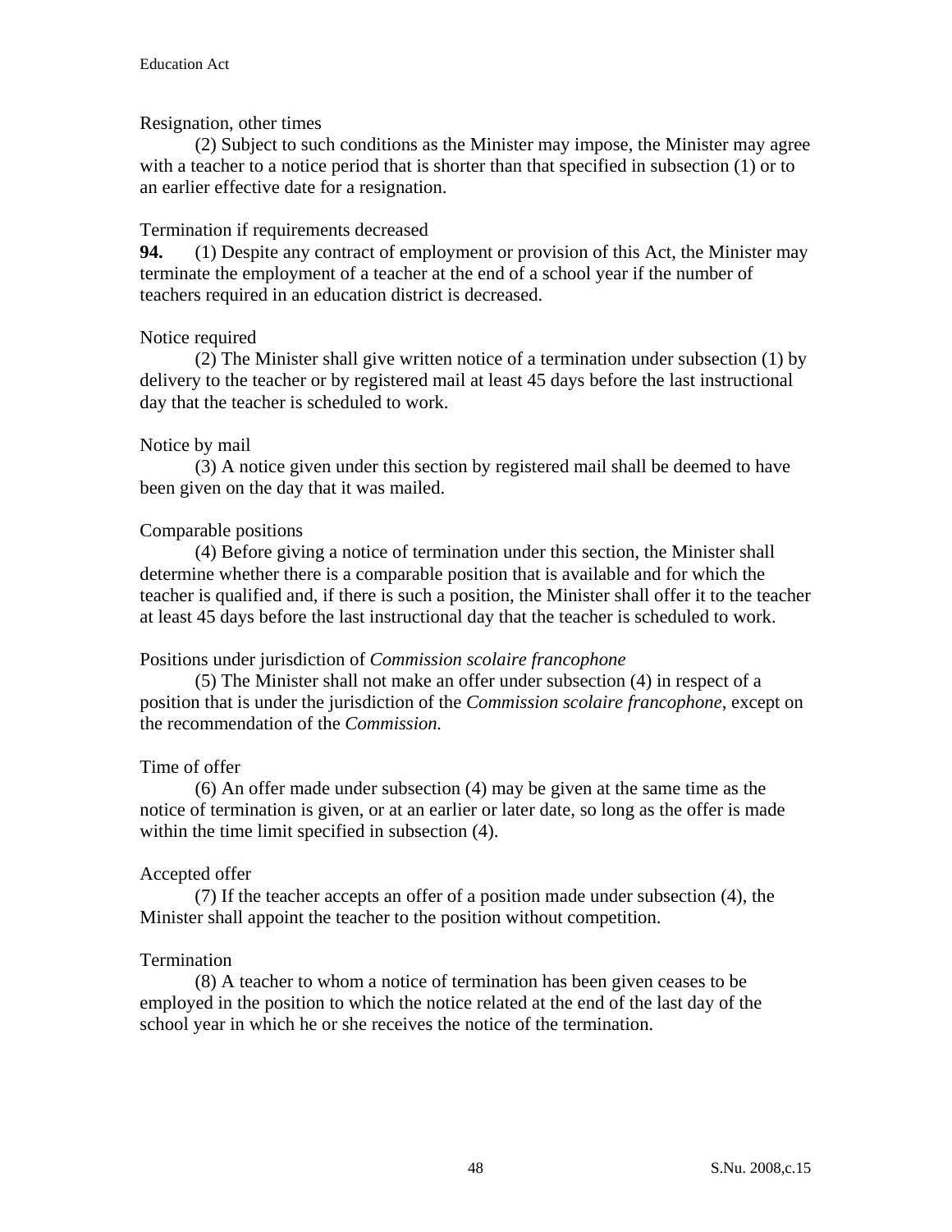Resignation, other times

(2) Subject to such conditions as the Minister may impose, the Minister may agree with a teacher to a notice period that is shorter than that specified in subsection (1) or to an earlier effective date for a resignation.

Termination if requirements decreased

**94.** (1) Despite any contract of employment or provision of this Act, the Minister may terminate the employment of a teacher at the end of a school year if the number of teachers required in an education district is decreased.

Notice required

(2) The Minister shall give written notice of a termination under subsection (1) by delivery to the teacher or by registered mail at least 45 days before the last instructional day that the teacher is scheduled to work.

Notice by mail

(3) A notice given under this section by registered mail shall be deemed to have been given on the day that it was mailed.

Comparable positions

(4) Before giving a notice of termination under this section, the Minister shall determine whether there is a comparable position that is available and for which the teacher is qualified and, if there is such a position, the Minister shall offer it to the teacher at least 45 days before the last instructional day that the teacher is scheduled to work.

Positions under jurisdiction of *Commission scolaire francophone*

(5) The Minister shall not make an offer under subsection (4) in respect of a position that is under the jurisdiction of the *Commission scolaire francophone*, except on the recommendation of the *Commission.*

Time of offer

(6) An offer made under subsection (4) may be given at the same time as the notice of termination is given, or at an earlier or later date, so long as the offer is made within the time limit specified in subsection (4).

Accepted offer

(7) If the teacher accepts an offer of a position made under subsection (4), the Minister shall appoint the teacher to the position without competition.

Termination

(8) A teacher to whom a notice of termination has been given ceases to be employed in the position to which the notice related at the end of the last day of the school year in which he or she receives the notice of the termination.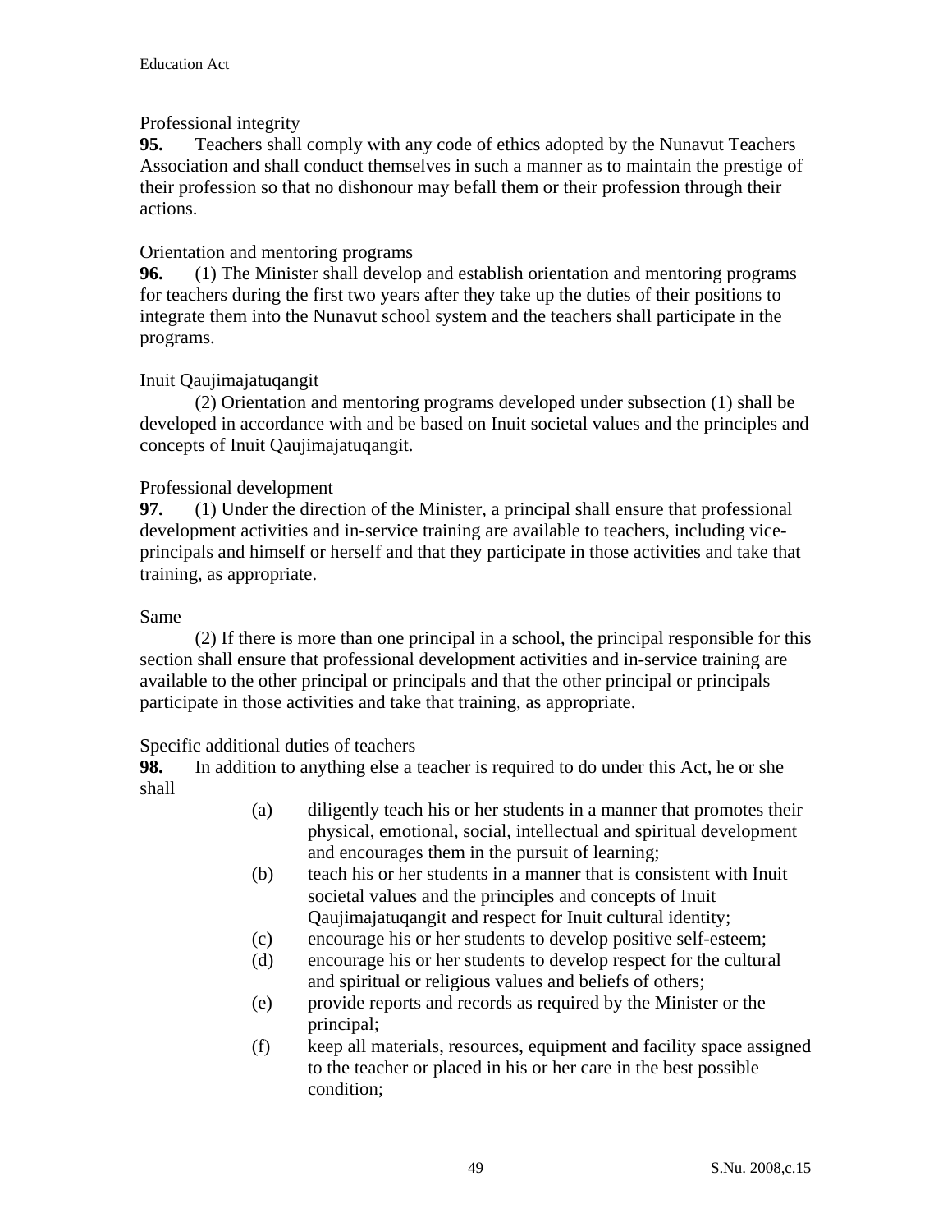Professional integrity

**95.** Teachers shall comply with any code of ethics adopted by the Nunavut Teachers Association and shall conduct themselves in such a manner as to maintain the prestige of their profession so that no dishonour may befall them or their profession through their actions.

Orientation and mentoring programs

**96.** (1) The Minister shall develop and establish orientation and mentoring programs for teachers during the first two years after they take up the duties of their positions to integrate them into the Nunavut school system and the teachers shall participate in the programs.

Inuit Qaujimajatuqangit

(2) Orientation and mentoring programs developed under subsection (1) shall be developed in accordance with and be based on Inuit societal values and the principles and concepts of Inuit Qaujimajatuqangit.

Professional development

**97.** (1) Under the direction of the Minister, a principal shall ensure that professional development activities and in-service training are available to teachers, including vice-principals and himself or herself and that they participate in those activities and take that training, as appropriate.

Same

(2) If there is more than one principal in a school, the principal responsible for this section shall ensure that professional development activities and in-service training are available to the other principal or principals and that the other principal or principals participate in those activities and take that training, as appropriate.

Specific additional duties of teachers

**98.** In addition to anything else a teacher is required to do under this Act, he or she shall

(a) diligently teach his or her students in a manner that promotes their physical, emotional, social, intellectual and spiritual development and encourages them in the pursuit of learning;

(b) teach his or her students in a manner that is consistent with Inuit societal values and the principles and concepts of Inuit Qaujimajatuqangit and respect for Inuit cultural identity;

(c) encourage his or her students to develop positive self-esteem;

(d) encourage his or her students to develop respect for the cultural and spiritual or religious values and beliefs of others;

(e) provide reports and records as required by the Minister or the principal;

(f) keep all materials, resources, equipment and facility space assigned to the teacher or placed in his or her care in the best possible condition;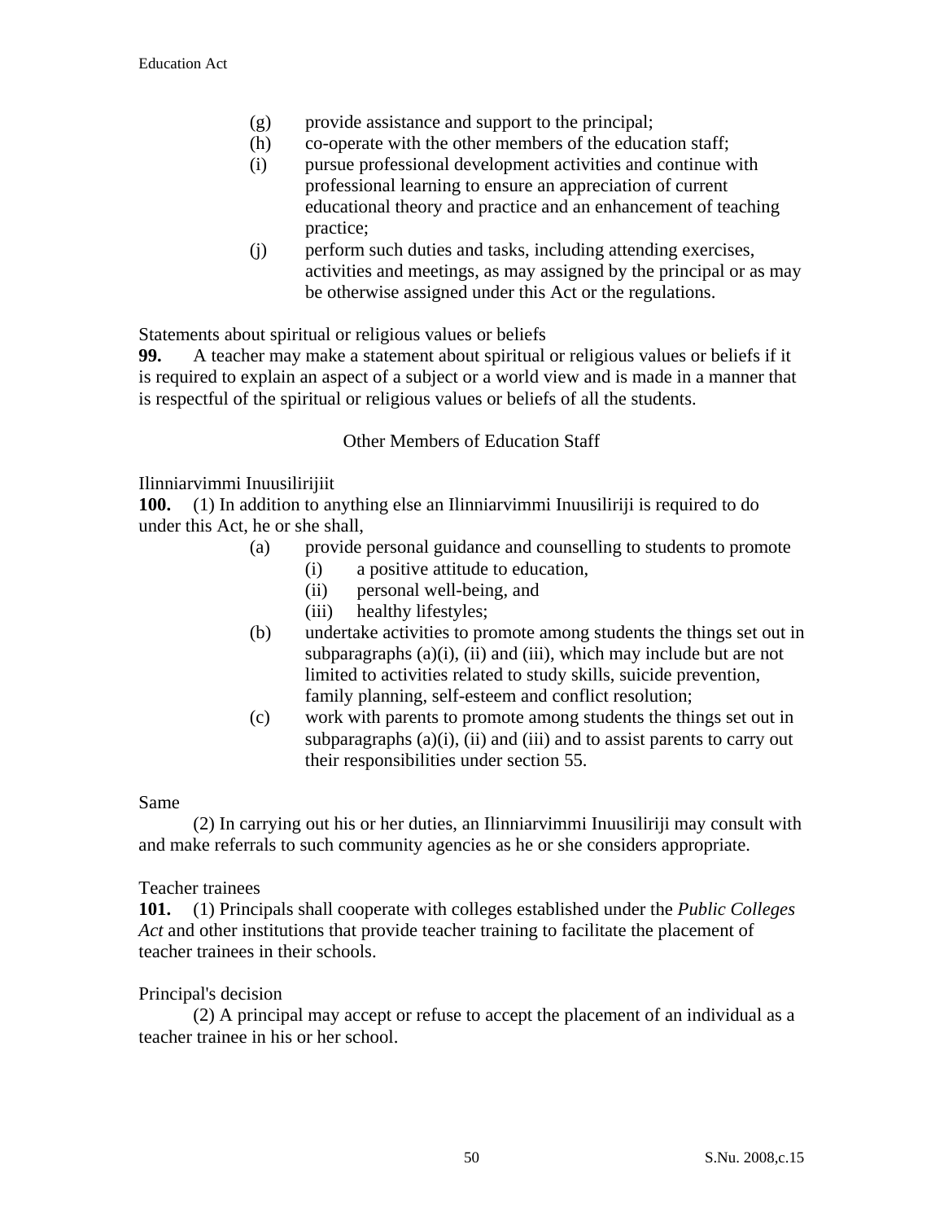(g) provide assistance and support to the principal;

(h) co-operate with the other members of the education staff;

(i) pursue professional development activities and continue with professional learning to ensure an appreciation of current educational theory and practice and an enhancement of teaching practice;

(j) perform such duties and tasks, including attending exercises, activities and meetings, as may assigned by the principal or as may be otherwise assigned under this Act or the regulations.

Statements about spiritual or religious values or beliefs

**99.** A teacher may make a statement about spiritual or religious values or beliefs if it is required to explain an aspect of a subject or a world view and is made in a manner that is respectful of the spiritual or religious values or beliefs of all the students.

## Other Members of Education Staff

Ilinniarvimmi Inuusilirijiit

**100.** (1) In addition to anything else an Ilinniarvimmi Inuusiliriji is required to do under this Act, he or she shall,

(a) provide personal guidance and counselling to students to promote

  (i) a positive attitude to education,

  (ii) personal well-being, and

  (iii) healthy lifestyles;

(b) undertake activities to promote among students the things set out in subparagraphs (a)(i), (ii) and (iii), which may include but are not limited to activities related to study skills, suicide prevention, family planning, self-esteem and conflict resolution;

(c) work with parents to promote among students the things set out in subparagraphs (a)(i), (ii) and (iii) and to assist parents to carry out their responsibilities under section 55.

Same

(2) In carrying out his or her duties, an Ilinniarvimmi Inuusiliriji may consult with and make referrals to such community agencies as he or she considers appropriate.

Teacher trainees

**101.** (1) Principals shall cooperate with colleges established under the *Public Colleges Act* and other institutions that provide teacher training to facilitate the placement of teacher trainees in their schools.

Principal's decision

(2) A principal may accept or refuse to accept the placement of an individual as a teacher trainee in his or her school.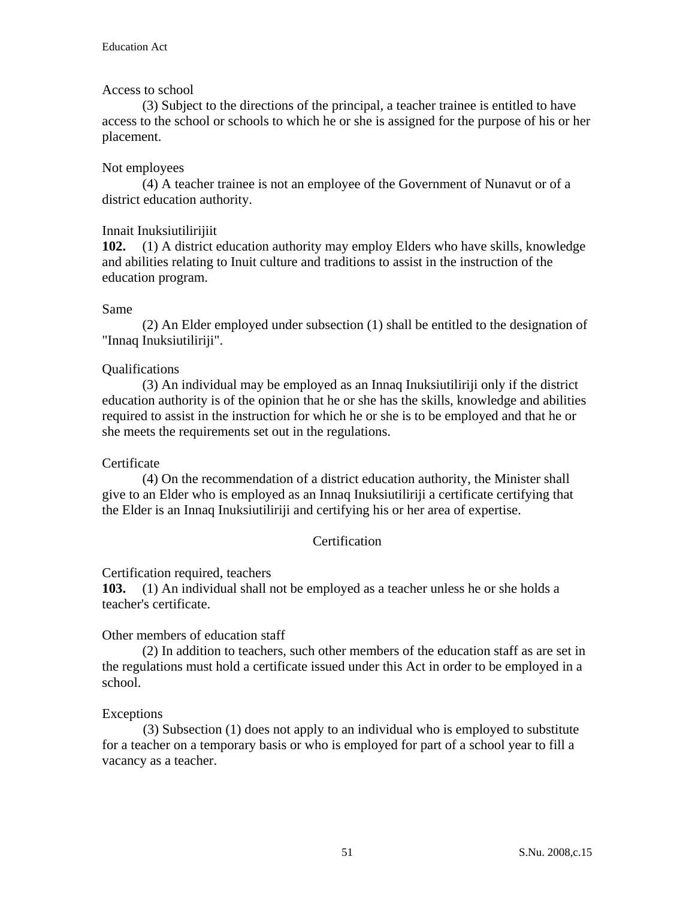Access to school

(3) Subject to the directions of the principal, a teacher trainee is entitled to have access to the school or schools to which he or she is assigned for the purpose of his or her placement.

Not employees

(4) A teacher trainee is not an employee of the Government of Nunavut or of a district education authority.

Innait Inuksiutilirijiit

**102.** (1) A district education authority may employ Elders who have skills, knowledge and abilities relating to Inuit culture and traditions to assist in the instruction of the education program.

Same

(2) An Elder employed under subsection (1) shall be entitled to the designation of "Innaq Inuksiutiliriji".

Qualifications

(3) An individual may be employed as an Innaq Inuksiutiliriji only if the district education authority is of the opinion that he or she has the skills, knowledge and abilities required to assist in the instruction for which he or she is to be employed and that he or she meets the requirements set out in the regulations.

Certificate

(4) On the recommendation of a district education authority, the Minister shall give to an Elder who is employed as an Innaq Inuksiutiliriji a certificate certifying that the Elder is an Innaq Inuksiutiliriji and certifying his or her area of expertise.

## Certification

Certification required, teachers

**103.** (1) An individual shall not be employed as a teacher unless he or she holds a teacher's certificate.

Other members of education staff

(2) In addition to teachers, such other members of the education staff as are set in the regulations must hold a certificate issued under this Act in order to be employed in a school.

Exceptions

(3) Subsection (1) does not apply to an individual who is employed to substitute for a teacher on a temporary basis or who is employed for part of a school year to fill a vacancy as a teacher.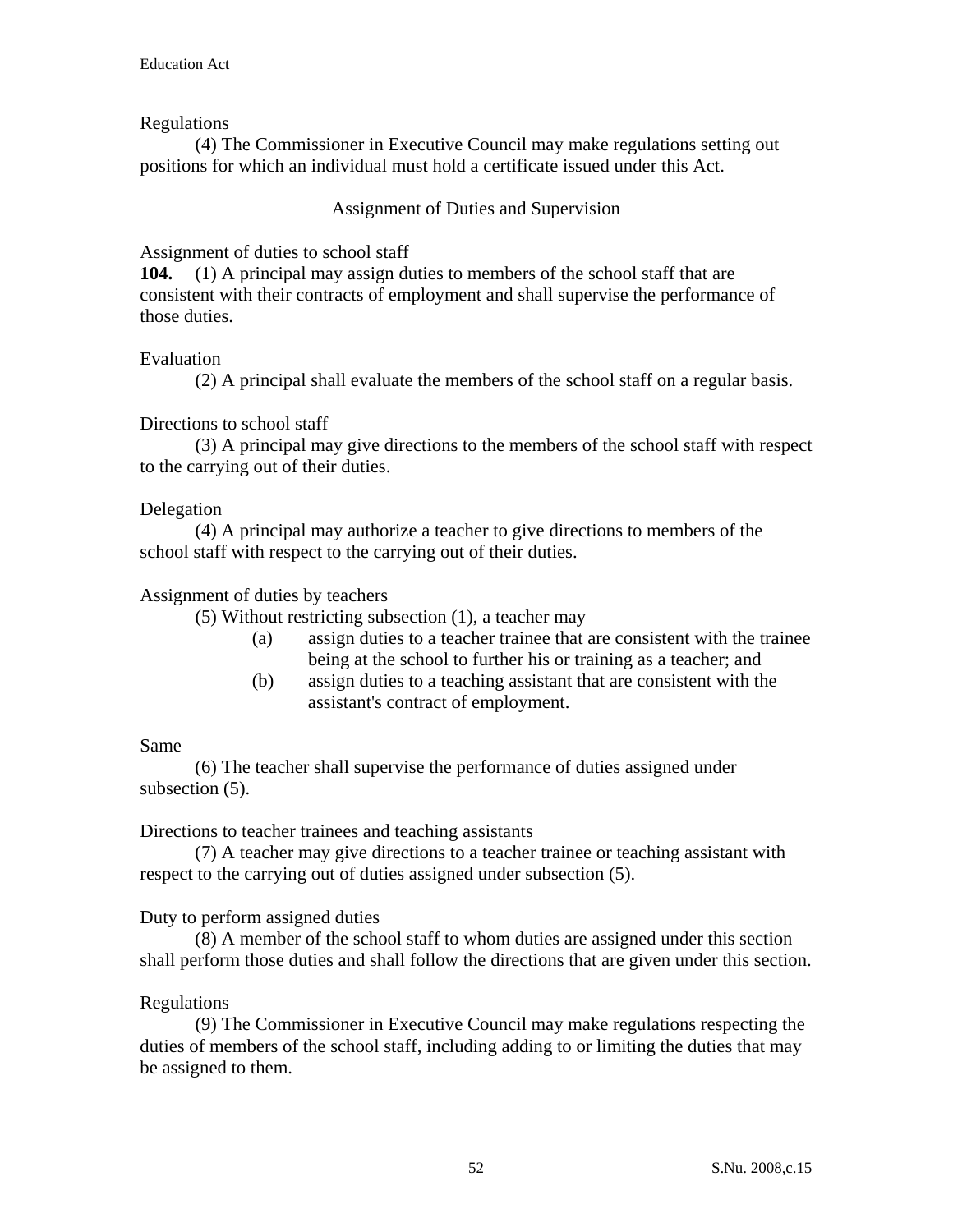Regulations

(4) The Commissioner in Executive Council may make regulations setting out positions for which an individual must hold a certificate issued under this Act.

## Assignment of Duties and Supervision

Assignment of duties to school staff

**104.** (1) A principal may assign duties to members of the school staff that are consistent with their contracts of employment and shall supervise the performance of those duties.

Evaluation

(2) A principal shall evaluate the members of the school staff on a regular basis.

Directions to school staff

(3) A principal may give directions to the members of the school staff with respect to the carrying out of their duties.

Delegation

(4) A principal may authorize a teacher to give directions to members of the school staff with respect to the carrying out of their duties.

Assignment of duties by teachers

(5) Without restricting subsection (1), a teacher may

(a) assign duties to a teacher trainee that are consistent with the trainee being at the school to further his or training as a teacher; and

(b) assign duties to a teaching assistant that are consistent with the assistant's contract of employment.

Same

(6) The teacher shall supervise the performance of duties assigned under subsection (5).

Directions to teacher trainees and teaching assistants

(7) A teacher may give directions to a teacher trainee or teaching assistant with respect to the carrying out of duties assigned under subsection (5).

Duty to perform assigned duties

(8) A member of the school staff to whom duties are assigned under this section shall perform those duties and shall follow the directions that are given under this section.

Regulations

(9) The Commissioner in Executive Council may make regulations respecting the duties of members of the school staff, including adding to or limiting the duties that may be assigned to them.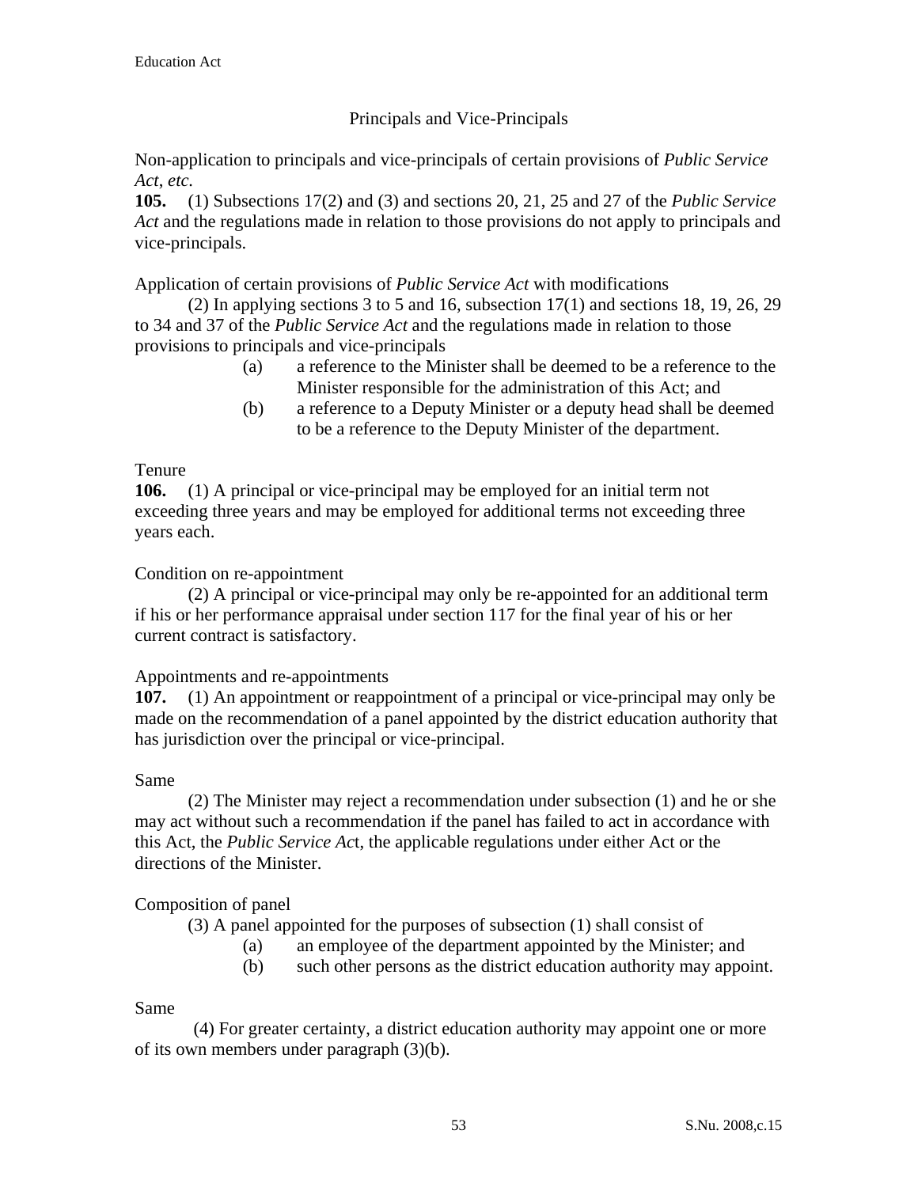## Principals and Vice-Principals

Non-application to principals and vice-principals of certain provisions of *Public Service Act, etc.*

**105.** (1) Subsections 17(2) and (3) and sections 20, 21, 25 and 27 of the *Public Service Act* and the regulations made in relation to those provisions do not apply to principals and vice-principals.

Application of certain provisions of *Public Service Act* with modifications

(2) In applying sections 3 to 5 and 16, subsection 17(1) and sections 18, 19, 26, 29 to 34 and 37 of the *Public Service Act* and the regulations made in relation to those provisions to principals and vice-principals

(a) a reference to the Minister shall be deemed to be a reference to the Minister responsible for the administration of this Act; and

(b) a reference to a Deputy Minister or a deputy head shall be deemed to be a reference to the Deputy Minister of the department.

Tenure

**106.** (1) A principal or vice-principal may be employed for an initial term not exceeding three years and may be employed for additional terms not exceeding three years each.

Condition on re-appointment

(2) A principal or vice-principal may only be re-appointed for an additional term if his or her performance appraisal under section 117 for the final year of his or her current contract is satisfactory.

Appointments and re-appointments

**107.** (1) An appointment or reappointment of a principal or vice-principal may only be made on the recommendation of a panel appointed by the district education authority that has jurisdiction over the principal or vice-principal.

Same

(2) The Minister may reject a recommendation under subsection (1) and he or she may act without such a recommendation if the panel has failed to act in accordance with this Act, the *Public Service Ac*t, the applicable regulations under either Act or the directions of the Minister.

Composition of panel

(3) A panel appointed for the purposes of subsection (1) shall consist of

(a) an employee of the department appointed by the Minister; and

(b) such other persons as the district education authority may appoint.

Same

(4) For greater certainty, a district education authority may appoint one or more of its own members under paragraph (3)(b).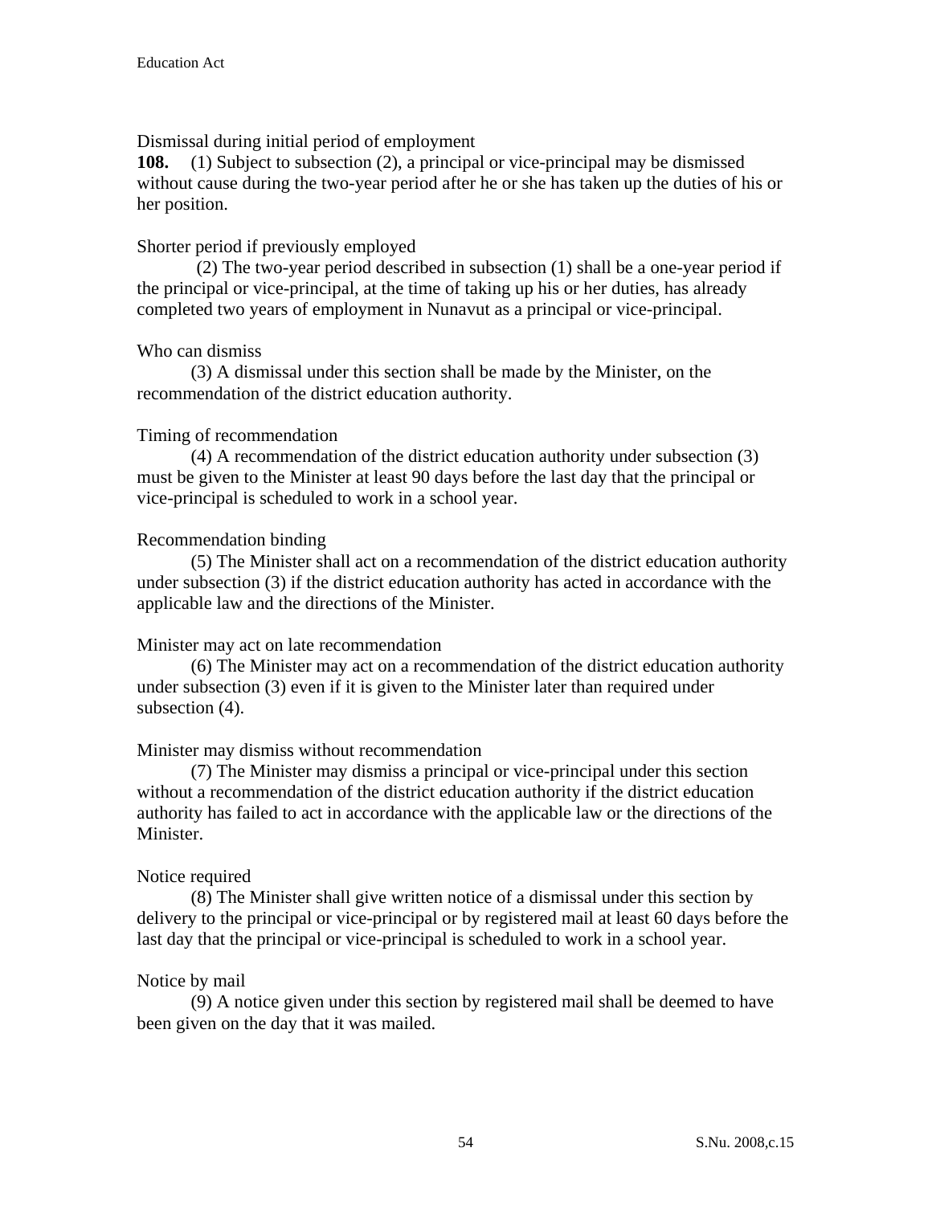Dismissal during initial period of employment

**108.** (1) Subject to subsection (2), a principal or vice-principal may be dismissed without cause during the two-year period after he or she has taken up the duties of his or her position.

Shorter period if previously employed

(2) The two-year period described in subsection (1) shall be a one-year period if the principal or vice-principal, at the time of taking up his or her duties, has already completed two years of employment in Nunavut as a principal or vice-principal.

Who can dismiss

(3) A dismissal under this section shall be made by the Minister, on the recommendation of the district education authority.

Timing of recommendation

(4) A recommendation of the district education authority under subsection (3) must be given to the Minister at least 90 days before the last day that the principal or vice-principal is scheduled to work in a school year.

Recommendation binding

(5) The Minister shall act on a recommendation of the district education authority under subsection (3) if the district education authority has acted in accordance with the applicable law and the directions of the Minister.

Minister may act on late recommendation

(6) The Minister may act on a recommendation of the district education authority under subsection (3) even if it is given to the Minister later than required under subsection (4).

Minister may dismiss without recommendation

(7) The Minister may dismiss a principal or vice-principal under this section without a recommendation of the district education authority if the district education authority has failed to act in accordance with the applicable law or the directions of the Minister.

Notice required

(8) The Minister shall give written notice of a dismissal under this section by delivery to the principal or vice-principal or by registered mail at least 60 days before the last day that the principal or vice-principal is scheduled to work in a school year.

Notice by mail

(9) A notice given under this section by registered mail shall be deemed to have been given on the day that it was mailed.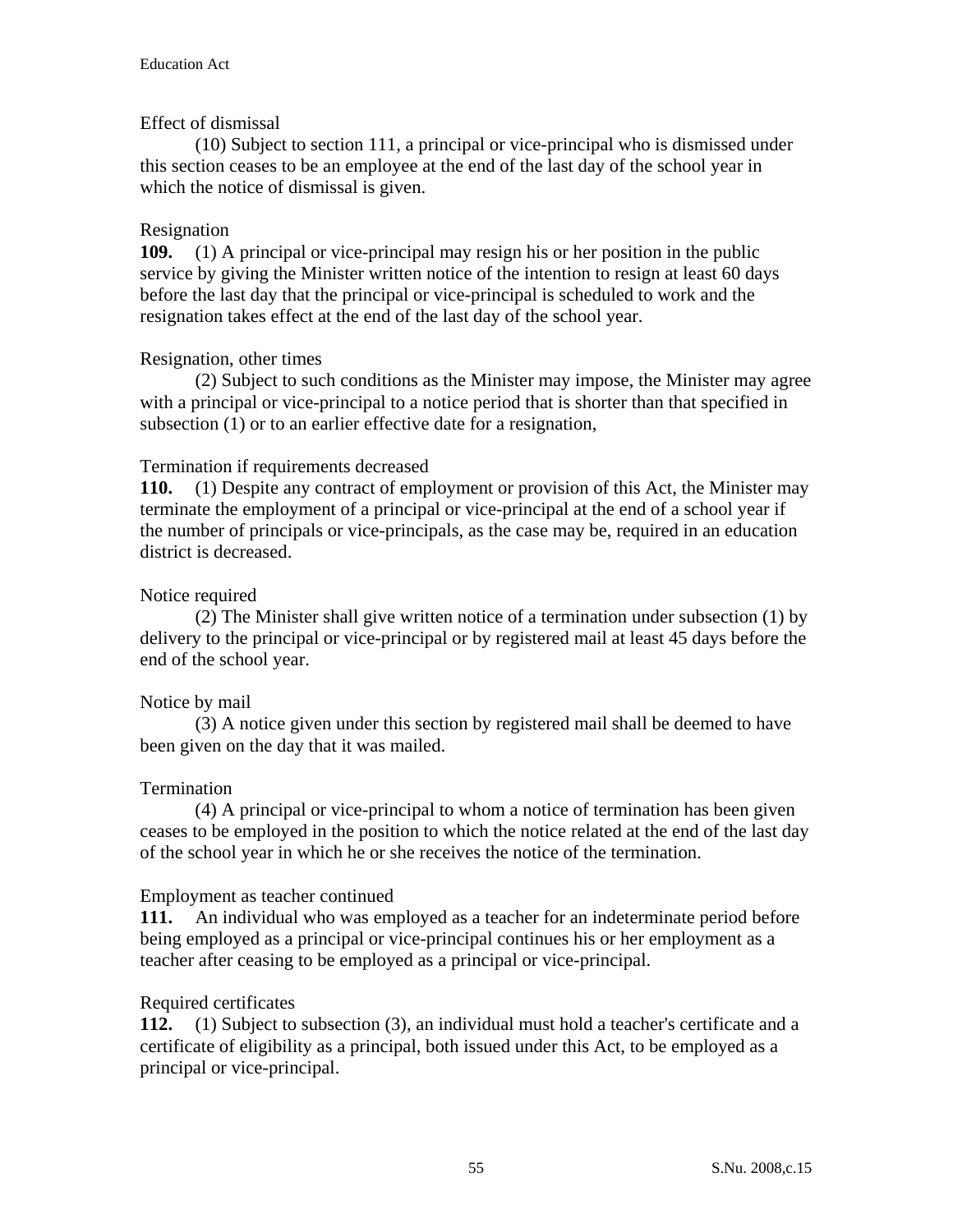Effect of dismissal

(10) Subject to section 111, a principal or vice-principal who is dismissed under this section ceases to be an employee at the end of the last day of the school year in which the notice of dismissal is given.

Resignation

**109.** (1) A principal or vice-principal may resign his or her position in the public service by giving the Minister written notice of the intention to resign at least 60 days before the last day that the principal or vice-principal is scheduled to work and the resignation takes effect at the end of the last day of the school year.

Resignation, other times

(2) Subject to such conditions as the Minister may impose, the Minister may agree with a principal or vice-principal to a notice period that is shorter than that specified in subsection (1) or to an earlier effective date for a resignation,

Termination if requirements decreased

**110.** (1) Despite any contract of employment or provision of this Act, the Minister may terminate the employment of a principal or vice-principal at the end of a school year if the number of principals or vice-principals, as the case may be, required in an education district is decreased.

Notice required

(2) The Minister shall give written notice of a termination under subsection (1) by delivery to the principal or vice-principal or by registered mail at least 45 days before the end of the school year.

Notice by mail

(3) A notice given under this section by registered mail shall be deemed to have been given on the day that it was mailed.

Termination

(4) A principal or vice-principal to whom a notice of termination has been given ceases to be employed in the position to which the notice related at the end of the last day of the school year in which he or she receives the notice of the termination.

Employment as teacher continued

**111.** An individual who was employed as a teacher for an indeterminate period before being employed as a principal or vice-principal continues his or her employment as a teacher after ceasing to be employed as a principal or vice-principal.

Required certificates

**112.** (1) Subject to subsection (3), an individual must hold a teacher's certificate and a certificate of eligibility as a principal, both issued under this Act, to be employed as a principal or vice-principal.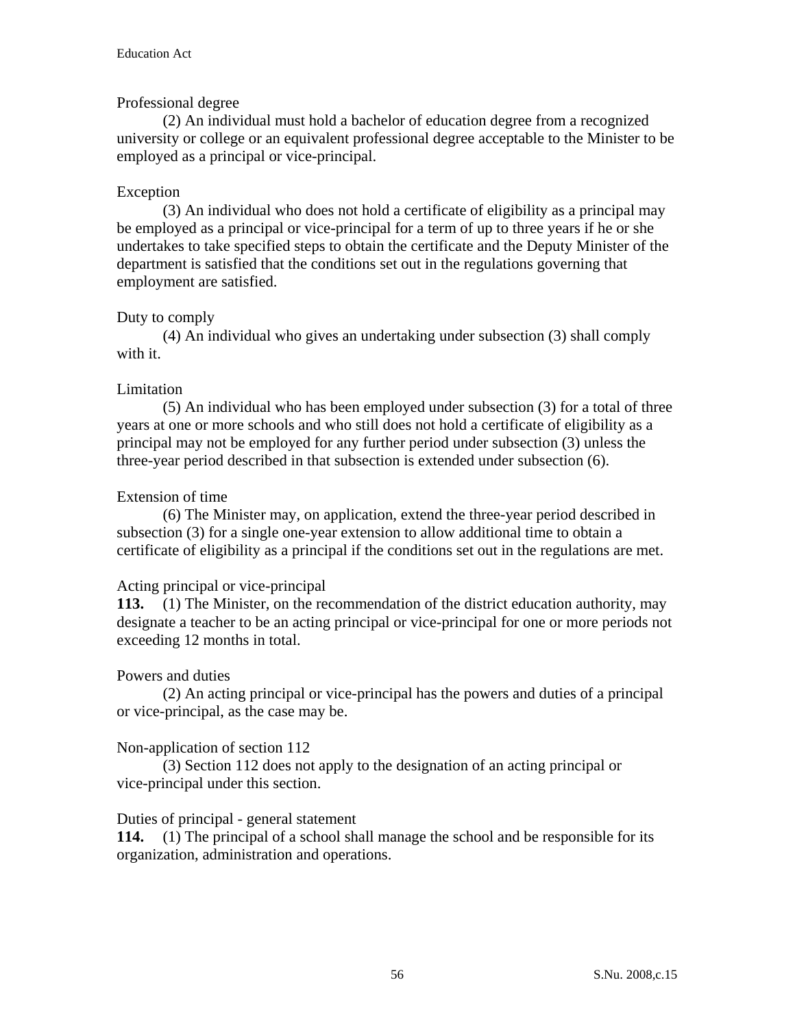Professional degree

(2) An individual must hold a bachelor of education degree from a recognized university or college or an equivalent professional degree acceptable to the Minister to be employed as a principal or vice-principal.

Exception

(3) An individual who does not hold a certificate of eligibility as a principal may be employed as a principal or vice-principal for a term of up to three years if he or she undertakes to take specified steps to obtain the certificate and the Deputy Minister of the department is satisfied that the conditions set out in the regulations governing that employment are satisfied.

Duty to comply

(4) An individual who gives an undertaking under subsection (3) shall comply with it.

Limitation

(5) An individual who has been employed under subsection (3) for a total of three years at one or more schools and who still does not hold a certificate of eligibility as a principal may not be employed for any further period under subsection (3) unless the three-year period described in that subsection is extended under subsection (6).

Extension of time

(6) The Minister may, on application, extend the three-year period described in subsection (3) for a single one-year extension to allow additional time to obtain a certificate of eligibility as a principal if the conditions set out in the regulations are met.

Acting principal or vice-principal

**113.** (1) The Minister, on the recommendation of the district education authority, may designate a teacher to be an acting principal or vice-principal for one or more periods not exceeding 12 months in total.

Powers and duties

(2) An acting principal or vice-principal has the powers and duties of a principal or vice-principal, as the case may be.

Non-application of section 112

(3) Section 112 does not apply to the designation of an acting principal or vice-principal under this section.

Duties of principal - general statement

**114.** (1) The principal of a school shall manage the school and be responsible for its organization, administration and operations.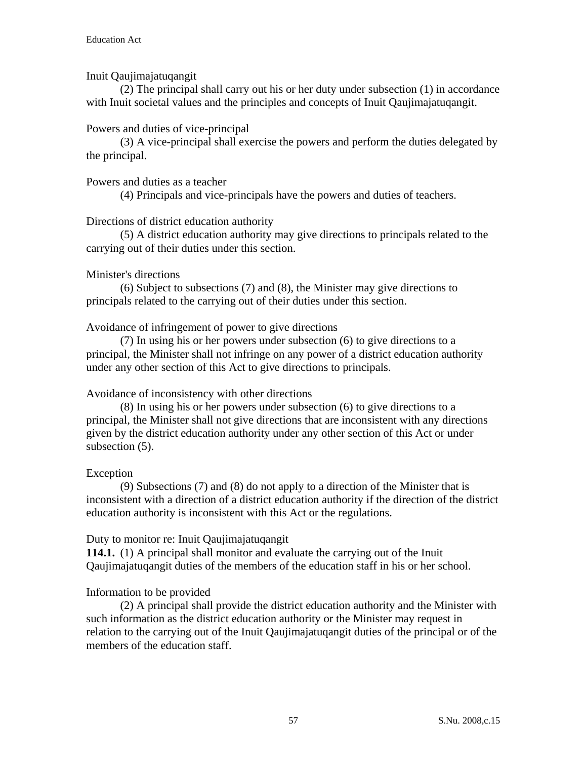Inuit Qaujimajatuqangit

(2) The principal shall carry out his or her duty under subsection (1) in accordance with Inuit societal values and the principles and concepts of Inuit Qaujimajatuqangit.

Powers and duties of vice-principal

(3) A vice-principal shall exercise the powers and perform the duties delegated by the principal.

Powers and duties as a teacher

(4) Principals and vice-principals have the powers and duties of teachers.

Directions of district education authority

(5) A district education authority may give directions to principals related to the carrying out of their duties under this section.

Minister's directions

(6) Subject to subsections (7) and (8), the Minister may give directions to principals related to the carrying out of their duties under this section.

Avoidance of infringement of power to give directions

(7) In using his or her powers under subsection (6) to give directions to a principal, the Minister shall not infringe on any power of a district education authority under any other section of this Act to give directions to principals.

Avoidance of inconsistency with other directions

(8) In using his or her powers under subsection (6) to give directions to a principal, the Minister shall not give directions that are inconsistent with any directions given by the district education authority under any other section of this Act or under subsection (5).

Exception

(9) Subsections (7) and (8) do not apply to a direction of the Minister that is inconsistent with a direction of a district education authority if the direction of the district education authority is inconsistent with this Act or the regulations.

Duty to monitor re: Inuit Qaujimajatuqangit

**114.1.** (1) A principal shall monitor and evaluate the carrying out of the Inuit Qaujimajatuqangit duties of the members of the education staff in his or her school.

Information to be provided

(2) A principal shall provide the district education authority and the Minister with such information as the district education authority or the Minister may request in relation to the carrying out of the Inuit Qaujimajatuqangit duties of the principal or of the members of the education staff.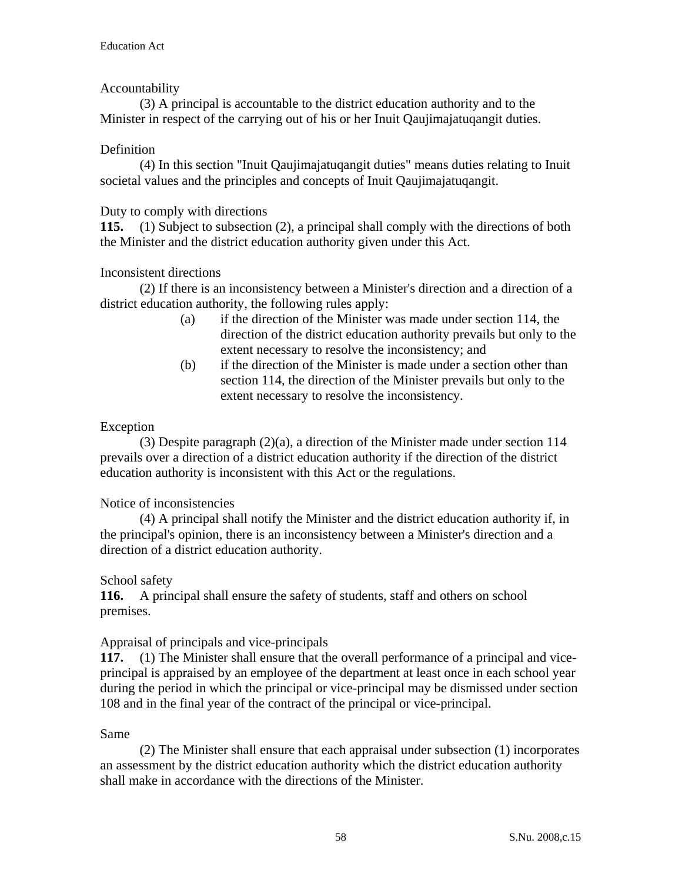Accountability

(3) A principal is accountable to the district education authority and to the Minister in respect of the carrying out of his or her Inuit Qaujimajatuqangit duties.

Definition

(4) In this section "Inuit Qaujimajatuqangit duties" means duties relating to Inuit societal values and the principles and concepts of Inuit Qaujimajatuqangit.

Duty to comply with directions

**115.** (1) Subject to subsection (2), a principal shall comply with the directions of both the Minister and the district education authority given under this Act.

Inconsistent directions

(2) If there is an inconsistency between a Minister's direction and a direction of a district education authority, the following rules apply:

(a) if the direction of the Minister was made under section 114, the direction of the district education authority prevails but only to the extent necessary to resolve the inconsistency; and

(b) if the direction of the Minister is made under a section other than section 114, the direction of the Minister prevails but only to the extent necessary to resolve the inconsistency.

Exception

(3) Despite paragraph (2)(a), a direction of the Minister made under section 114 prevails over a direction of a district education authority if the direction of the district education authority is inconsistent with this Act or the regulations.

Notice of inconsistencies

(4) A principal shall notify the Minister and the district education authority if, in the principal's opinion, there is an inconsistency between a Minister's direction and a direction of a district education authority.

School safety

**116.** A principal shall ensure the safety of students, staff and others on school premises.

Appraisal of principals and vice-principals

**117.** (1) The Minister shall ensure that the overall performance of a principal and vice-principal is appraised by an employee of the department at least once in each school year during the period in which the principal or vice-principal may be dismissed under section 108 and in the final year of the contract of the principal or vice-principal.

Same

(2) The Minister shall ensure that each appraisal under subsection (1) incorporates an assessment by the district education authority which the district education authority shall make in accordance with the directions of the Minister.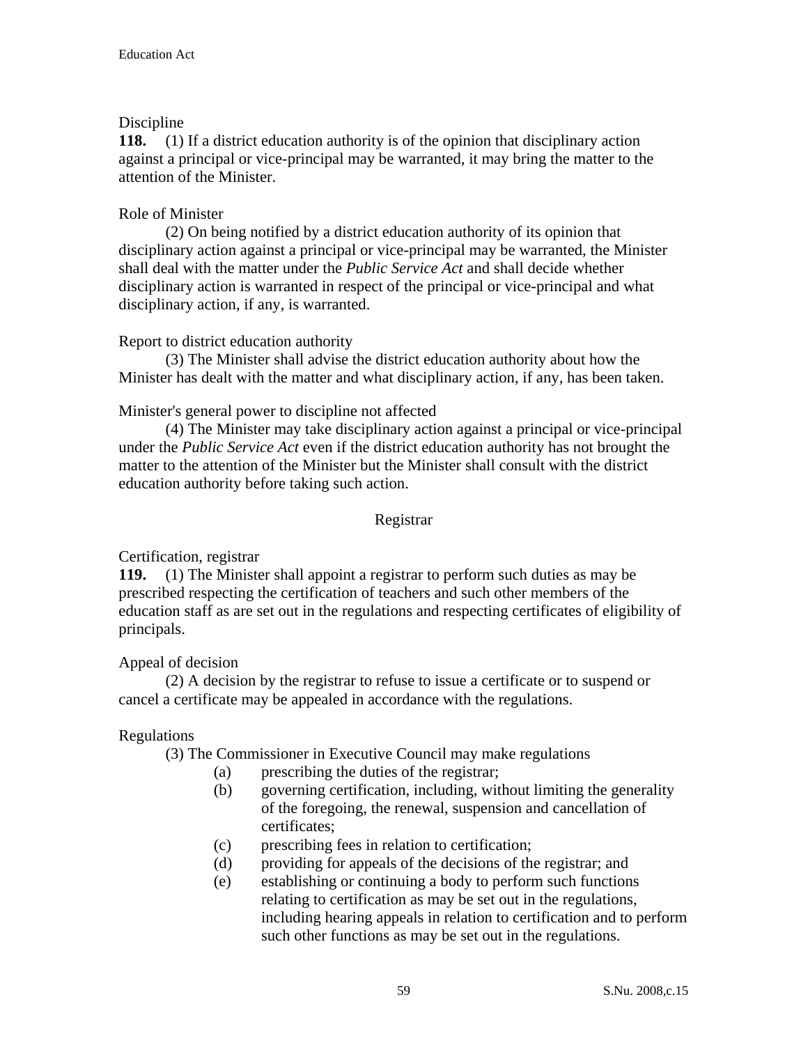Discipline

**118.** (1) If a district education authority is of the opinion that disciplinary action against a principal or vice-principal may be warranted, it may bring the matter to the attention of the Minister.

Role of Minister

(2) On being notified by a district education authority of its opinion that disciplinary action against a principal or vice-principal may be warranted, the Minister shall deal with the matter under the *Public Service Act* and shall decide whether disciplinary action is warranted in respect of the principal or vice-principal and what disciplinary action, if any, is warranted.

Report to district education authority

(3) The Minister shall advise the district education authority about how the Minister has dealt with the matter and what disciplinary action, if any, has been taken.

Minister's general power to discipline not affected

(4) The Minister may take disciplinary action against a principal or vice-principal under the *Public Service Act* even if the district education authority has not brought the matter to the attention of the Minister but the Minister shall consult with the district education authority before taking such action.

## Registrar

Certification, registrar

**119.** (1) The Minister shall appoint a registrar to perform such duties as may be prescribed respecting the certification of teachers and such other members of the education staff as are set out in the regulations and respecting certificates of eligibility of principals.

Appeal of decision

(2) A decision by the registrar to refuse to issue a certificate or to suspend or cancel a certificate may be appealed in accordance with the regulations.

Regulations

(3) The Commissioner in Executive Council may make regulations

- (a) prescribing the duties of the registrar;
- (b) governing certification, including, without limiting the generality of the foregoing, the renewal, suspension and cancellation of certificates;
- (c) prescribing fees in relation to certification;
- (d) providing for appeals of the decisions of the registrar; and
- (e) establishing or continuing a body to perform such functions relating to certification as may be set out in the regulations, including hearing appeals in relation to certification and to perform such other functions as may be set out in the regulations.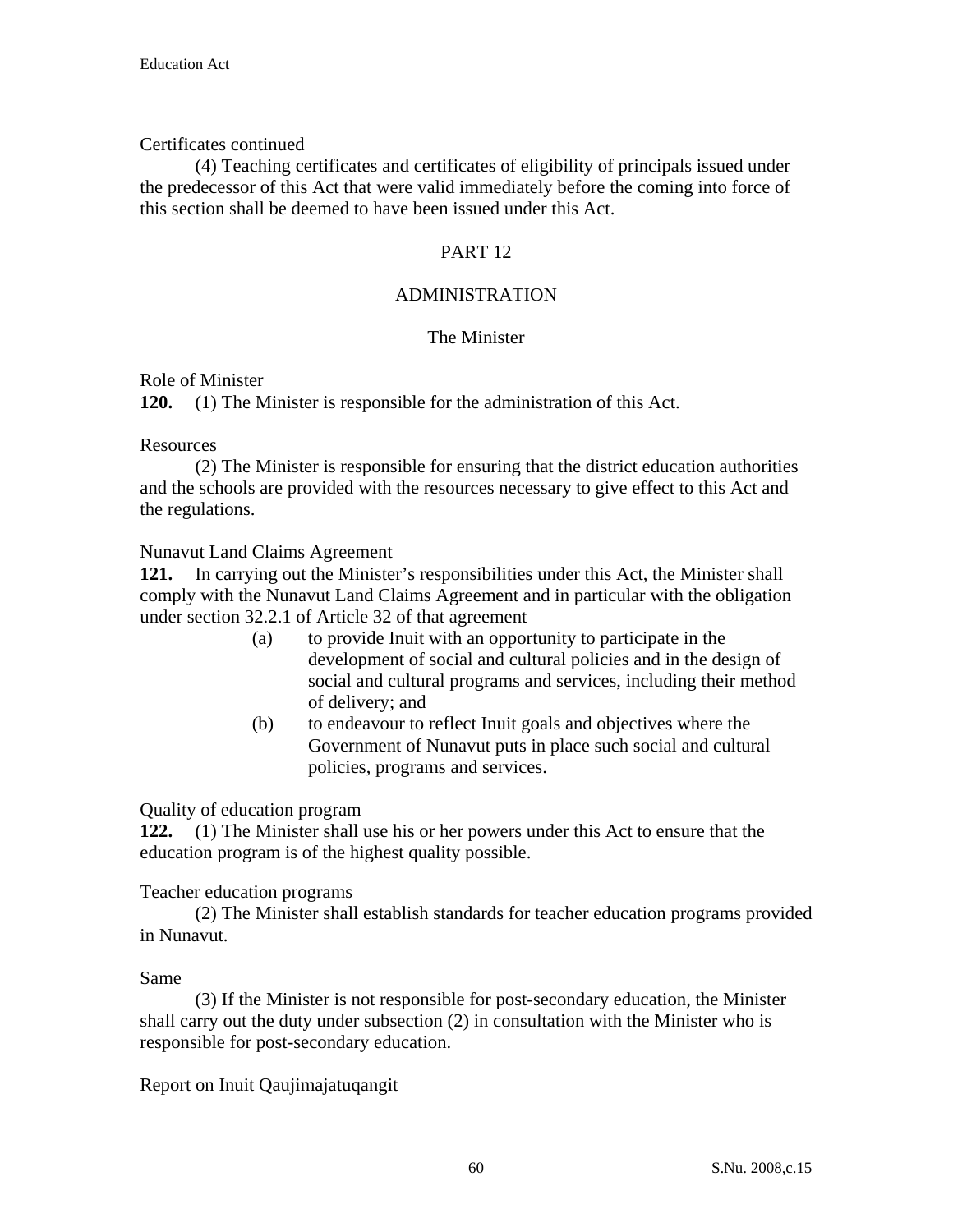Certificates continued

(4) Teaching certificates and certificates of eligibility of principals issued under the predecessor of this Act that were valid immediately before the coming into force of this section shall be deemed to have been issued under this Act.

## PART 12

## ADMINISTRATION

### The Minister

Role of Minister

**120.** (1) The Minister is responsible for the administration of this Act.

Resources

(2) The Minister is responsible for ensuring that the district education authorities and the schools are provided with the resources necessary to give effect to this Act and the regulations.

Nunavut Land Claims Agreement

**121.** In carrying out the Minister's responsibilities under this Act, the Minister shall comply with the Nunavut Land Claims Agreement and in particular with the obligation under section 32.2.1 of Article 32 of that agreement

(a) to provide Inuit with an opportunity to participate in the development of social and cultural policies and in the design of social and cultural programs and services, including their method of delivery; and

(b) to endeavour to reflect Inuit goals and objectives where the Government of Nunavut puts in place such social and cultural policies, programs and services.

Quality of education program

**122.** (1) The Minister shall use his or her powers under this Act to ensure that the education program is of the highest quality possible.

Teacher education programs

(2) The Minister shall establish standards for teacher education programs provided in Nunavut.

Same

(3) If the Minister is not responsible for post-secondary education, the Minister shall carry out the duty under subsection (2) in consultation with the Minister who is responsible for post-secondary education.

Report on Inuit Qaujimajatuqangit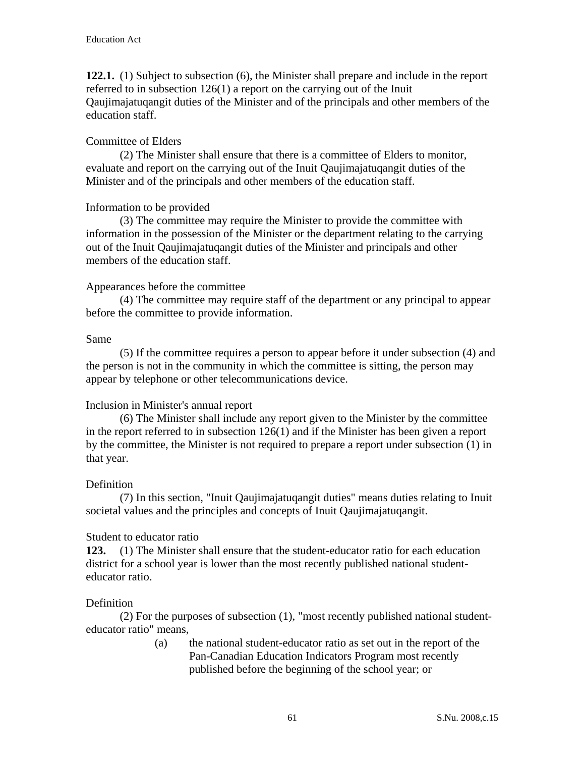**122.1.** (1) Subject to subsection (6), the Minister shall prepare and include in the report referred to in subsection 126(1) a report on the carrying out of the Inuit Qaujimajatuqangit duties of the Minister and of the principals and other members of the education staff.

Committee of Elders

(2) The Minister shall ensure that there is a committee of Elders to monitor, evaluate and report on the carrying out of the Inuit Qaujimajatuqangit duties of the Minister and of the principals and other members of the education staff.

Information to be provided

(3) The committee may require the Minister to provide the committee with information in the possession of the Minister or the department relating to the carrying out of the Inuit Qaujimajatuqangit duties of the Minister and principals and other members of the education staff.

Appearances before the committee

(4) The committee may require staff of the department or any principal to appear before the committee to provide information.

Same

(5) If the committee requires a person to appear before it under subsection (4) and the person is not in the community in which the committee is sitting, the person may appear by telephone or other telecommunications device.

Inclusion in Minister's annual report

(6) The Minister shall include any report given to the Minister by the committee in the report referred to in subsection 126(1) and if the Minister has been given a report by the committee, the Minister is not required to prepare a report under subsection (1) in that year.

Definition

(7) In this section, "Inuit Qaujimajatuqangit duties" means duties relating to Inuit societal values and the principles and concepts of Inuit Qaujimajatuqangit.

Student to educator ratio

**123.** (1) The Minister shall ensure that the student-educator ratio for each education district for a school year is lower than the most recently published national student-educator ratio.

Definition

(2) For the purposes of subsection (1), "most recently published national student-educator ratio" means,

(a) the national student-educator ratio as set out in the report of the Pan-Canadian Education Indicators Program most recently published before the beginning of the school year; or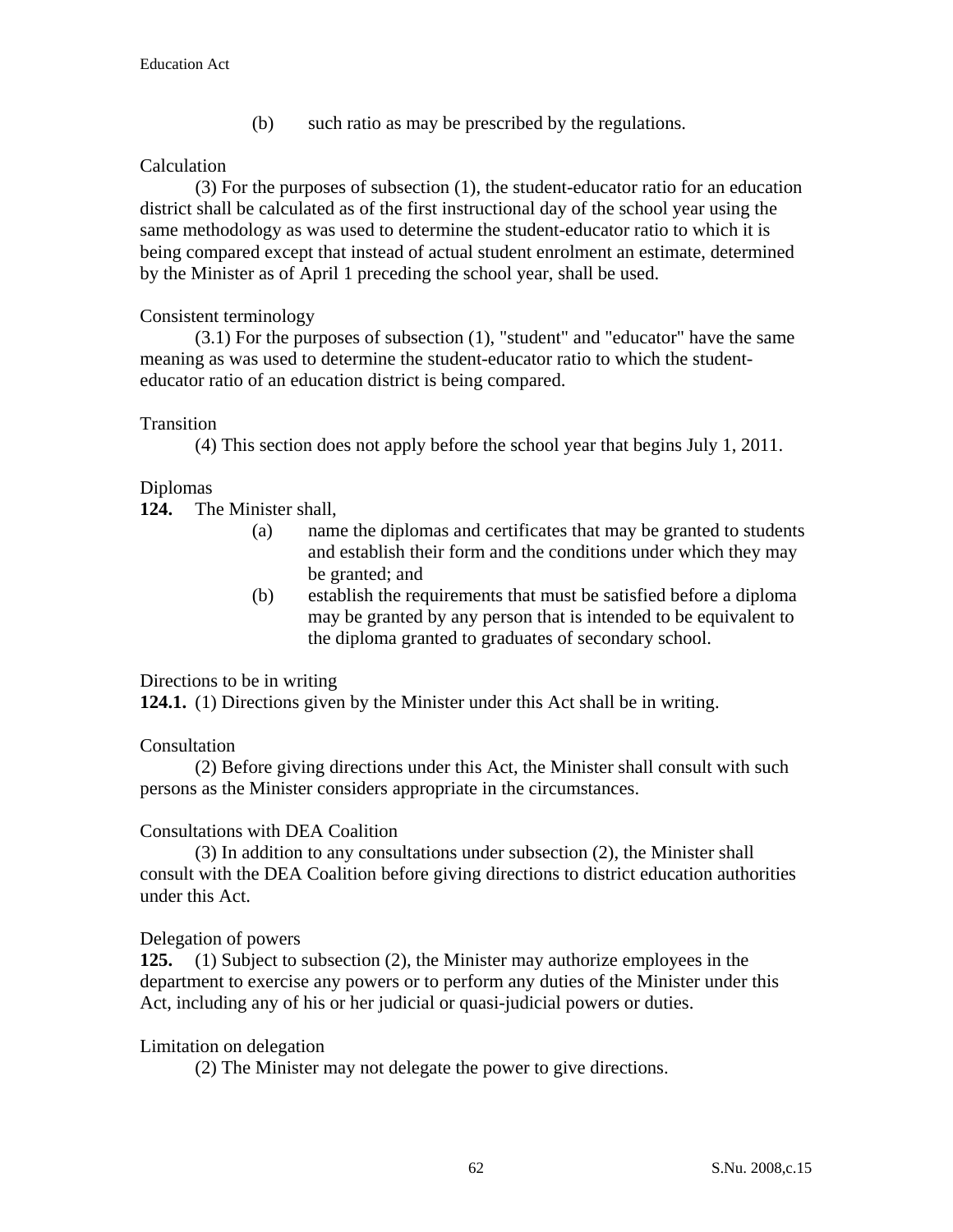(b) such ratio as may be prescribed by the regulations.

Calculation

(3) For the purposes of subsection (1), the student-educator ratio for an education district shall be calculated as of the first instructional day of the school year using the same methodology as was used to determine the student-educator ratio to which it is being compared except that instead of actual student enrolment an estimate, determined by the Minister as of April 1 preceding the school year, shall be used.

Consistent terminology

(3.1) For the purposes of subsection (1), "student" and "educator" have the same meaning as was used to determine the student-educator ratio to which the student-educator ratio of an education district is being compared.

Transition

(4) This section does not apply before the school year that begins July 1, 2011.

Diplomas

**124.** The Minister shall,

(a) name the diplomas and certificates that may be granted to students and establish their form and the conditions under which they may be granted; and

(b) establish the requirements that must be satisfied before a diploma may be granted by any person that is intended to be equivalent to the diploma granted to graduates of secondary school.

Directions to be in writing

**124.1.** (1) Directions given by the Minister under this Act shall be in writing.

Consultation

(2) Before giving directions under this Act, the Minister shall consult with such persons as the Minister considers appropriate in the circumstances.

Consultations with DEA Coalition

(3) In addition to any consultations under subsection (2), the Minister shall consult with the DEA Coalition before giving directions to district education authorities under this Act.

Delegation of powers

**125.** (1) Subject to subsection (2), the Minister may authorize employees in the department to exercise any powers or to perform any duties of the Minister under this Act, including any of his or her judicial or quasi-judicial powers or duties.

Limitation on delegation

(2) The Minister may not delegate the power to give directions.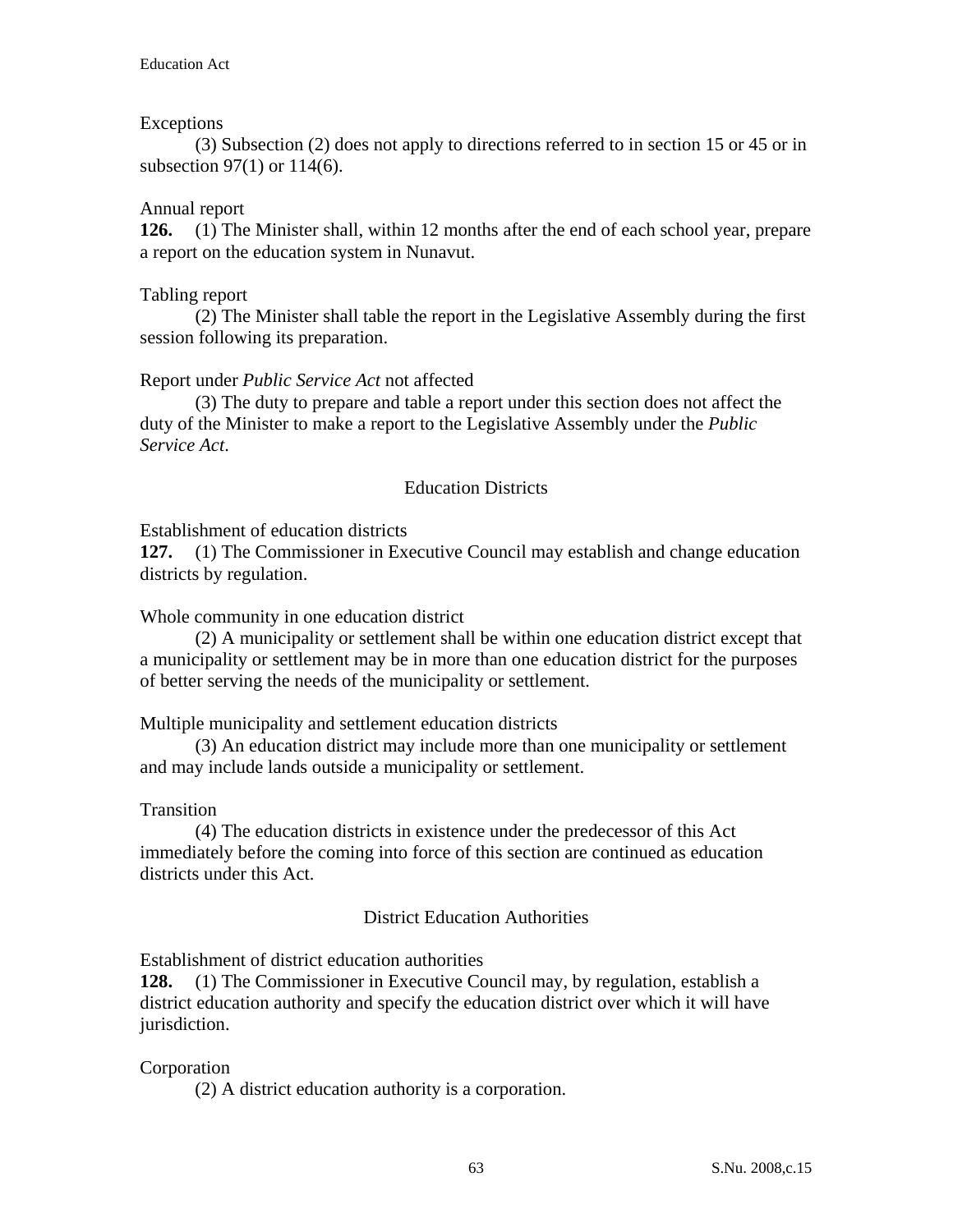Exceptions

(3) Subsection (2) does not apply to directions referred to in section 15 or 45 or in subsection 97(1) or 114(6).

Annual report

**126.** (1) The Minister shall, within 12 months after the end of each school year, prepare a report on the education system in Nunavut.

Tabling report

(2) The Minister shall table the report in the Legislative Assembly during the first session following its preparation.

Report under *Public Service Act* not affected

(3) The duty to prepare and table a report under this section does not affect the duty of the Minister to make a report to the Legislative Assembly under the *Public Service Act*.

## Education Districts

Establishment of education districts

**127.** (1) The Commissioner in Executive Council may establish and change education districts by regulation.

Whole community in one education district

(2) A municipality or settlement shall be within one education district except that a municipality or settlement may be in more than one education district for the purposes of better serving the needs of the municipality or settlement.

Multiple municipality and settlement education districts

(3) An education district may include more than one municipality or settlement and may include lands outside a municipality or settlement.

Transition

(4) The education districts in existence under the predecessor of this Act immediately before the coming into force of this section are continued as education districts under this Act.

## District Education Authorities

Establishment of district education authorities

**128.** (1) The Commissioner in Executive Council may, by regulation, establish a district education authority and specify the education district over which it will have jurisdiction.

Corporation

(2) A district education authority is a corporation.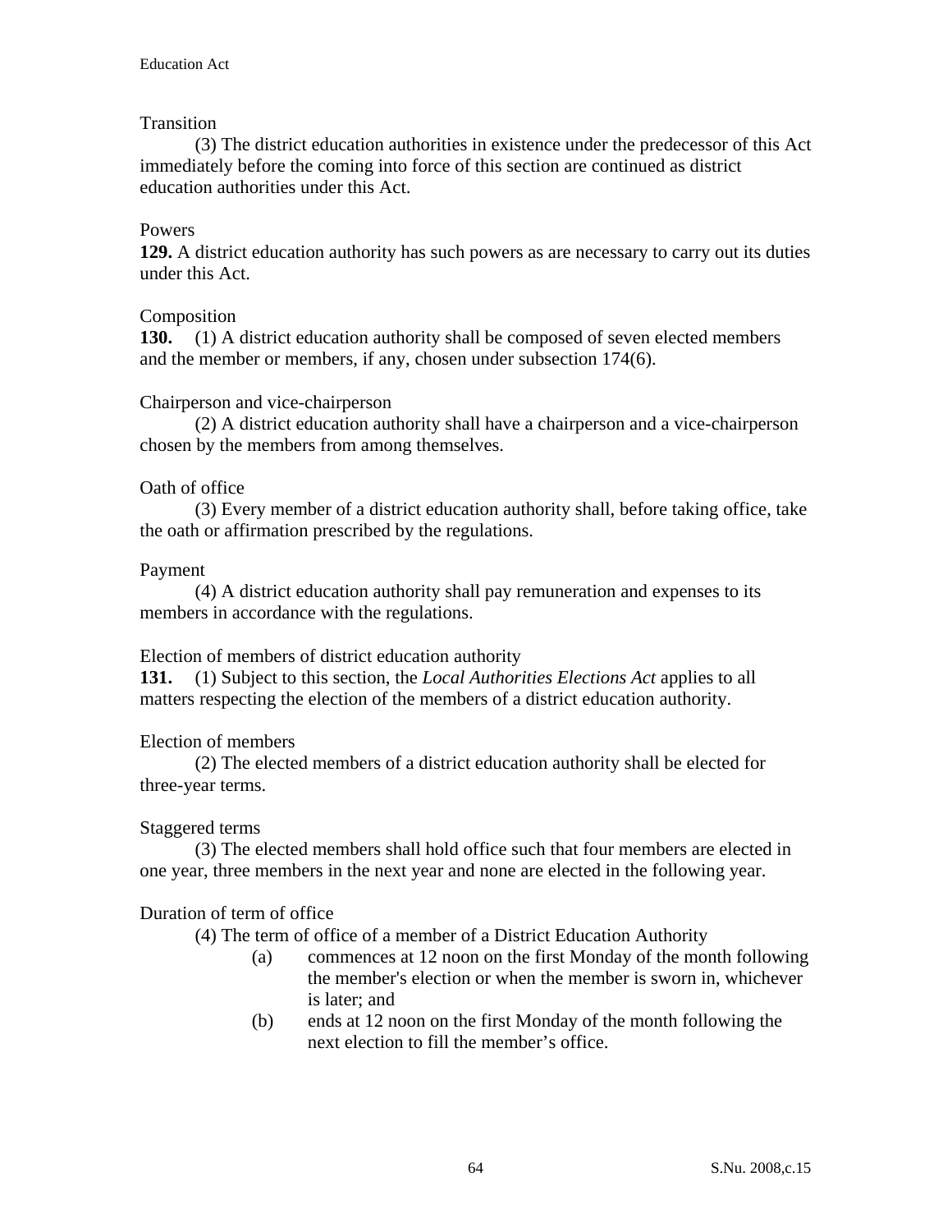Transition

(3) The district education authorities in existence under the predecessor of this Act immediately before the coming into force of this section are continued as district education authorities under this Act.

Powers

**129.** A district education authority has such powers as are necessary to carry out its duties under this Act.

Composition

**130.** (1) A district education authority shall be composed of seven elected members and the member or members, if any, chosen under subsection 174(6).

Chairperson and vice-chairperson

(2) A district education authority shall have a chairperson and a vice-chairperson chosen by the members from among themselves.

Oath of office

(3) Every member of a district education authority shall, before taking office, take the oath or affirmation prescribed by the regulations.

Payment

(4) A district education authority shall pay remuneration and expenses to its members in accordance with the regulations.

Election of members of district education authority

**131.** (1) Subject to this section, the *Local Authorities Elections Act* applies to all matters respecting the election of the members of a district education authority.

Election of members

(2) The elected members of a district education authority shall be elected for three-year terms.

Staggered terms

(3) The elected members shall hold office such that four members are elected in one year, three members in the next year and none are elected in the following year.

Duration of term of office

(4) The term of office of a member of a District Education Authority

(a) commences at 12 noon on the first Monday of the month following the member's election or when the member is sworn in, whichever is later; and

(b) ends at 12 noon on the first Monday of the month following the next election to fill the member's office.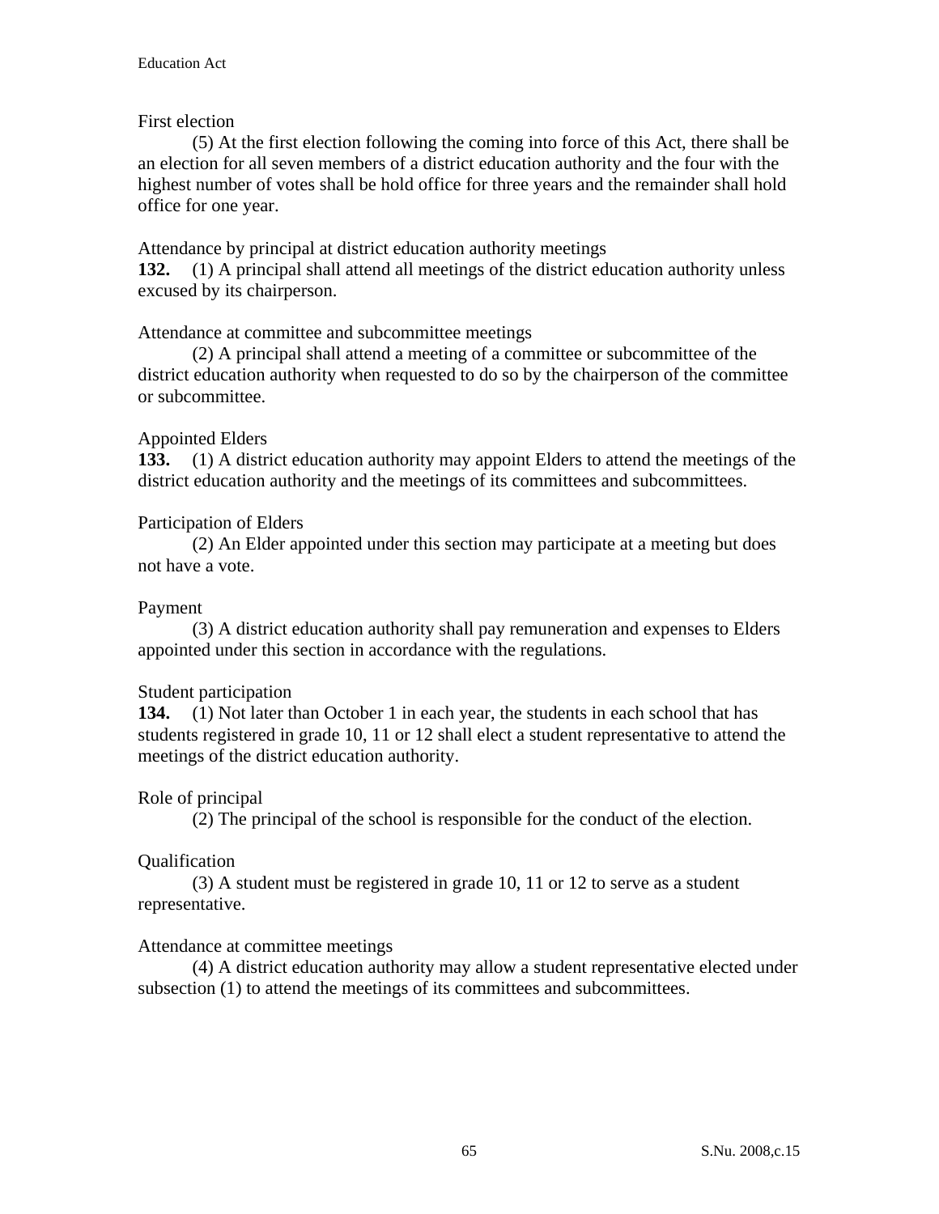First election

(5) At the first election following the coming into force of this Act, there shall be an election for all seven members of a district education authority and the four with the highest number of votes shall be hold office for three years and the remainder shall hold office for one year.

Attendance by principal at district education authority meetings

**132.** (1) A principal shall attend all meetings of the district education authority unless excused by its chairperson.

Attendance at committee and subcommittee meetings

(2) A principal shall attend a meeting of a committee or subcommittee of the district education authority when requested to do so by the chairperson of the committee or subcommittee.

Appointed Elders

**133.** (1) A district education authority may appoint Elders to attend the meetings of the district education authority and the meetings of its committees and subcommittees.

Participation of Elders

(2) An Elder appointed under this section may participate at a meeting but does not have a vote.

Payment

(3) A district education authority shall pay remuneration and expenses to Elders appointed under this section in accordance with the regulations.

Student participation

**134.** (1) Not later than October 1 in each year, the students in each school that has students registered in grade 10, 11 or 12 shall elect a student representative to attend the meetings of the district education authority.

Role of principal

(2) The principal of the school is responsible for the conduct of the election.

Qualification

(3) A student must be registered in grade 10, 11 or 12 to serve as a student representative.

Attendance at committee meetings

(4) A district education authority may allow a student representative elected under subsection (1) to attend the meetings of its committees and subcommittees.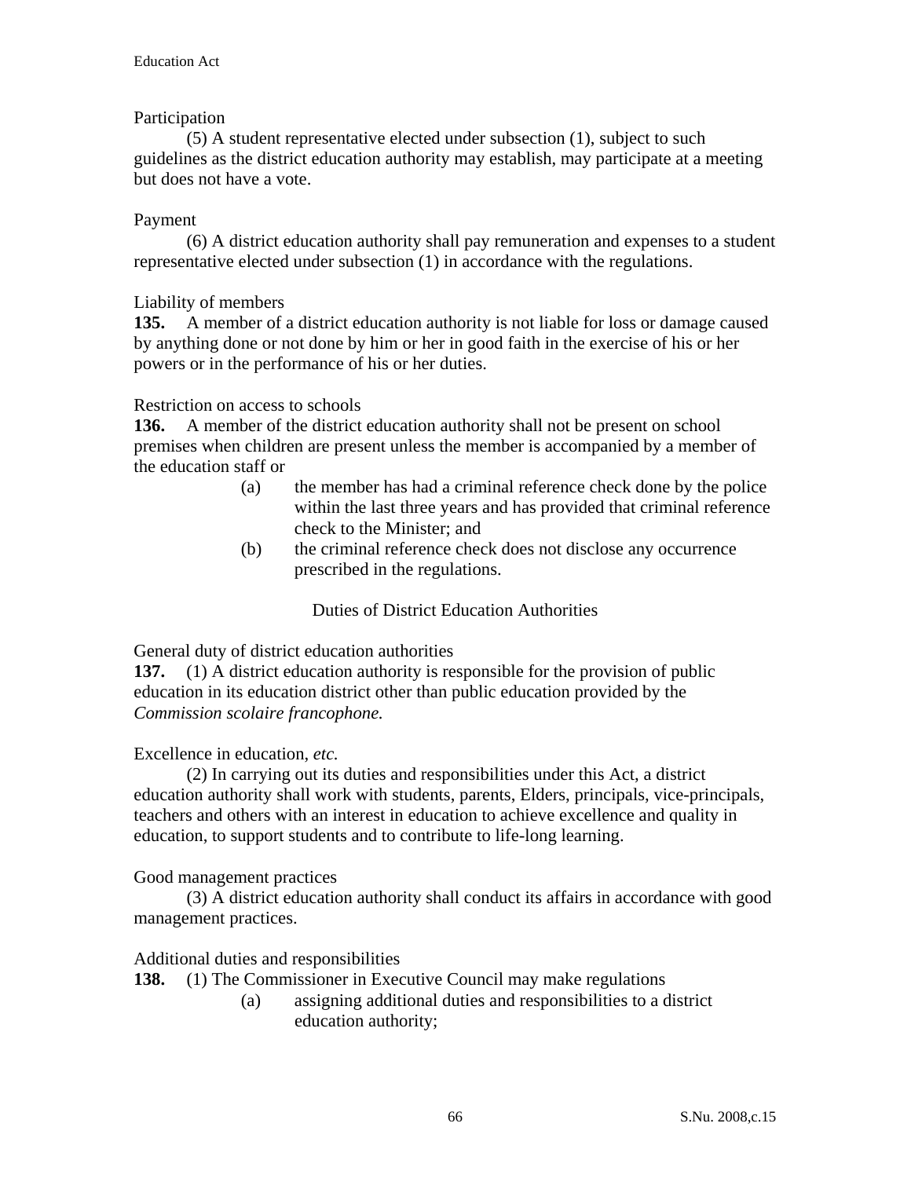Participation

(5) A student representative elected under subsection (1), subject to such guidelines as the district education authority may establish, may participate at a meeting but does not have a vote.

Payment

(6) A district education authority shall pay remuneration and expenses to a student representative elected under subsection (1) in accordance with the regulations.

Liability of members

**135.** A member of a district education authority is not liable for loss or damage caused by anything done or not done by him or her in good faith in the exercise of his or her powers or in the performance of his or her duties.

Restriction on access to schools

**136.** A member of the district education authority shall not be present on school premises when children are present unless the member is accompanied by a member of the education staff or

(a) the member has had a criminal reference check done by the police within the last three years and has provided that criminal reference check to the Minister; and

(b) the criminal reference check does not disclose any occurrence prescribed in the regulations.

## Duties of District Education Authorities

General duty of district education authorities

**137.** (1) A district education authority is responsible for the provision of public education in its education district other than public education provided by the *Commission scolaire francophone.*

Excellence in education, *etc.*

(2) In carrying out its duties and responsibilities under this Act, a district education authority shall work with students, parents, Elders, principals, vice-principals, teachers and others with an interest in education to achieve excellence and quality in education, to support students and to contribute to life-long learning.

Good management practices

(3) A district education authority shall conduct its affairs in accordance with good management practices.

Additional duties and responsibilities

**138.** (1) The Commissioner in Executive Council may make regulations

(a) assigning additional duties and responsibilities to a district education authority;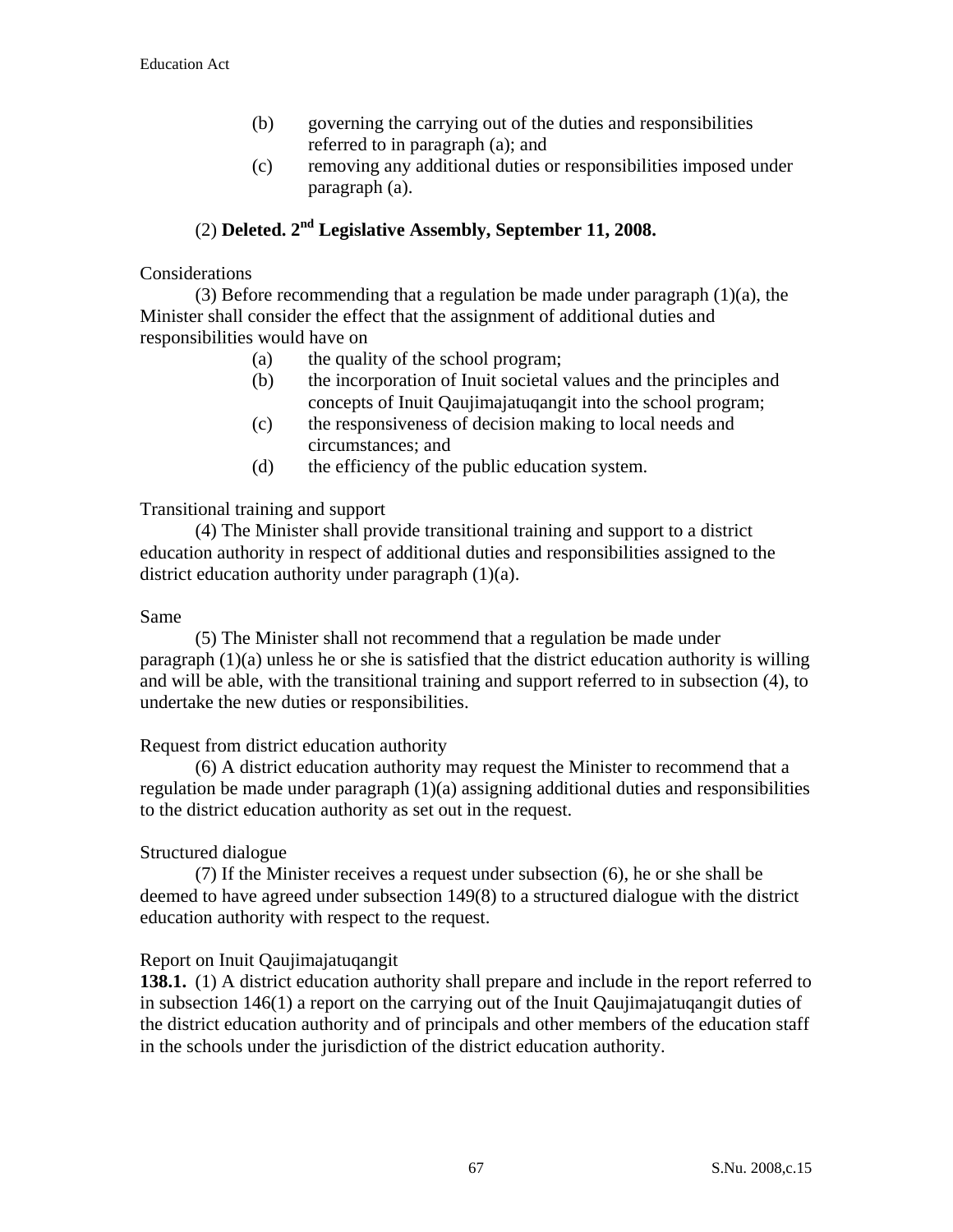(b) governing the carrying out of the duties and responsibilities referred to in paragraph (a); and

(c) removing any additional duties or responsibilities imposed under paragraph (a).

(2) **Deleted. 2nd Legislative Assembly, September 11, 2008.**

Considerations

(3) Before recommending that a regulation be made under paragraph (1)(a), the Minister shall consider the effect that the assignment of additional duties and responsibilities would have on

(a) the quality of the school program;

(b) the incorporation of Inuit societal values and the principles and concepts of Inuit Qaujimajatuqangit into the school program;

(c) the responsiveness of decision making to local needs and circumstances; and

(d) the efficiency of the public education system.

Transitional training and support

(4) The Minister shall provide transitional training and support to a district education authority in respect of additional duties and responsibilities assigned to the district education authority under paragraph (1)(a).

Same

(5) The Minister shall not recommend that a regulation be made under paragraph (1)(a) unless he or she is satisfied that the district education authority is willing and will be able, with the transitional training and support referred to in subsection (4), to undertake the new duties or responsibilities.

Request from district education authority

(6) A district education authority may request the Minister to recommend that a regulation be made under paragraph (1)(a) assigning additional duties and responsibilities to the district education authority as set out in the request.

Structured dialogue

(7) If the Minister receives a request under subsection (6), he or she shall be deemed to have agreed under subsection 149(8) to a structured dialogue with the district education authority with respect to the request.

Report on Inuit Qaujimajatuqangit

**138.1.** (1) A district education authority shall prepare and include in the report referred to in subsection 146(1) a report on the carrying out of the Inuit Qaujimajatuqangit duties of the district education authority and of principals and other members of the education staff in the schools under the jurisdiction of the district education authority.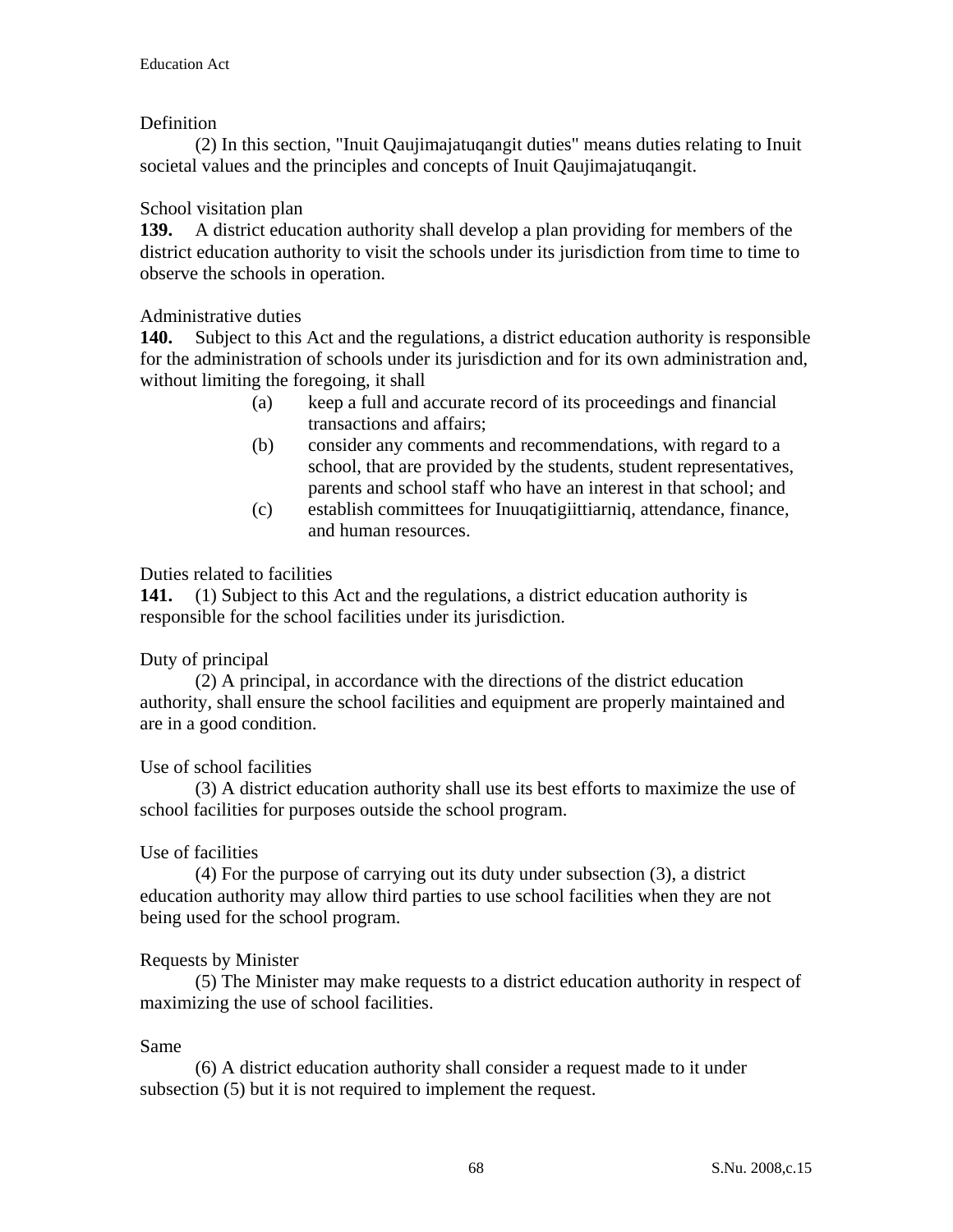Definition

(2) In this section, "Inuit Qaujimajatuqangit duties" means duties relating to Inuit societal values and the principles and concepts of Inuit Qaujimajatuqangit.

School visitation plan

**139.** A district education authority shall develop a plan providing for members of the district education authority to visit the schools under its jurisdiction from time to time to observe the schools in operation.

Administrative duties

**140.** Subject to this Act and the regulations, a district education authority is responsible for the administration of schools under its jurisdiction and for its own administration and, without limiting the foregoing, it shall

(a) keep a full and accurate record of its proceedings and financial transactions and affairs;

(b) consider any comments and recommendations, with regard to a school, that are provided by the students, student representatives, parents and school staff who have an interest in that school; and

(c) establish committees for Inuuqatigiittiarniq, attendance, finance, and human resources.

Duties related to facilities

**141.** (1) Subject to this Act and the regulations, a district education authority is responsible for the school facilities under its jurisdiction.

Duty of principal

(2) A principal, in accordance with the directions of the district education authority, shall ensure the school facilities and equipment are properly maintained and are in a good condition.

Use of school facilities

(3) A district education authority shall use its best efforts to maximize the use of school facilities for purposes outside the school program.

Use of facilities

(4) For the purpose of carrying out its duty under subsection (3), a district education authority may allow third parties to use school facilities when they are not being used for the school program.

Requests by Minister

(5) The Minister may make requests to a district education authority in respect of maximizing the use of school facilities.

Same

(6) A district education authority shall consider a request made to it under subsection (5) but it is not required to implement the request.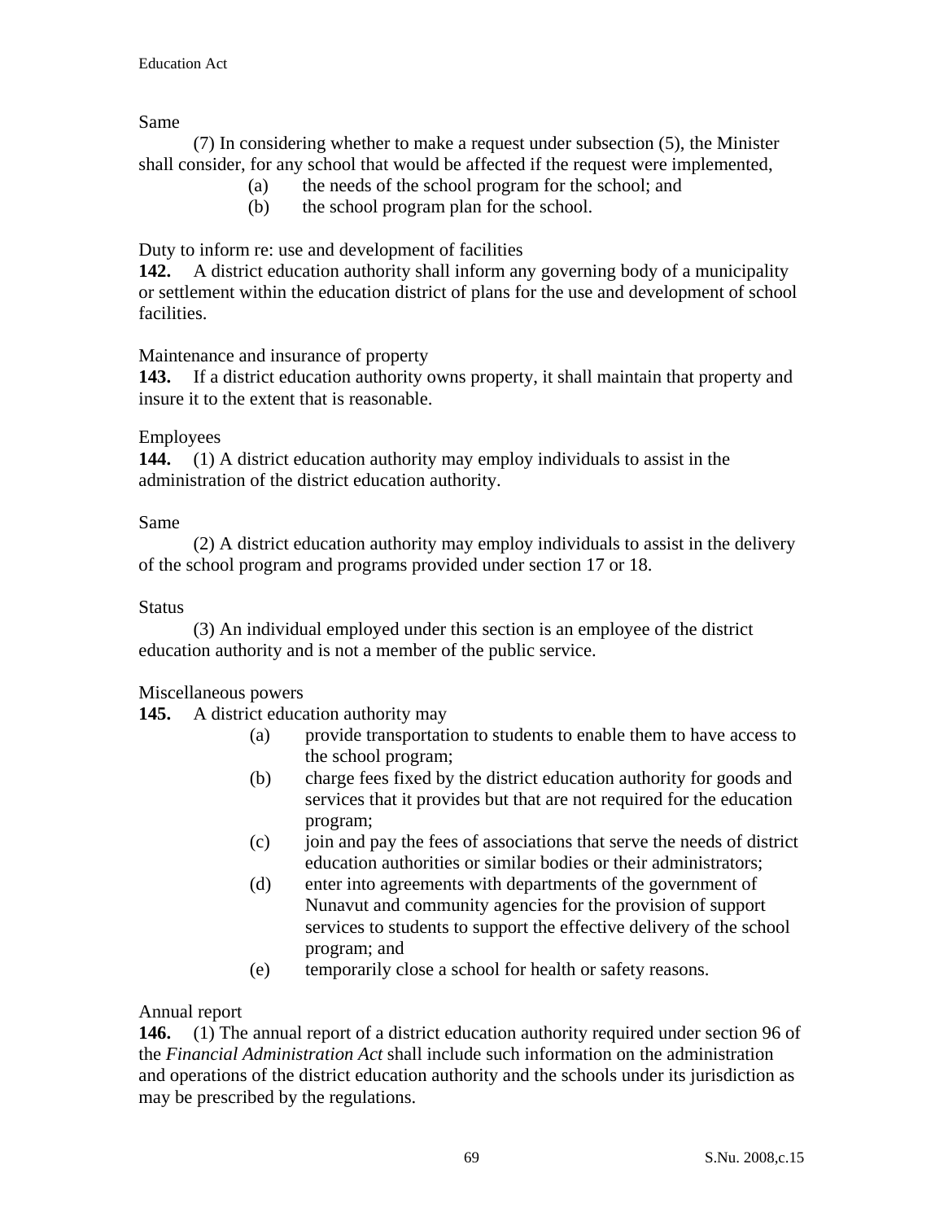Same

(7) In considering whether to make a request under subsection (5), the Minister shall consider, for any school that would be affected if the request were implemented,

(a) the needs of the school program for the school; and

(b) the school program plan for the school.

Duty to inform re: use and development of facilities

**142.** A district education authority shall inform any governing body of a municipality or settlement within the education district of plans for the use and development of school facilities.

Maintenance and insurance of property

**143.** If a district education authority owns property, it shall maintain that property and insure it to the extent that is reasonable.

Employees

**144.** (1) A district education authority may employ individuals to assist in the administration of the district education authority.

Same

(2) A district education authority may employ individuals to assist in the delivery of the school program and programs provided under section 17 or 18.

Status

(3) An individual employed under this section is an employee of the district education authority and is not a member of the public service.

Miscellaneous powers

**145.** A district education authority may

(a) provide transportation to students to enable them to have access to the school program;

(b) charge fees fixed by the district education authority for goods and services that it provides but that are not required for the education program;

(c) join and pay the fees of associations that serve the needs of district education authorities or similar bodies or their administrators;

(d) enter into agreements with departments of the government of Nunavut and community agencies for the provision of support services to students to support the effective delivery of the school program; and

(e) temporarily close a school for health or safety reasons.

Annual report

**146.** (1) The annual report of a district education authority required under section 96 of the *Financial Administration Act* shall include such information on the administration and operations of the district education authority and the schools under its jurisdiction as may be prescribed by the regulations.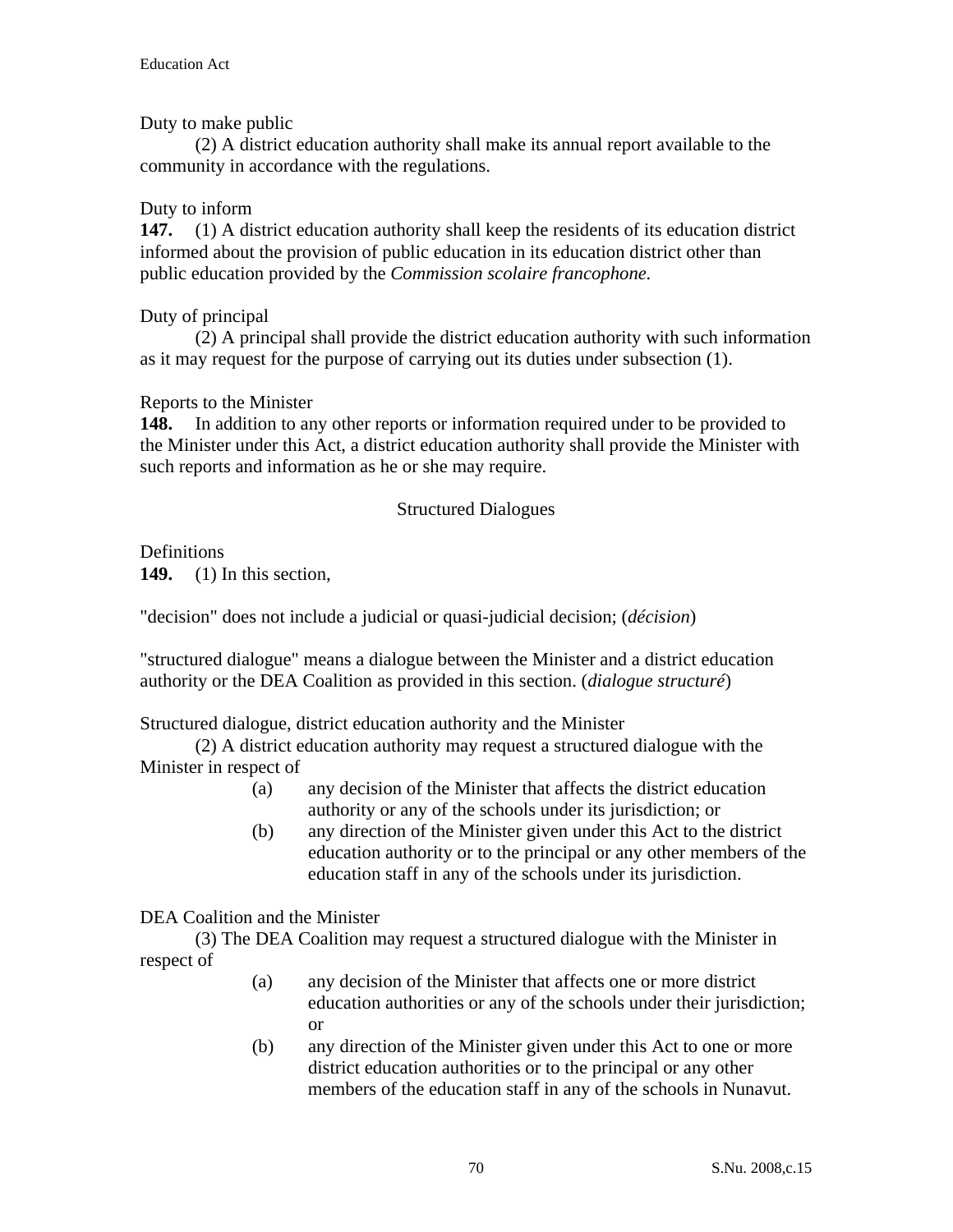Duty to make public

(2) A district education authority shall make its annual report available to the community in accordance with the regulations.

Duty to inform

**147.** (1) A district education authority shall keep the residents of its education district informed about the provision of public education in its education district other than public education provided by the *Commission scolaire francophone.*

Duty of principal

(2) A principal shall provide the district education authority with such information as it may request for the purpose of carrying out its duties under subsection (1).

Reports to the Minister

**148.** In addition to any other reports or information required under to be provided to the Minister under this Act, a district education authority shall provide the Minister with such reports and information as he or she may require.

## Structured Dialogues

Definitions

**149.** (1) In this section,

"decision" does not include a judicial or quasi-judicial decision; (*décision*)

"structured dialogue" means a dialogue between the Minister and a district education authority or the DEA Coalition as provided in this section. (*dialogue structuré*)

Structured dialogue, district education authority and the Minister

(2) A district education authority may request a structured dialogue with the Minister in respect of

- (a) any decision of the Minister that affects the district education authority or any of the schools under its jurisdiction; or
- (b) any direction of the Minister given under this Act to the district education authority or to the principal or any other members of the education staff in any of the schools under its jurisdiction.

DEA Coalition and the Minister

(3) The DEA Coalition may request a structured dialogue with the Minister in respect of

- (a) any decision of the Minister that affects one or more district education authorities or any of the schools under their jurisdiction; or
- (b) any direction of the Minister given under this Act to one or more district education authorities or to the principal or any other members of the education staff in any of the schools in Nunavut.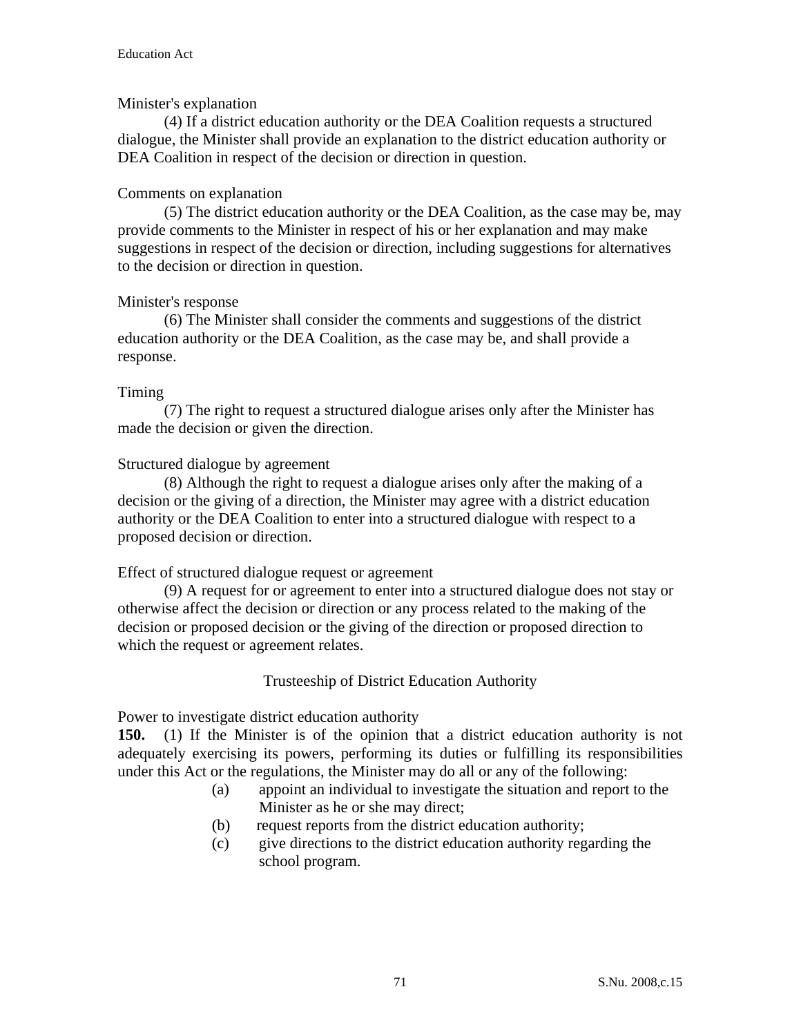Minister's explanation

(4) If a district education authority or the DEA Coalition requests a structured dialogue, the Minister shall provide an explanation to the district education authority or DEA Coalition in respect of the decision or direction in question.

Comments on explanation

(5) The district education authority or the DEA Coalition, as the case may be, may provide comments to the Minister in respect of his or her explanation and may make suggestions in respect of the decision or direction, including suggestions for alternatives to the decision or direction in question.

Minister's response

(6) The Minister shall consider the comments and suggestions of the district education authority or the DEA Coalition, as the case may be, and shall provide a response.

Timing

(7) The right to request a structured dialogue arises only after the Minister has made the decision or given the direction.

Structured dialogue by agreement

(8) Although the right to request a dialogue arises only after the making of a decision or the giving of a direction, the Minister may agree with a district education authority or the DEA Coalition to enter into a structured dialogue with respect to a proposed decision or direction.

Effect of structured dialogue request or agreement

(9) A request for or agreement to enter into a structured dialogue does not stay or otherwise affect the decision or direction or any process related to the making of the decision or proposed decision or the giving of the direction or proposed direction to which the request or agreement relates.

## Trusteeship of District Education Authority

Power to investigate district education authority

**150.** (1) If the Minister is of the opinion that a district education authority is not adequately exercising its powers, performing its duties or fulfilling its responsibilities under this Act or the regulations, the Minister may do all or any of the following:

- (a) appoint an individual to investigate the situation and report to the Minister as he or she may direct;
- (b) request reports from the district education authority;
- (c) give directions to the district education authority regarding the school program.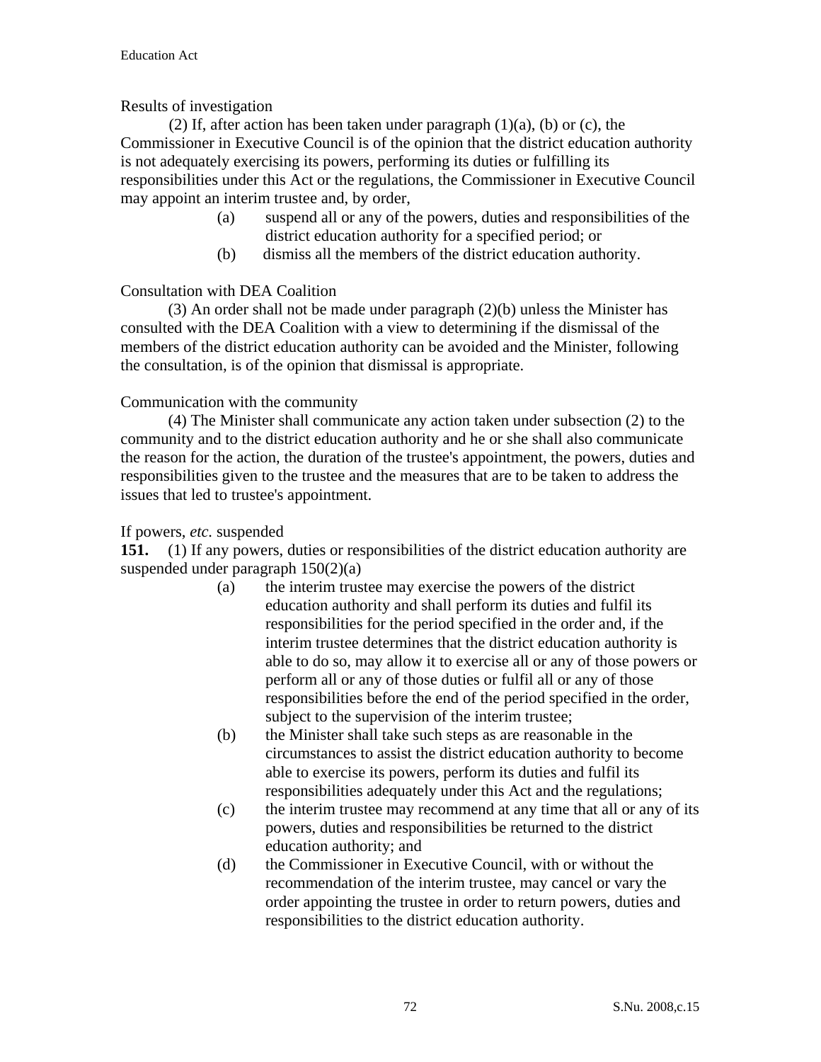Results of investigation

(2) If, after action has been taken under paragraph (1)(a), (b) or (c), the Commissioner in Executive Council is of the opinion that the district education authority is not adequately exercising its powers, performing its duties or fulfilling its responsibilities under this Act or the regulations, the Commissioner in Executive Council may appoint an interim trustee and, by order,

(a) suspend all or any of the powers, duties and responsibilities of the district education authority for a specified period; or

(b) dismiss all the members of the district education authority.

Consultation with DEA Coalition

(3) An order shall not be made under paragraph (2)(b) unless the Minister has consulted with the DEA Coalition with a view to determining if the dismissal of the members of the district education authority can be avoided and the Minister, following the consultation, is of the opinion that dismissal is appropriate.

Communication with the community

(4) The Minister shall communicate any action taken under subsection (2) to the community and to the district education authority and he or she shall also communicate the reason for the action, the duration of the trustee's appointment, the powers, duties and responsibilities given to the trustee and the measures that are to be taken to address the issues that led to trustee's appointment.

If powers, *etc.* suspended

**151.** (1) If any powers, duties or responsibilities of the district education authority are suspended under paragraph 150(2)(a)

(a) the interim trustee may exercise the powers of the district education authority and shall perform its duties and fulfil its responsibilities for the period specified in the order and, if the interim trustee determines that the district education authority is able to do so, may allow it to exercise all or any of those powers or perform all or any of those duties or fulfil all or any of those responsibilities before the end of the period specified in the order, subject to the supervision of the interim trustee;

(b) the Minister shall take such steps as are reasonable in the circumstances to assist the district education authority to become able to exercise its powers, perform its duties and fulfil its responsibilities adequately under this Act and the regulations;

(c) the interim trustee may recommend at any time that all or any of its powers, duties and responsibilities be returned to the district education authority; and

(d) the Commissioner in Executive Council, with or without the recommendation of the interim trustee, may cancel or vary the order appointing the trustee in order to return powers, duties and responsibilities to the district education authority.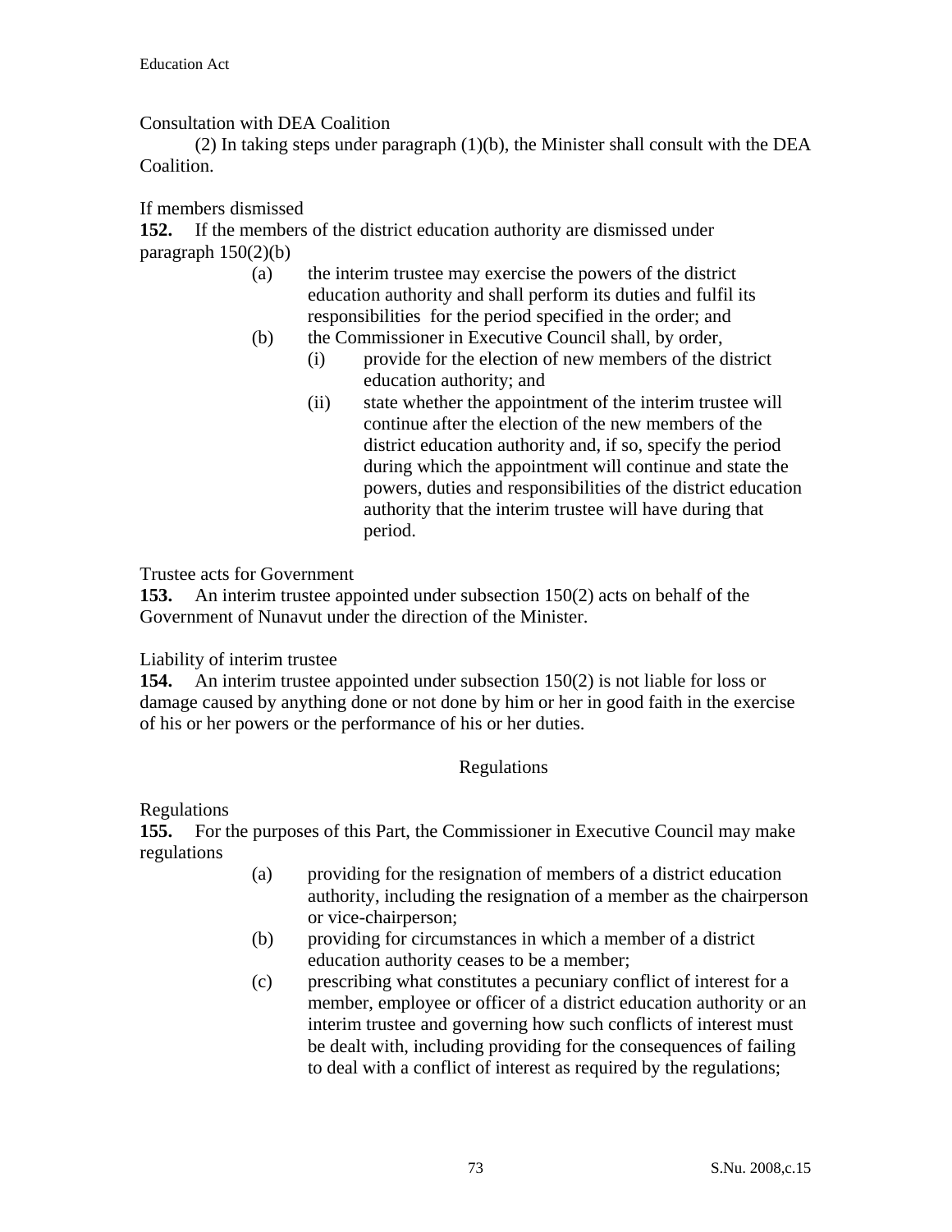Consultation with DEA Coalition

(2) In taking steps under paragraph (1)(b), the Minister shall consult with the DEA Coalition.

If members dismissed

**152.** If the members of the district education authority are dismissed under paragraph 150(2)(b)

- (a) the interim trustee may exercise the powers of the district education authority and shall perform its duties and fulfil its responsibilities for the period specified in the order; and
- (b) the Commissioner in Executive Council shall, by order,
  - (i) provide for the election of new members of the district education authority; and
  - (ii) state whether the appointment of the interim trustee will continue after the election of the new members of the district education authority and, if so, specify the period during which the appointment will continue and state the powers, duties and responsibilities of the district education authority that the interim trustee will have during that period.

Trustee acts for Government

**153.** An interim trustee appointed under subsection 150(2) acts on behalf of the Government of Nunavut under the direction of the Minister.

Liability of interim trustee

**154.** An interim trustee appointed under subsection 150(2) is not liable for loss or damage caused by anything done or not done by him or her in good faith in the exercise of his or her powers or the performance of his or her duties.

## Regulations

Regulations

**155.** For the purposes of this Part, the Commissioner in Executive Council may make regulations

- (a) providing for the resignation of members of a district education authority, including the resignation of a member as the chairperson or vice-chairperson;
- (b) providing for circumstances in which a member of a district education authority ceases to be a member;
- (c) prescribing what constitutes a pecuniary conflict of interest for a member, employee or officer of a district education authority or an interim trustee and governing how such conflicts of interest must be dealt with, including providing for the consequences of failing to deal with a conflict of interest as required by the regulations;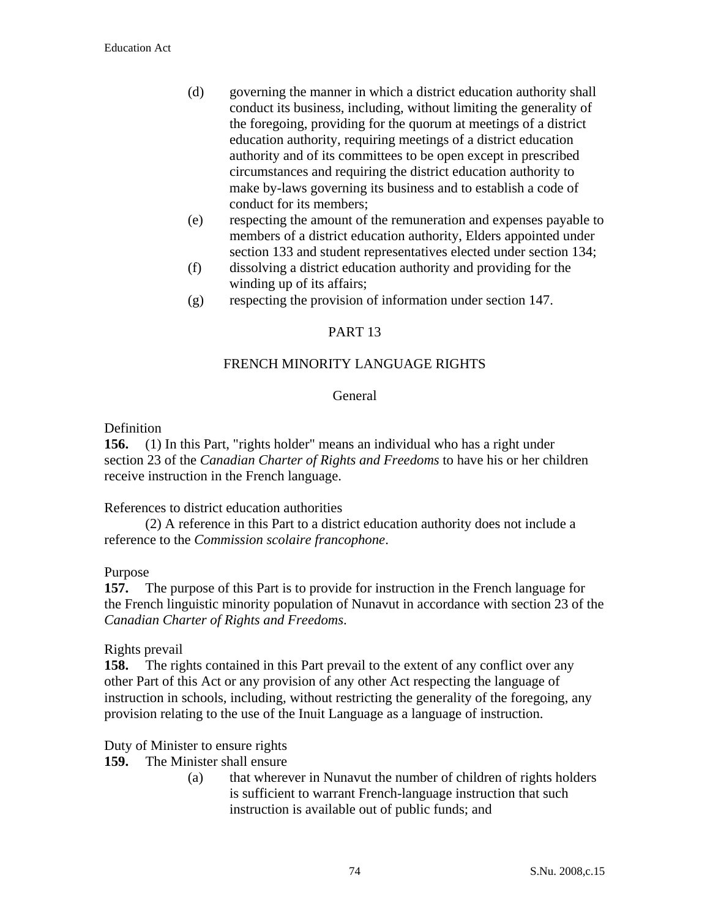(d) governing the manner in which a district education authority shall conduct its business, including, without limiting the generality of the foregoing, providing for the quorum at meetings of a district education authority, requiring meetings of a district education authority and of its committees to be open except in prescribed circumstances and requiring the district education authority to make by-laws governing its business and to establish a code of conduct for its members;

(e) respecting the amount of the remuneration and expenses payable to members of a district education authority, Elders appointed under section 133 and student representatives elected under section 134;

(f) dissolving a district education authority and providing for the winding up of its affairs;

(g) respecting the provision of information under section 147.

## PART 13

## FRENCH MINORITY LANGUAGE RIGHTS

### General

Definition

**156.** (1) In this Part, "rights holder" means an individual who has a right under section 23 of the *Canadian Charter of Rights and Freedoms* to have his or her children receive instruction in the French language.

References to district education authorities

(2) A reference in this Part to a district education authority does not include a reference to the *Commission scolaire francophone*.

Purpose

**157.** The purpose of this Part is to provide for instruction in the French language for the French linguistic minority population of Nunavut in accordance with section 23 of the *Canadian Charter of Rights and Freedoms*.

Rights prevail

**158.** The rights contained in this Part prevail to the extent of any conflict over any other Part of this Act or any provision of any other Act respecting the language of instruction in schools, including, without restricting the generality of the foregoing, any provision relating to the use of the Inuit Language as a language of instruction.

Duty of Minister to ensure rights

**159.** The Minister shall ensure

(a) that wherever in Nunavut the number of children of rights holders is sufficient to warrant French-language instruction that such instruction is available out of public funds; and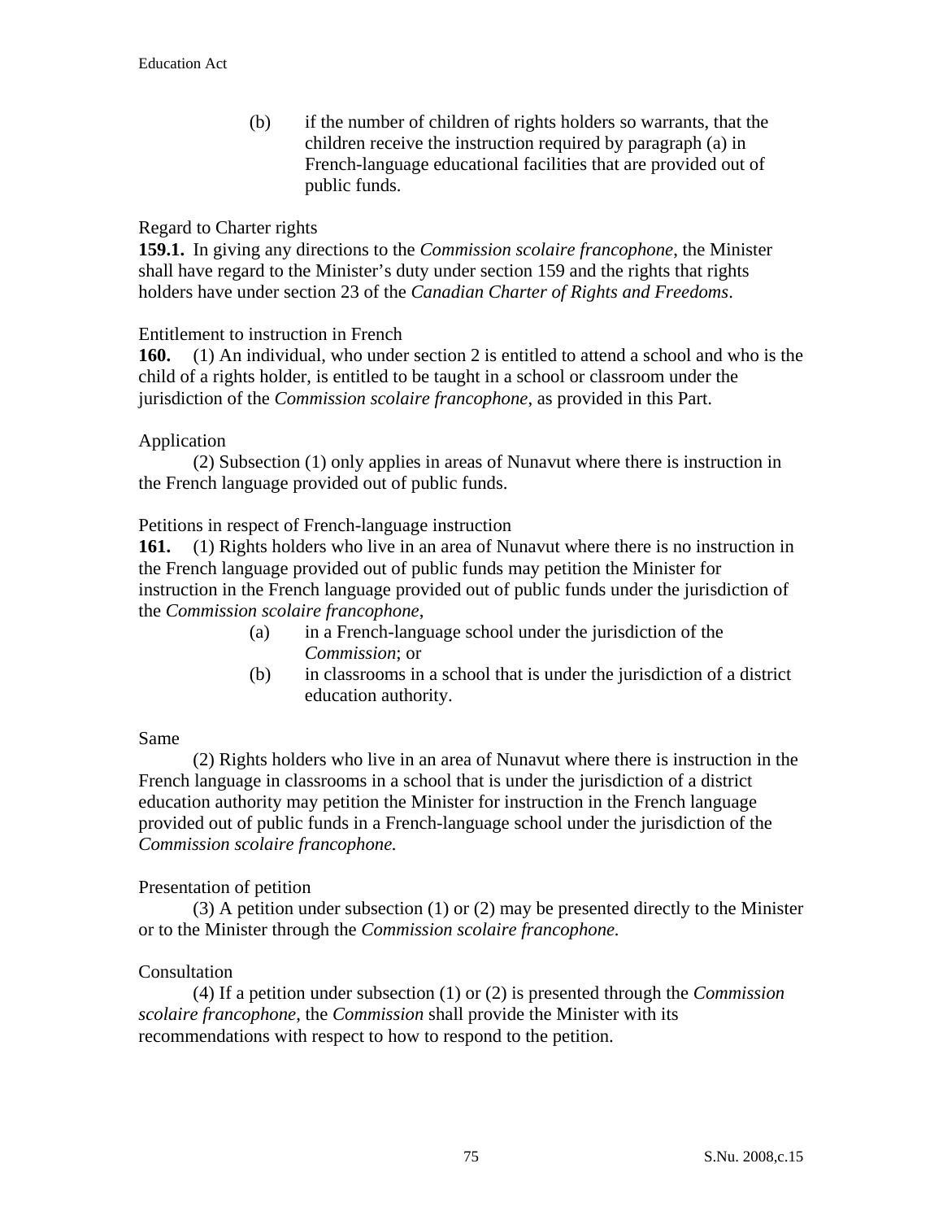(b) if the number of children of rights holders so warrants, that the children receive the instruction required by paragraph (a) in French-language educational facilities that are provided out of public funds.

Regard to Charter rights

**159.1.** In giving any directions to the *Commission scolaire francophone*, the Minister shall have regard to the Minister's duty under section 159 and the rights that rights holders have under section 23 of the *Canadian Charter of Rights and Freedoms*.

Entitlement to instruction in French

**160.** (1) An individual, who under section 2 is entitled to attend a school and who is the child of a rights holder, is entitled to be taught in a school or classroom under the jurisdiction of the *Commission scolaire francophone*, as provided in this Part.

Application

(2) Subsection (1) only applies in areas of Nunavut where there is instruction in the French language provided out of public funds.

Petitions in respect of French-language instruction

**161.** (1) Rights holders who live in an area of Nunavut where there is no instruction in the French language provided out of public funds may petition the Minister for instruction in the French language provided out of public funds under the jurisdiction of the *Commission scolaire francophone*,

(a) in a French-language school under the jurisdiction of the *Commission*; or

(b) in classrooms in a school that is under the jurisdiction of a district education authority.

Same

(2) Rights holders who live in an area of Nunavut where there is instruction in the French language in classrooms in a school that is under the jurisdiction of a district education authority may petition the Minister for instruction in the French language provided out of public funds in a French-language school under the jurisdiction of the *Commission scolaire francophone.*

Presentation of petition

(3) A petition under subsection (1) or (2) may be presented directly to the Minister or to the Minister through the *Commission scolaire francophone.*

Consultation

(4) If a petition under subsection (1) or (2) is presented through the *Commission scolaire francophone*, the *Commission* shall provide the Minister with its recommendations with respect to how to respond to the petition.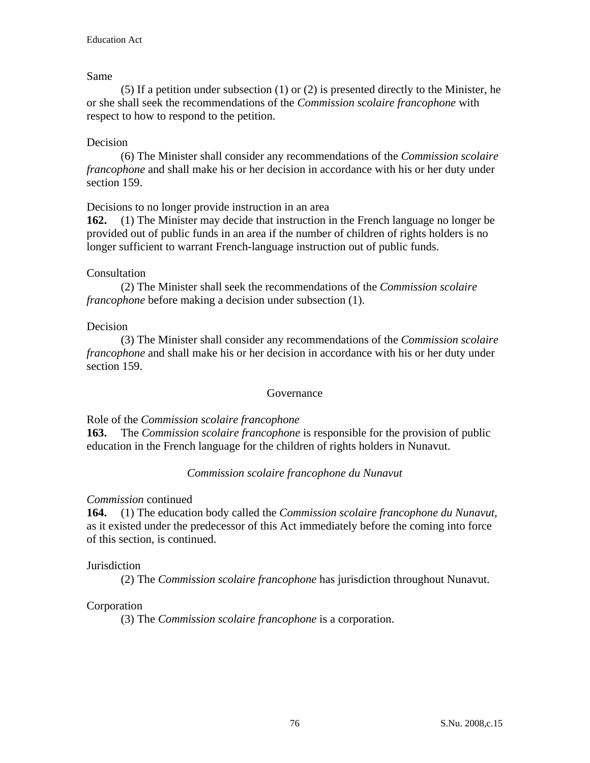Same

(5) If a petition under subsection (1) or (2) is presented directly to the Minister, he or she shall seek the recommendations of the *Commission scolaire francophone* with respect to how to respond to the petition.

Decision

(6) The Minister shall consider any recommendations of the *Commission scolaire francophone* and shall make his or her decision in accordance with his or her duty under section 159.

Decisions to no longer provide instruction in an area

**162.** (1) The Minister may decide that instruction in the French language no longer be provided out of public funds in an area if the number of children of rights holders is no longer sufficient to warrant French-language instruction out of public funds.

Consultation

(2) The Minister shall seek the recommendations of the *Commission scolaire francophone* before making a decision under subsection (1).

Decision

(3) The Minister shall consider any recommendations of the *Commission scolaire francophone* and shall make his or her decision in accordance with his or her duty under section 159.

## Governance

Role of the *Commission scolaire francophone*

**163.** The *Commission scolaire francophone* is responsible for the provision of public education in the French language for the children of rights holders in Nunavut.

### *Commission scolaire francophone du Nunavut*

*Commission* continued

**164.** (1) The education body called the *Commission scolaire francophone du Nunavut,* as it existed under the predecessor of this Act immediately before the coming into force of this section, is continued.

Jurisdiction

(2) The *Commission scolaire francophone* has jurisdiction throughout Nunavut.

Corporation

(3) The *Commission scolaire francophone* is a corporation.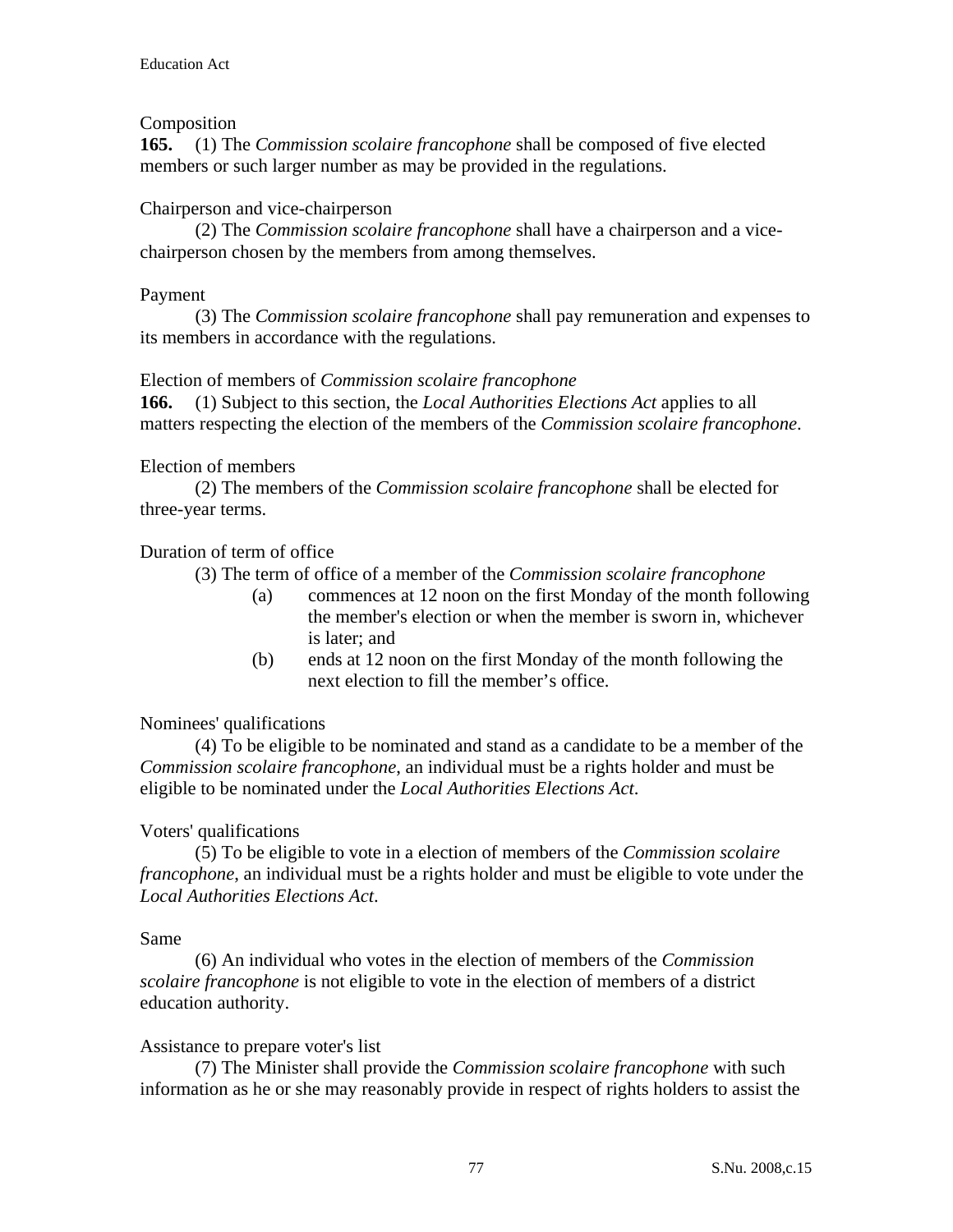Composition

**165.** (1) The *Commission scolaire francophone* shall be composed of five elected members or such larger number as may be provided in the regulations.

Chairperson and vice-chairperson

(2) The *Commission scolaire francophone* shall have a chairperson and a vice-chairperson chosen by the members from among themselves.

Payment

(3) The *Commission scolaire francophone* shall pay remuneration and expenses to its members in accordance with the regulations.

Election of members of *Commission scolaire francophone*

**166.** (1) Subject to this section, the *Local Authorities Elections Act* applies to all matters respecting the election of the members of the *Commission scolaire francophone*.

Election of members

(2) The members of the *Commission scolaire francophone* shall be elected for three-year terms.

Duration of term of office

(3) The term of office of a member of the *Commission scolaire francophone*

(a) commences at 12 noon on the first Monday of the month following the member's election or when the member is sworn in, whichever is later; and

(b) ends at 12 noon on the first Monday of the month following the next election to fill the member's office.

Nominees' qualifications

(4) To be eligible to be nominated and stand as a candidate to be a member of the *Commission scolaire francophone*, an individual must be a rights holder and must be eligible to be nominated under the *Local Authorities Elections Act*.

Voters' qualifications

(5) To be eligible to vote in a election of members of the *Commission scolaire francophone*, an individual must be a rights holder and must be eligible to vote under the *Local Authorities Elections Act*.

Same

(6) An individual who votes in the election of members of the *Commission scolaire francophone* is not eligible to vote in the election of members of a district education authority.

Assistance to prepare voter's list

(7) The Minister shall provide the *Commission scolaire francophone* with such information as he or she may reasonably provide in respect of rights holders to assist the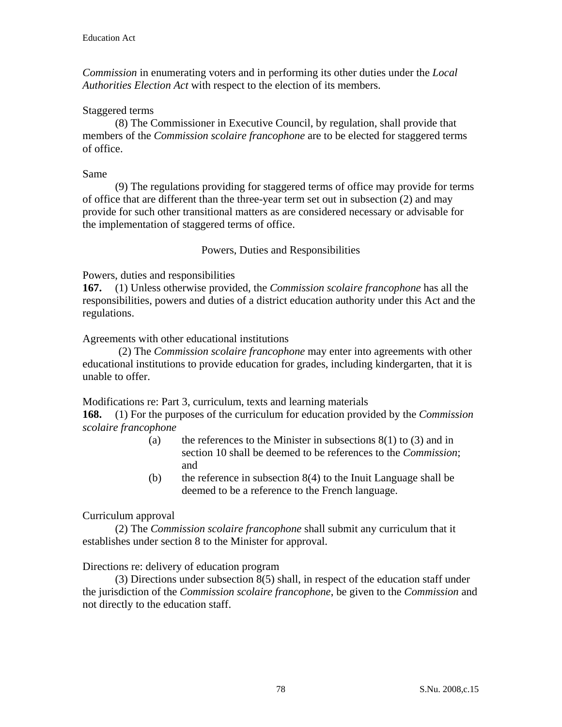*Commission* in enumerating voters and in performing its other duties under the *Local Authorities Election Act* with respect to the election of its members.

Staggered terms

(8) The Commissioner in Executive Council, by regulation, shall provide that members of the *Commission scolaire francophone* are to be elected for staggered terms of office.

Same

(9) The regulations providing for staggered terms of office may provide for terms of office that are different than the three-year term set out in subsection (2) and may provide for such other transitional matters as are considered necessary or advisable for the implementation of staggered terms of office.

## Powers, Duties and Responsibilities

Powers, duties and responsibilities

**167.** (1) Unless otherwise provided, the *Commission scolaire francophone* has all the responsibilities, powers and duties of a district education authority under this Act and the regulations.

Agreements with other educational institutions

(2) The *Commission scolaire francophone* may enter into agreements with other educational institutions to provide education for grades, including kindergarten, that it is unable to offer.

Modifications re: Part 3, curriculum, texts and learning materials

**168.** (1) For the purposes of the curriculum for education provided by the *Commission scolaire francophone*

- (a) the references to the Minister in subsections 8(1) to (3) and in section 10 shall be deemed to be references to the *Commission*; and
- (b) the reference in subsection 8(4) to the Inuit Language shall be deemed to be a reference to the French language.

Curriculum approval

(2) The *Commission scolaire francophone* shall submit any curriculum that it establishes under section 8 to the Minister for approval.

Directions re: delivery of education program

(3) Directions under subsection 8(5) shall, in respect of the education staff under the jurisdiction of the *Commission scolaire francophone*, be given to the *Commission* and not directly to the education staff.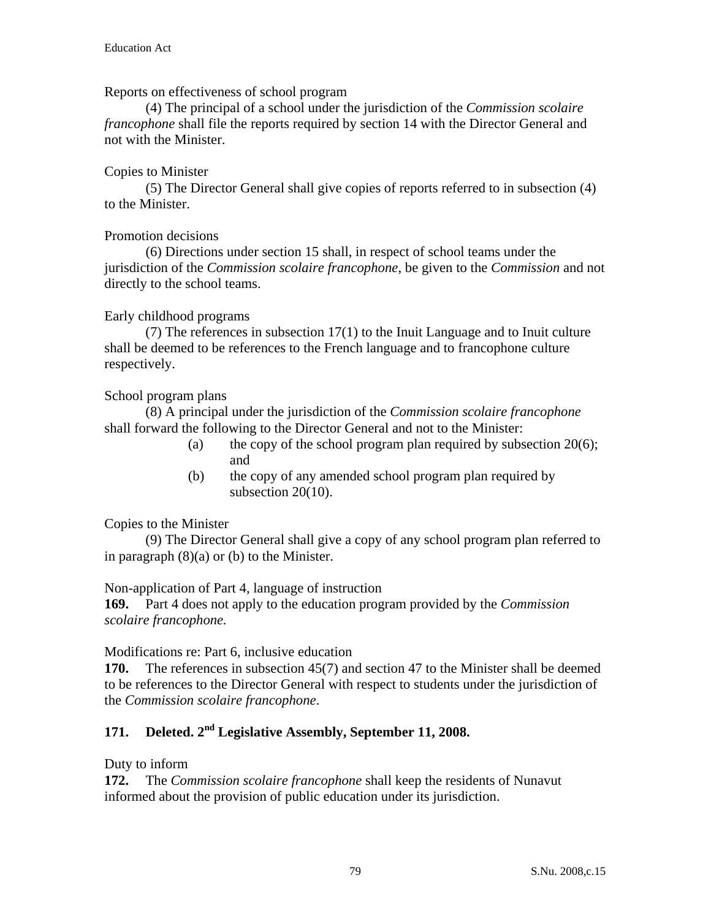Reports on effectiveness of school program

(4) The principal of a school under the jurisdiction of the *Commission scolaire francophone* shall file the reports required by section 14 with the Director General and not with the Minister.

Copies to Minister

(5) The Director General shall give copies of reports referred to in subsection (4) to the Minister.

Promotion decisions

(6) Directions under section 15 shall, in respect of school teams under the jurisdiction of the *Commission scolaire francophone*, be given to the *Commission* and not directly to the school teams.

Early childhood programs

(7) The references in subsection 17(1) to the Inuit Language and to Inuit culture shall be deemed to be references to the French language and to francophone culture respectively.

School program plans

(8) A principal under the jurisdiction of the *Commission scolaire francophone* shall forward the following to the Director General and not to the Minister:

- (a) the copy of the school program plan required by subsection 20(6); and
- (b) the copy of any amended school program plan required by subsection 20(10).

Copies to the Minister

(9) The Director General shall give a copy of any school program plan referred to in paragraph (8)(a) or (b) to the Minister.

Non-application of Part 4, language of instruction

**169.** Part 4 does not apply to the education program provided by the *Commission scolaire francophone.*

Modifications re: Part 6, inclusive education

**170.** The references in subsection 45(7) and section 47 to the Minister shall be deemed to be references to the Director General with respect to students under the jurisdiction of the *Commission scolaire francophone*.

**171. Deleted. 2nd Legislative Assembly, September 11, 2008.**

Duty to inform

**172.** The *Commission scolaire francophone* shall keep the residents of Nunavut informed about the provision of public education under its jurisdiction.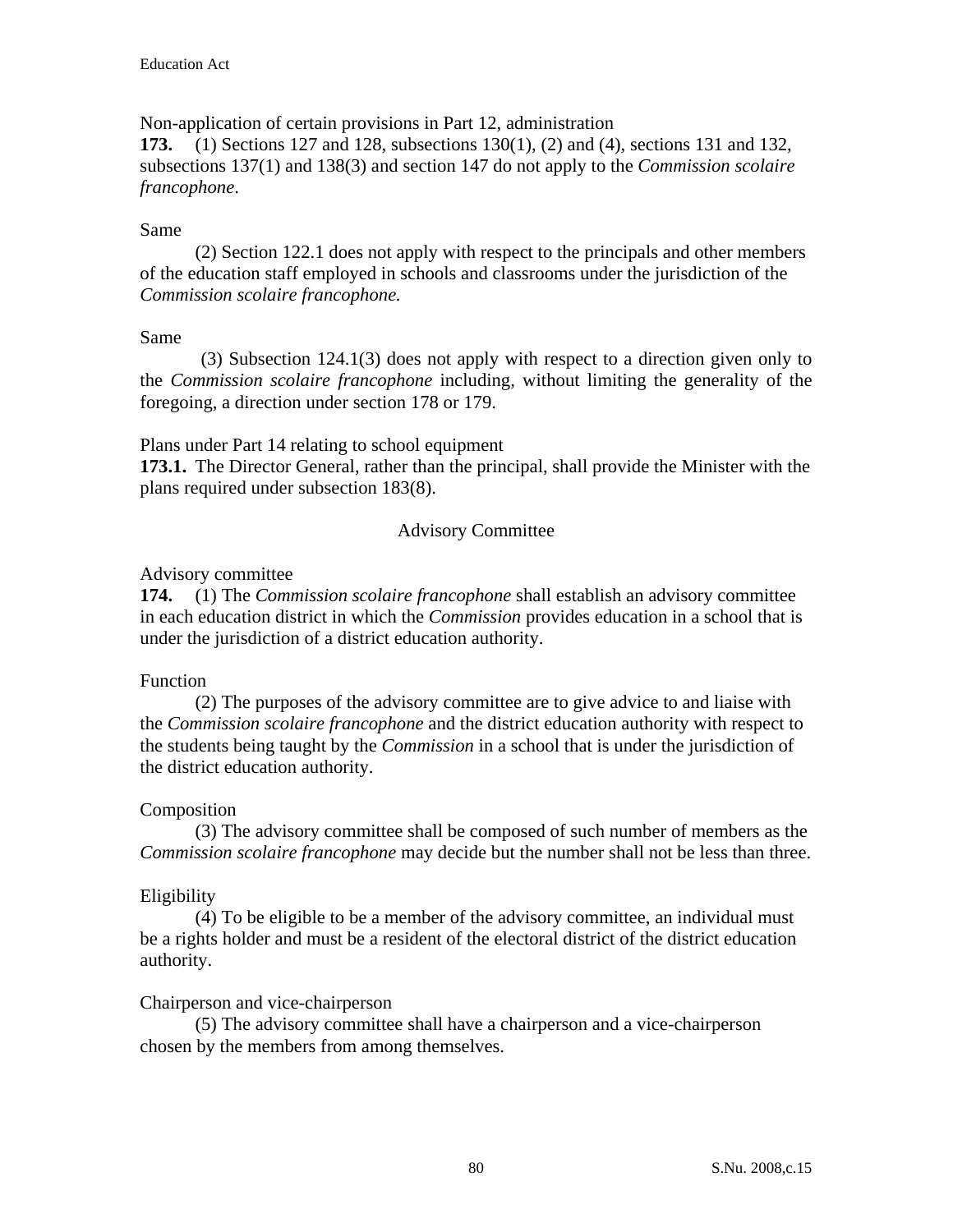Non-application of certain provisions in Part 12, administration

**173.** (1) Sections 127 and 128, subsections 130(1), (2) and (4), sections 131 and 132, subsections 137(1) and 138(3) and section 147 do not apply to the *Commission scolaire francophone*.

Same

(2) Section 122.1 does not apply with respect to the principals and other members of the education staff employed in schools and classrooms under the jurisdiction of the *Commission scolaire francophone.*

Same

(3) Subsection 124.1(3) does not apply with respect to a direction given only to the *Commission scolaire francophone* including, without limiting the generality of the foregoing, a direction under section 178 or 179.

Plans under Part 14 relating to school equipment

**173.1.** The Director General, rather than the principal, shall provide the Minister with the plans required under subsection 183(8).

## Advisory Committee

Advisory committee

**174.** (1) The *Commission scolaire francophone* shall establish an advisory committee in each education district in which the *Commission* provides education in a school that is under the jurisdiction of a district education authority.

Function

(2) The purposes of the advisory committee are to give advice to and liaise with the *Commission scolaire francophone* and the district education authority with respect to the students being taught by the *Commission* in a school that is under the jurisdiction of the district education authority.

Composition

(3) The advisory committee shall be composed of such number of members as the *Commission scolaire francophone* may decide but the number shall not be less than three.

Eligibility

(4) To be eligible to be a member of the advisory committee, an individual must be a rights holder and must be a resident of the electoral district of the district education authority.

Chairperson and vice-chairperson

(5) The advisory committee shall have a chairperson and a vice-chairperson chosen by the members from among themselves.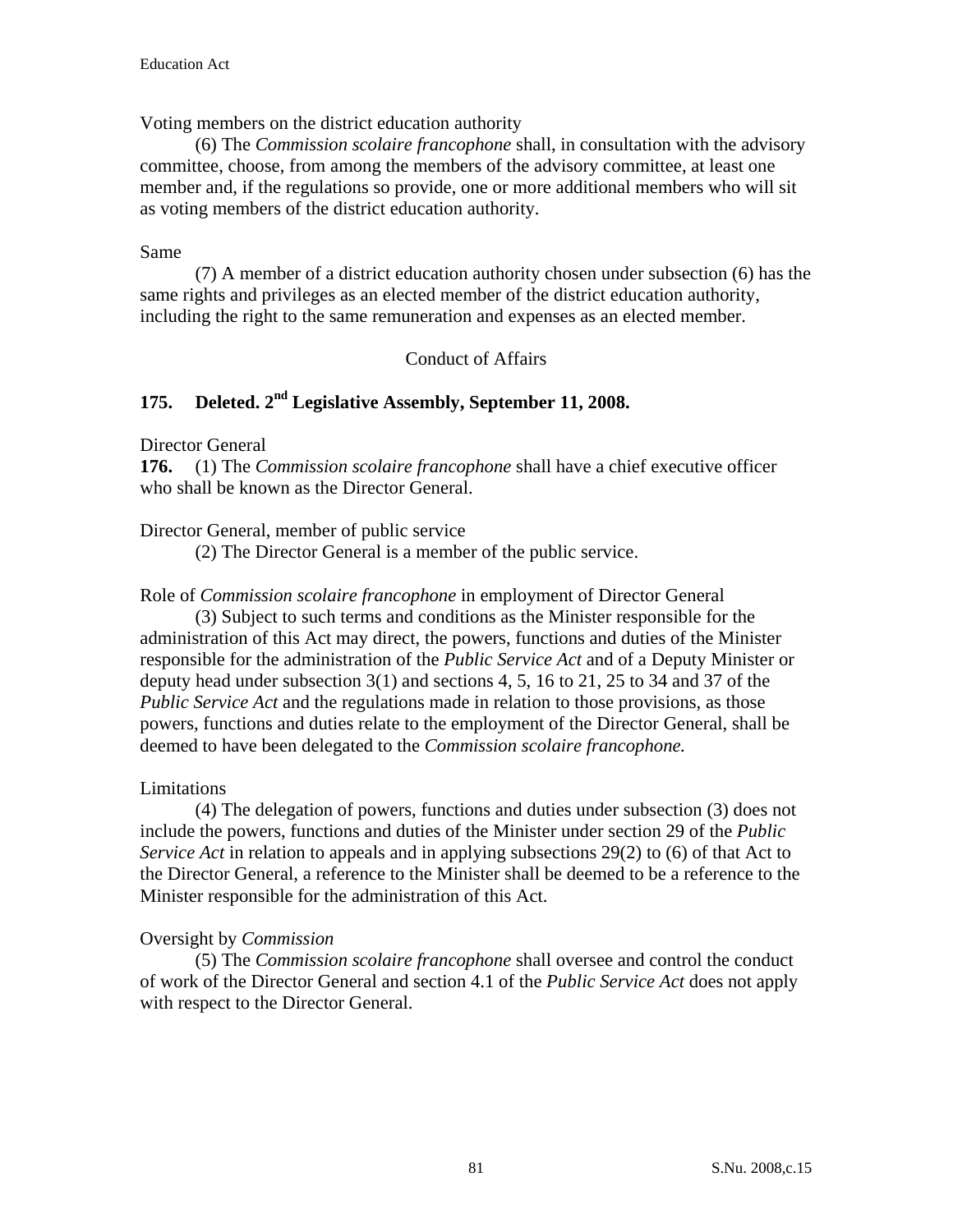Voting members on the district education authority

(6) The *Commission scolaire francophone* shall, in consultation with the advisory committee, choose, from among the members of the advisory committee, at least one member and, if the regulations so provide, one or more additional members who will sit as voting members of the district education authority.

Same

(7) A member of a district education authority chosen under subsection (6) has the same rights and privileges as an elected member of the district education authority, including the right to the same remuneration and expenses as an elected member.

Conduct of Affairs

**175. Deleted. 2nd Legislative Assembly, September 11, 2008.**

Director General

**176.** (1) The *Commission scolaire francophone* shall have a chief executive officer who shall be known as the Director General.

Director General, member of public service

(2) The Director General is a member of the public service.

Role of *Commission scolaire francophone* in employment of Director General

(3) Subject to such terms and conditions as the Minister responsible for the administration of this Act may direct, the powers, functions and duties of the Minister responsible for the administration of the *Public Service Act* and of a Deputy Minister or deputy head under subsection 3(1) and sections 4, 5, 16 to 21, 25 to 34 and 37 of the *Public Service Act* and the regulations made in relation to those provisions, as those powers, functions and duties relate to the employment of the Director General, shall be deemed to have been delegated to the *Commission scolaire francophone.*

Limitations

(4) The delegation of powers, functions and duties under subsection (3) does not include the powers, functions and duties of the Minister under section 29 of the *Public Service Act* in relation to appeals and in applying subsections 29(2) to (6) of that Act to the Director General, a reference to the Minister shall be deemed to be a reference to the Minister responsible for the administration of this Act.

Oversight by *Commission*

(5) The *Commission scolaire francophone* shall oversee and control the conduct of work of the Director General and section 4.1 of the *Public Service Act* does not apply with respect to the Director General.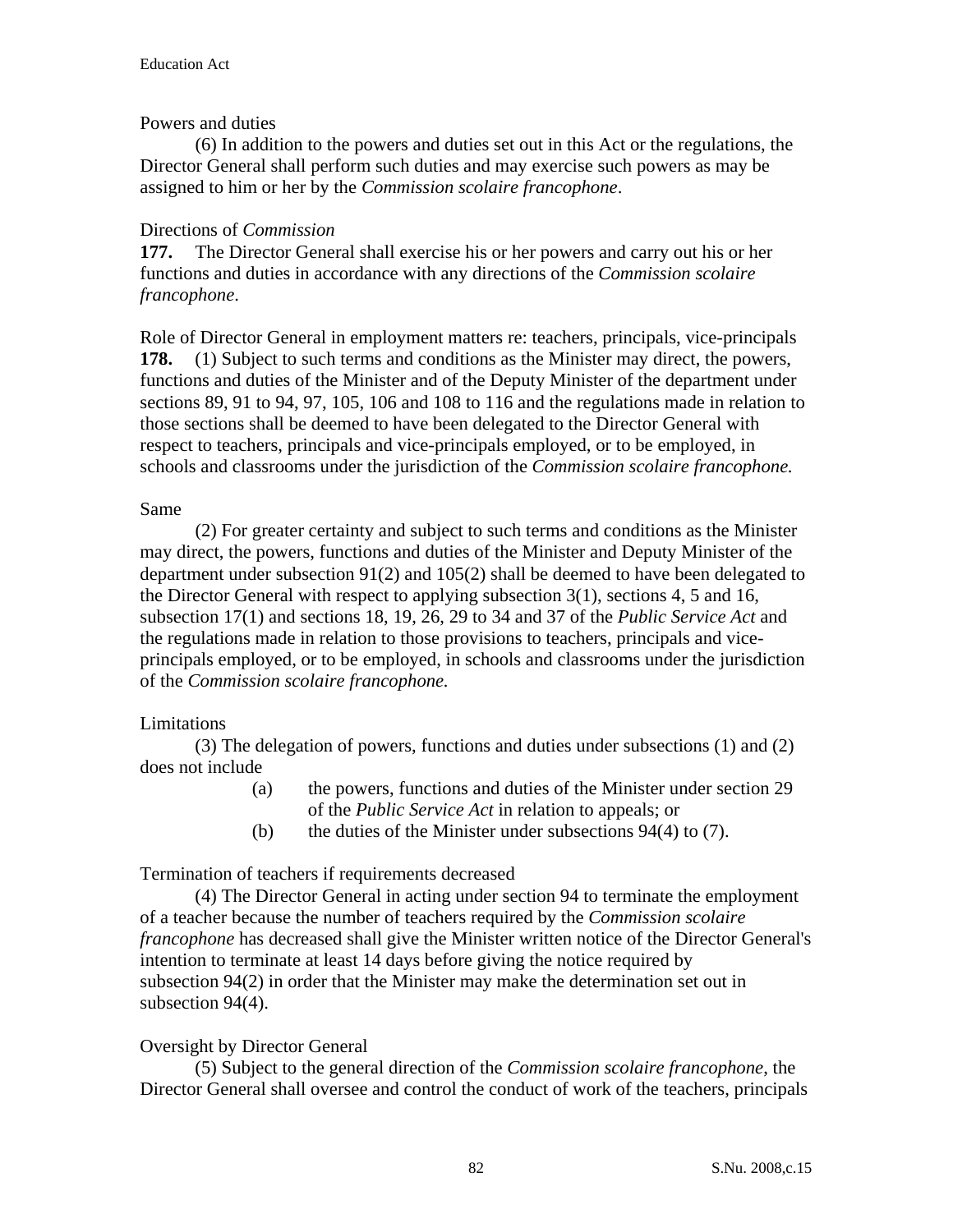Powers and duties

(6) In addition to the powers and duties set out in this Act or the regulations, the Director General shall perform such duties and may exercise such powers as may be assigned to him or her by the *Commission scolaire francophone*.

Directions of *Commission*

**177.** The Director General shall exercise his or her powers and carry out his or her functions and duties in accordance with any directions of the *Commission scolaire francophone*.

Role of Director General in employment matters re: teachers, principals, vice-principals

**178.** (1) Subject to such terms and conditions as the Minister may direct, the powers, functions and duties of the Minister and of the Deputy Minister of the department under sections 89, 91 to 94, 97, 105, 106 and 108 to 116 and the regulations made in relation to those sections shall be deemed to have been delegated to the Director General with respect to teachers, principals and vice-principals employed, or to be employed, in schools and classrooms under the jurisdiction of the *Commission scolaire francophone.*

Same

(2) For greater certainty and subject to such terms and conditions as the Minister may direct, the powers, functions and duties of the Minister and Deputy Minister of the department under subsection 91(2) and 105(2) shall be deemed to have been delegated to the Director General with respect to applying subsection 3(1), sections 4, 5 and 16, subsection 17(1) and sections 18, 19, 26, 29 to 34 and 37 of the *Public Service Act* and the regulations made in relation to those provisions to teachers, principals and vice-principals employed, or to be employed, in schools and classrooms under the jurisdiction of the *Commission scolaire francophone.*

Limitations

(3) The delegation of powers, functions and duties under subsections (1) and (2) does not include

(a) the powers, functions and duties of the Minister under section 29 of the *Public Service Act* in relation to appeals; or

(b) the duties of the Minister under subsections 94(4) to (7).

Termination of teachers if requirements decreased

(4) The Director General in acting under section 94 to terminate the employment of a teacher because the number of teachers required by the *Commission scolaire francophone* has decreased shall give the Minister written notice of the Director General's intention to terminate at least 14 days before giving the notice required by subsection 94(2) in order that the Minister may make the determination set out in subsection 94(4).

Oversight by Director General

(5) Subject to the general direction of the *Commission scolaire francophone*, the Director General shall oversee and control the conduct of work of the teachers, principals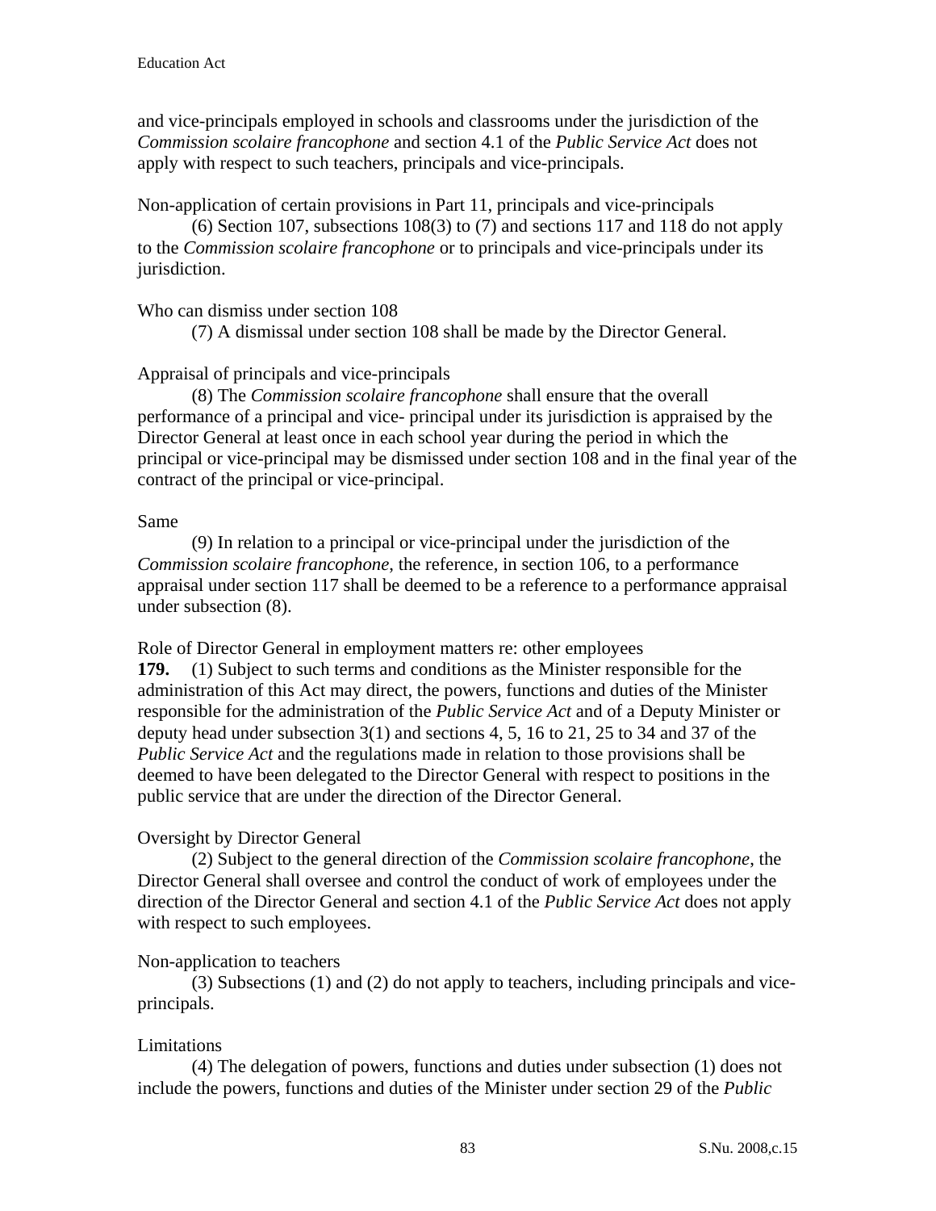and vice-principals employed in schools and classrooms under the jurisdiction of the *Commission scolaire francophone* and section 4.1 of the *Public Service Act* does not apply with respect to such teachers, principals and vice-principals.

Non-application of certain provisions in Part 11, principals and vice-principals

(6) Section 107, subsections 108(3) to (7) and sections 117 and 118 do not apply to the *Commission scolaire francophone* or to principals and vice-principals under its jurisdiction.

Who can dismiss under section 108

(7) A dismissal under section 108 shall be made by the Director General.

Appraisal of principals and vice-principals

(8) The *Commission scolaire francophone* shall ensure that the overall performance of a principal and vice- principal under its jurisdiction is appraised by the Director General at least once in each school year during the period in which the principal or vice-principal may be dismissed under section 108 and in the final year of the contract of the principal or vice-principal.

Same

(9) In relation to a principal or vice-principal under the jurisdiction of the *Commission scolaire francophone*, the reference, in section 106, to a performance appraisal under section 117 shall be deemed to be a reference to a performance appraisal under subsection (8).

Role of Director General in employment matters re: other employees

**179.** (1) Subject to such terms and conditions as the Minister responsible for the administration of this Act may direct, the powers, functions and duties of the Minister responsible for the administration of the *Public Service Act* and of a Deputy Minister or deputy head under subsection 3(1) and sections 4, 5, 16 to 21, 25 to 34 and 37 of the *Public Service Act* and the regulations made in relation to those provisions shall be deemed to have been delegated to the Director General with respect to positions in the public service that are under the direction of the Director General.

Oversight by Director General

(2) Subject to the general direction of the *Commission scolaire francophone*, the Director General shall oversee and control the conduct of work of employees under the direction of the Director General and section 4.1 of the *Public Service Act* does not apply with respect to such employees.

Non-application to teachers

(3) Subsections (1) and (2) do not apply to teachers, including principals and vice-principals.

Limitations

(4) The delegation of powers, functions and duties under subsection (1) does not include the powers, functions and duties of the Minister under section 29 of the *Public*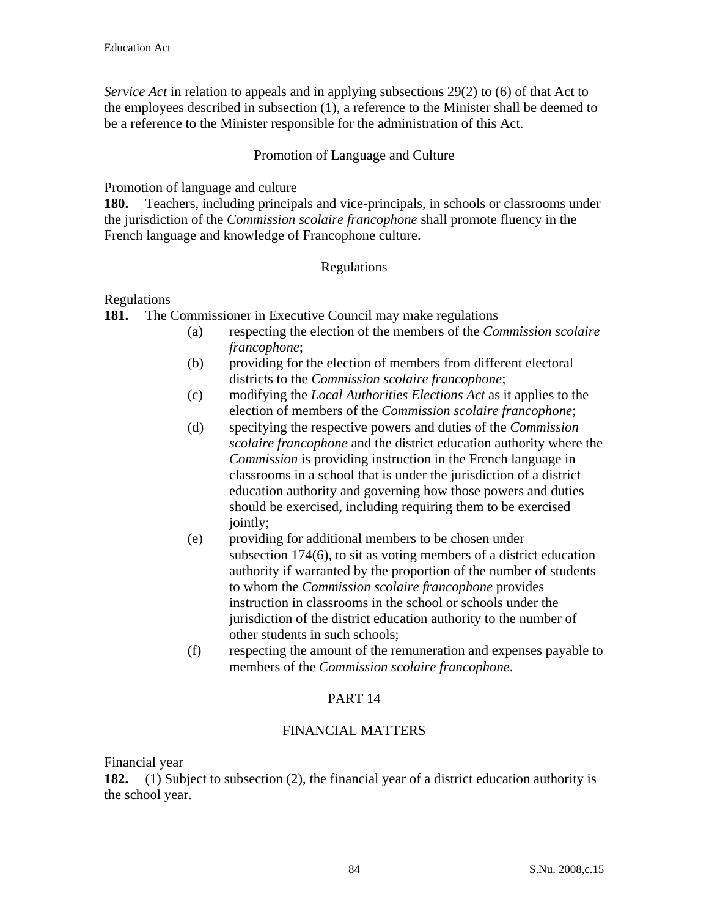*Service Act* in relation to appeals and in applying subsections 29(2) to (6) of that Act to the employees described in subsection (1), a reference to the Minister shall be deemed to be a reference to the Minister responsible for the administration of this Act.

### Promotion of Language and Culture

Promotion of language and culture

**180.** Teachers, including principals and vice-principals, in schools or classrooms under the jurisdiction of the *Commission scolaire francophone* shall promote fluency in the French language and knowledge of Francophone culture.

### Regulations

Regulations

**181.** The Commissioner in Executive Council may make regulations

- (a) respecting the election of the members of the *Commission scolaire francophone*;
- (b) providing for the election of members from different electoral districts to the *Commission scolaire francophone*;
- (c) modifying the *Local Authorities Elections Act* as it applies to the election of members of the *Commission scolaire francophone*;
- (d) specifying the respective powers and duties of the *Commission scolaire francophone* and the district education authority where the *Commission* is providing instruction in the French language in classrooms in a school that is under the jurisdiction of a district education authority and governing how those powers and duties should be exercised, including requiring them to be exercised jointly;
- (e) providing for additional members to be chosen under subsection 174(6), to sit as voting members of a district education authority if warranted by the proportion of the number of students to whom the *Commission scolaire francophone* provides instruction in classrooms in the school or schools under the jurisdiction of the district education authority to the number of other students in such schools;
- (f) respecting the amount of the remuneration and expenses payable to members of the *Commission scolaire francophone*.

## PART 14

## FINANCIAL MATTERS

Financial year

**182.** (1) Subject to subsection (2), the financial year of a district education authority is the school year.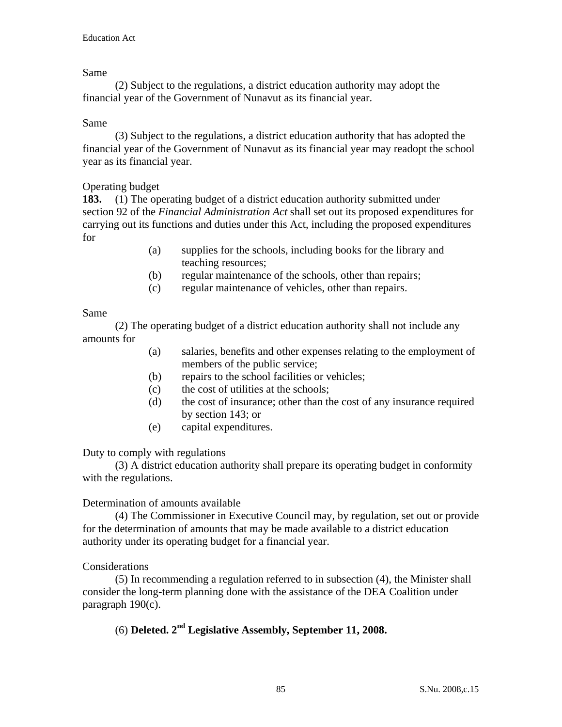Same

(2) Subject to the regulations, a district education authority may adopt the financial year of the Government of Nunavut as its financial year.

Same

(3) Subject to the regulations, a district education authority that has adopted the financial year of the Government of Nunavut as its financial year may readopt the school year as its financial year.

Operating budget

**183.** (1) The operating budget of a district education authority submitted under section 92 of the *Financial Administration Act* shall set out its proposed expenditures for carrying out its functions and duties under this Act, including the proposed expenditures for

- (a) supplies for the schools, including books for the library and teaching resources;
- (b) regular maintenance of the schools, other than repairs;
- (c) regular maintenance of vehicles, other than repairs.

Same

(2) The operating budget of a district education authority shall not include any amounts for

- (a) salaries, benefits and other expenses relating to the employment of members of the public service;
- (b) repairs to the school facilities or vehicles;
- (c) the cost of utilities at the schools;
- (d) the cost of insurance; other than the cost of any insurance required by section 143; or
- (e) capital expenditures.

Duty to comply with regulations

(3) A district education authority shall prepare its operating budget in conformity with the regulations.

Determination of amounts available

(4) The Commissioner in Executive Council may, by regulation, set out or provide for the determination of amounts that may be made available to a district education authority under its operating budget for a financial year.

Considerations

(5) In recommending a regulation referred to in subsection (4), the Minister shall consider the long-term planning done with the assistance of the DEA Coalition under paragraph 190(c).

(6) **Deleted. 2nd Legislative Assembly, September 11, 2008.**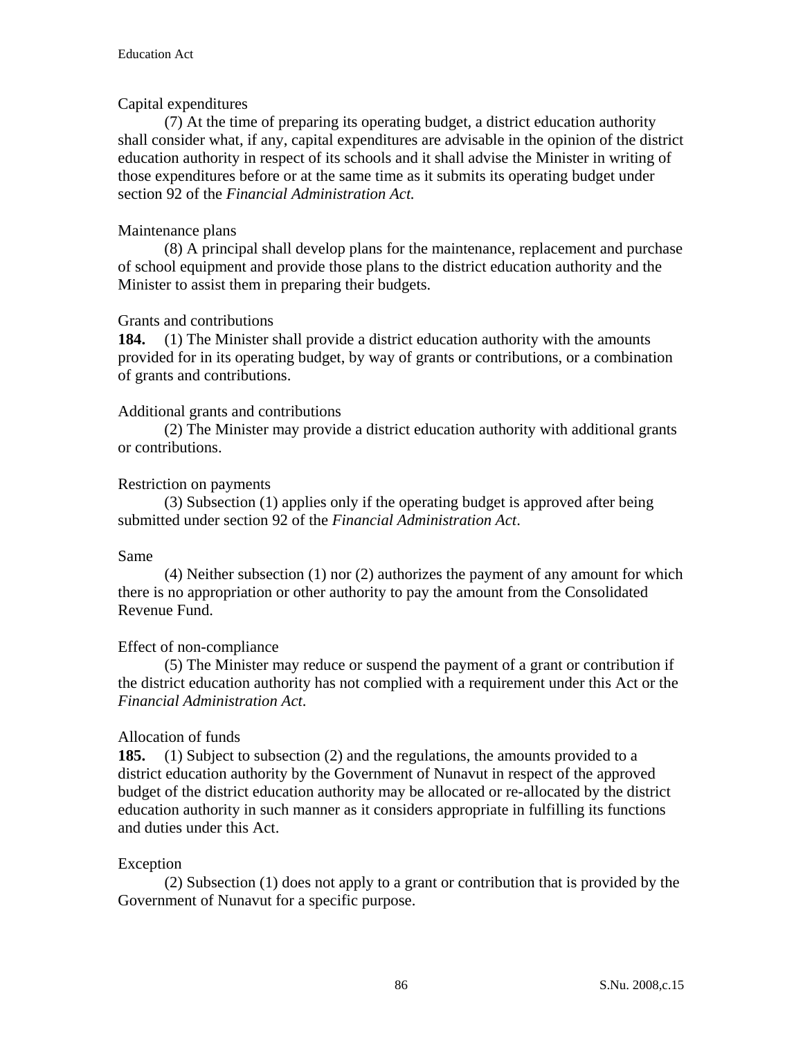Capital expenditures

(7) At the time of preparing its operating budget, a district education authority shall consider what, if any, capital expenditures are advisable in the opinion of the district education authority in respect of its schools and it shall advise the Minister in writing of those expenditures before or at the same time as it submits its operating budget under section 92 of the *Financial Administration Act.*

Maintenance plans

(8) A principal shall develop plans for the maintenance, replacement and purchase of school equipment and provide those plans to the district education authority and the Minister to assist them in preparing their budgets.

Grants and contributions

**184.** (1) The Minister shall provide a district education authority with the amounts provided for in its operating budget, by way of grants or contributions, or a combination of grants and contributions.

Additional grants and contributions

(2) The Minister may provide a district education authority with additional grants or contributions.

Restriction on payments

(3) Subsection (1) applies only if the operating budget is approved after being submitted under section 92 of the *Financial Administration Act*.

Same

(4) Neither subsection (1) nor (2) authorizes the payment of any amount for which there is no appropriation or other authority to pay the amount from the Consolidated Revenue Fund.

Effect of non-compliance

(5) The Minister may reduce or suspend the payment of a grant or contribution if the district education authority has not complied with a requirement under this Act or the *Financial Administration Act*.

Allocation of funds

**185.** (1) Subject to subsection (2) and the regulations, the amounts provided to a district education authority by the Government of Nunavut in respect of the approved budget of the district education authority may be allocated or re-allocated by the district education authority in such manner as it considers appropriate in fulfilling its functions and duties under this Act.

Exception

(2) Subsection (1) does not apply to a grant or contribution that is provided by the Government of Nunavut for a specific purpose.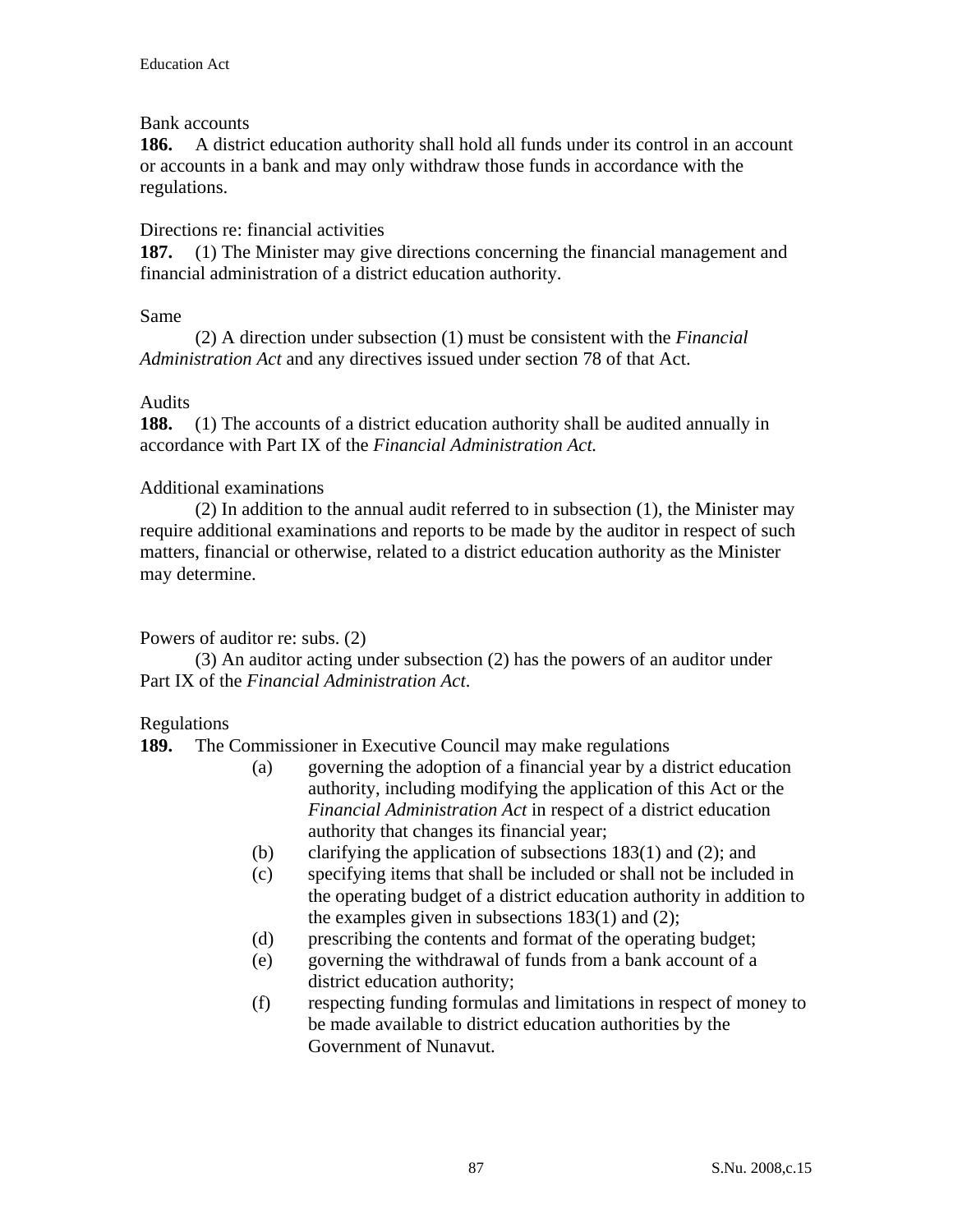Bank accounts

**186.** A district education authority shall hold all funds under its control in an account or accounts in a bank and may only withdraw those funds in accordance with the regulations.

Directions re: financial activities

**187.** (1) The Minister may give directions concerning the financial management and financial administration of a district education authority.

Same

(2) A direction under subsection (1) must be consistent with the *Financial Administration Act* and any directives issued under section 78 of that Act.

Audits

**188.** (1) The accounts of a district education authority shall be audited annually in accordance with Part IX of the *Financial Administration Act.*

Additional examinations

(2) In addition to the annual audit referred to in subsection (1), the Minister may require additional examinations and reports to be made by the auditor in respect of such matters, financial or otherwise, related to a district education authority as the Minister may determine.

Powers of auditor re: subs. (2)

(3) An auditor acting under subsection (2) has the powers of an auditor under Part IX of the *Financial Administration Act*.

Regulations

**189.** The Commissioner in Executive Council may make regulations

(a) governing the adoption of a financial year by a district education authority, including modifying the application of this Act or the *Financial Administration Act* in respect of a district education authority that changes its financial year;

(b) clarifying the application of subsections 183(1) and (2); and

(c) specifying items that shall be included or shall not be included in the operating budget of a district education authority in addition to the examples given in subsections 183(1) and (2);

(d) prescribing the contents and format of the operating budget;

(e) governing the withdrawal of funds from a bank account of a district education authority;

(f) respecting funding formulas and limitations in respect of money to be made available to district education authorities by the Government of Nunavut.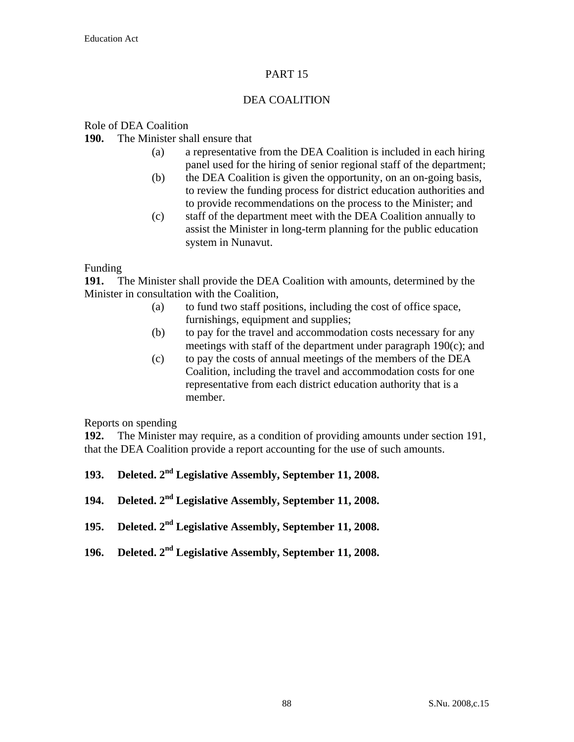# PART 15

## DEA COALITION

Role of DEA Coalition

**190.** The Minister shall ensure that

(a) a representative from the DEA Coalition is included in each hiring panel used for the hiring of senior regional staff of the department;

(b) the DEA Coalition is given the opportunity, on an on-going basis, to review the funding process for district education authorities and to provide recommendations on the process to the Minister; and

(c) staff of the department meet with the DEA Coalition annually to assist the Minister in long-term planning for the public education system in Nunavut.

Funding

**191.** The Minister shall provide the DEA Coalition with amounts, determined by the Minister in consultation with the Coalition,

(a) to fund two staff positions, including the cost of office space, furnishings, equipment and supplies;

(b) to pay for the travel and accommodation costs necessary for any meetings with staff of the department under paragraph 190(c); and

(c) to pay the costs of annual meetings of the members of the DEA Coalition, including the travel and accommodation costs for one representative from each district education authority that is a member.

Reports on spending

**192.** The Minister may require, as a condition of providing amounts under section 191, that the DEA Coalition provide a report accounting for the use of such amounts.

**193. Deleted. 2nd Legislative Assembly, September 11, 2008.**

**194. Deleted. 2nd Legislative Assembly, September 11, 2008.**

**195. Deleted. 2nd Legislative Assembly, September 11, 2008.**

**196. Deleted. 2nd Legislative Assembly, September 11, 2008.**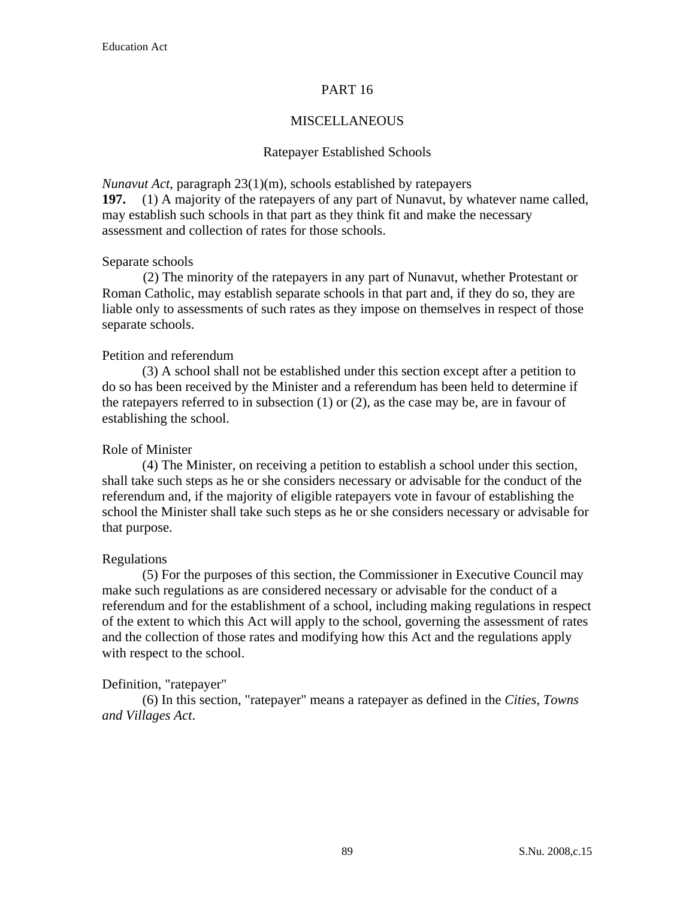## PART 16

## MISCELLANEOUS

### Ratepayer Established Schools

*Nunavut Act*, paragraph 23(1)(m), schools established by ratepayers

**197.** (1) A majority of the ratepayers of any part of Nunavut, by whatever name called, may establish such schools in that part as they think fit and make the necessary assessment and collection of rates for those schools.

Separate schools

(2) The minority of the ratepayers in any part of Nunavut, whether Protestant or Roman Catholic, may establish separate schools in that part and, if they do so, they are liable only to assessments of such rates as they impose on themselves in respect of those separate schools.

Petition and referendum

(3) A school shall not be established under this section except after a petition to do so has been received by the Minister and a referendum has been held to determine if the ratepayers referred to in subsection (1) or (2), as the case may be, are in favour of establishing the school.

Role of Minister

(4) The Minister, on receiving a petition to establish a school under this section, shall take such steps as he or she considers necessary or advisable for the conduct of the referendum and, if the majority of eligible ratepayers vote in favour of establishing the school the Minister shall take such steps as he or she considers necessary or advisable for that purpose.

Regulations

(5) For the purposes of this section, the Commissioner in Executive Council may make such regulations as are considered necessary or advisable for the conduct of a referendum and for the establishment of a school, including making regulations in respect of the extent to which this Act will apply to the school, governing the assessment of rates and the collection of those rates and modifying how this Act and the regulations apply with respect to the school.

Definition, "ratepayer"

(6) In this section, "ratepayer" means a ratepayer as defined in the *Cities, Towns and Villages Act*.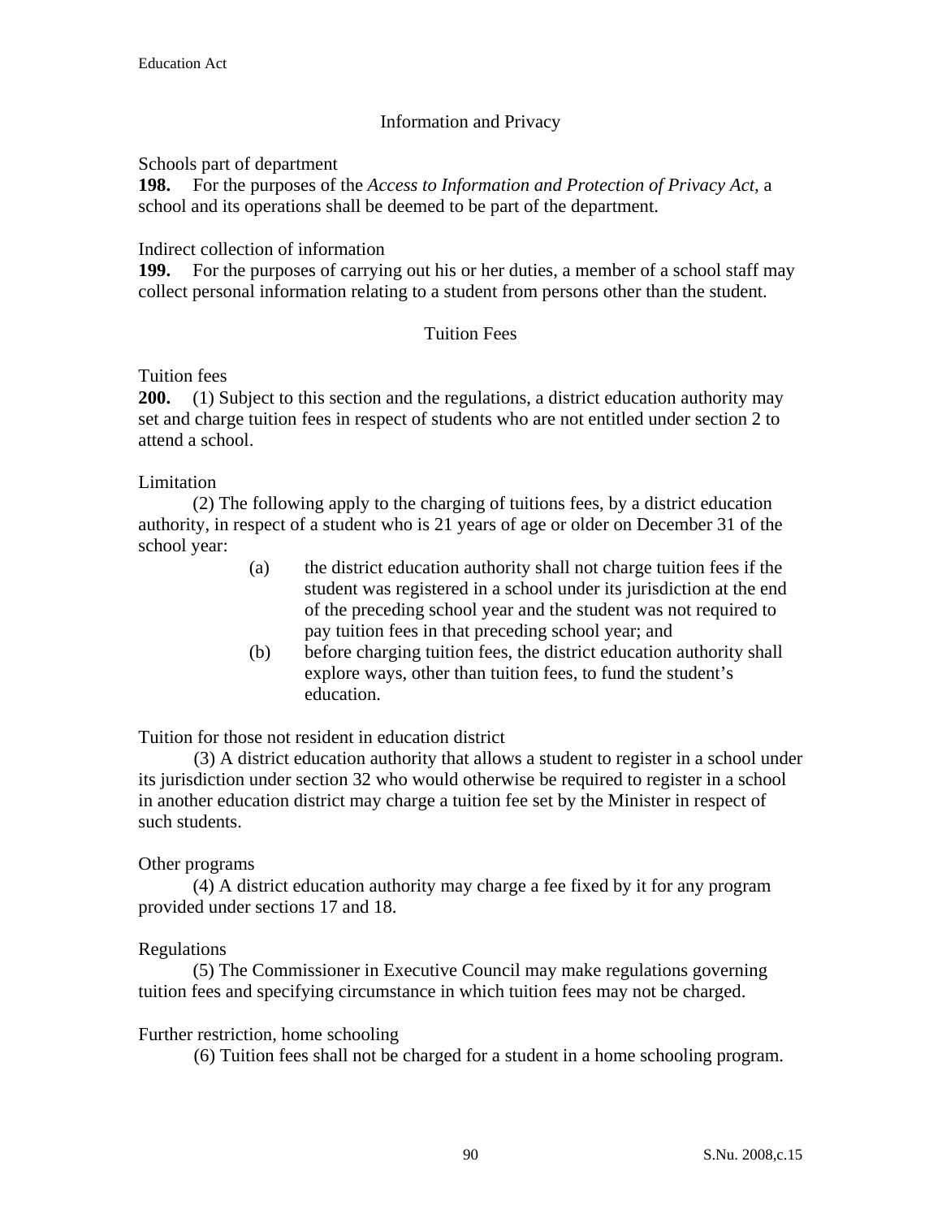## Information and Privacy

Schools part of department

**198.** For the purposes of the *Access to Information and Protection of Privacy Act*, a school and its operations shall be deemed to be part of the department.

Indirect collection of information

**199.** For the purposes of carrying out his or her duties, a member of a school staff may collect personal information relating to a student from persons other than the student.

## Tuition Fees

Tuition fees

**200.** (1) Subject to this section and the regulations, a district education authority may set and charge tuition fees in respect of students who are not entitled under section 2 to attend a school.

Limitation

(2) The following apply to the charging of tuitions fees, by a district education authority, in respect of a student who is 21 years of age or older on December 31 of the school year:

(a) the district education authority shall not charge tuition fees if the student was registered in a school under its jurisdiction at the end of the preceding school year and the student was not required to pay tuition fees in that preceding school year; and

(b) before charging tuition fees, the district education authority shall explore ways, other than tuition fees, to fund the student's education.

Tuition for those not resident in education district

(3) A district education authority that allows a student to register in a school under its jurisdiction under section 32 who would otherwise be required to register in a school in another education district may charge a tuition fee set by the Minister in respect of such students.

Other programs

(4) A district education authority may charge a fee fixed by it for any program provided under sections 17 and 18.

Regulations

(5) The Commissioner in Executive Council may make regulations governing tuition fees and specifying circumstance in which tuition fees may not be charged.

Further restriction, home schooling

(6) Tuition fees shall not be charged for a student in a home schooling program.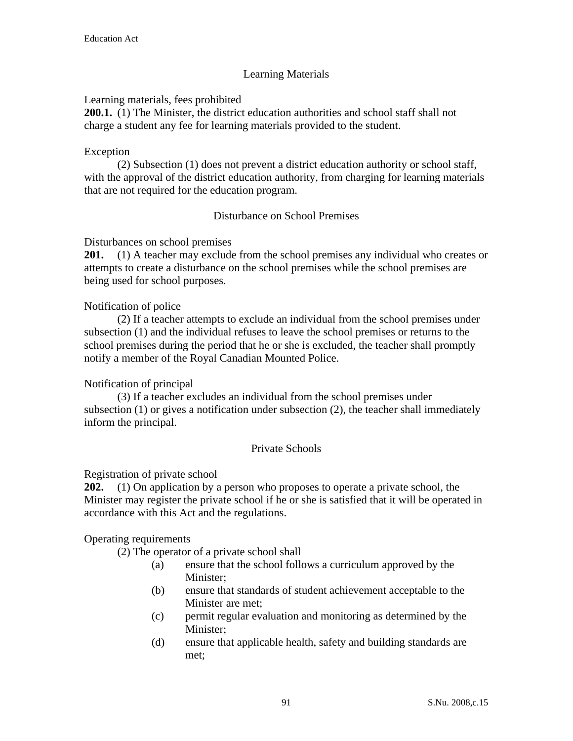## Learning Materials

Learning materials, fees prohibited

**200.1.** (1) The Minister, the district education authorities and school staff shall not charge a student any fee for learning materials provided to the student.

Exception

(2) Subsection (1) does not prevent a district education authority or school staff, with the approval of the district education authority, from charging for learning materials that are not required for the education program.

## Disturbance on School Premises

Disturbances on school premises

**201.** (1) A teacher may exclude from the school premises any individual who creates or attempts to create a disturbance on the school premises while the school premises are being used for school purposes.

Notification of police

(2) If a teacher attempts to exclude an individual from the school premises under subsection (1) and the individual refuses to leave the school premises or returns to the school premises during the period that he or she is excluded, the teacher shall promptly notify a member of the Royal Canadian Mounted Police.

Notification of principal

(3) If a teacher excludes an individual from the school premises under subsection (1) or gives a notification under subsection (2), the teacher shall immediately inform the principal.

## Private Schools

Registration of private school

**202.** (1) On application by a person who proposes to operate a private school, the Minister may register the private school if he or she is satisfied that it will be operated in accordance with this Act and the regulations.

Operating requirements

(2) The operator of a private school shall

- (a) ensure that the school follows a curriculum approved by the Minister;
- (b) ensure that standards of student achievement acceptable to the Minister are met;
- (c) permit regular evaluation and monitoring as determined by the Minister;
- (d) ensure that applicable health, safety and building standards are met;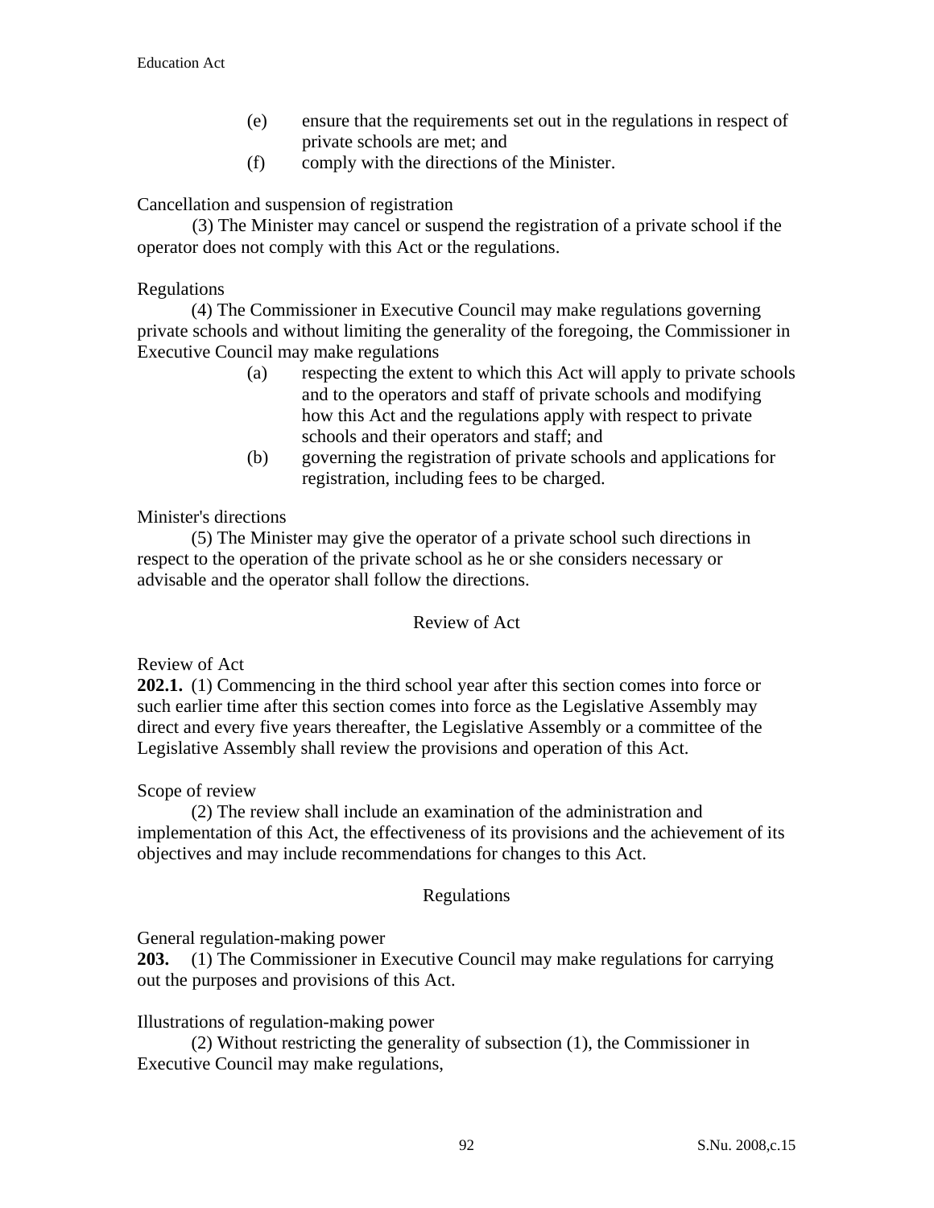(e) ensure that the requirements set out in the regulations in respect of private schools are met; and

(f) comply with the directions of the Minister.

Cancellation and suspension of registration

(3) The Minister may cancel or suspend the registration of a private school if the operator does not comply with this Act or the regulations.

Regulations

(4) The Commissioner in Executive Council may make regulations governing private schools and without limiting the generality of the foregoing, the Commissioner in Executive Council may make regulations

(a) respecting the extent to which this Act will apply to private schools and to the operators and staff of private schools and modifying how this Act and the regulations apply with respect to private schools and their operators and staff; and

(b) governing the registration of private schools and applications for registration, including fees to be charged.

Minister's directions

(5) The Minister may give the operator of a private school such directions in respect to the operation of the private school as he or she considers necessary or advisable and the operator shall follow the directions.

## Review of Act

Review of Act

**202.1.** (1) Commencing in the third school year after this section comes into force or such earlier time after this section comes into force as the Legislative Assembly may direct and every five years thereafter, the Legislative Assembly or a committee of the Legislative Assembly shall review the provisions and operation of this Act.

Scope of review

(2) The review shall include an examination of the administration and implementation of this Act, the effectiveness of its provisions and the achievement of its objectives and may include recommendations for changes to this Act.

## Regulations

General regulation-making power

**203.** (1) The Commissioner in Executive Council may make regulations for carrying out the purposes and provisions of this Act.

Illustrations of regulation-making power

(2) Without restricting the generality of subsection (1), the Commissioner in Executive Council may make regulations,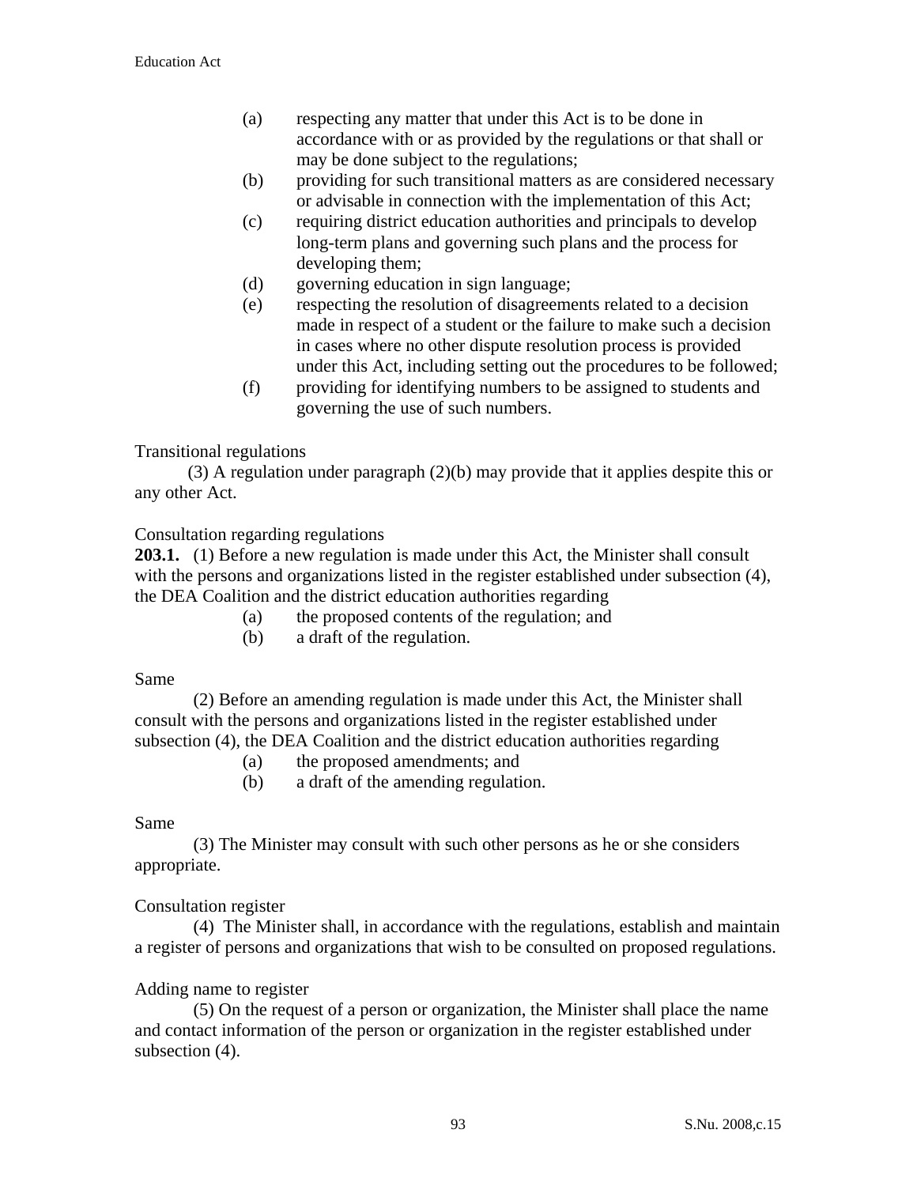(a) respecting any matter that under this Act is to be done in accordance with or as provided by the regulations or that shall or may be done subject to the regulations;
(b) providing for such transitional matters as are considered necessary or advisable in connection with the implementation of this Act;
(c) requiring district education authorities and principals to develop long-term plans and governing such plans and the process for developing them;
(d) governing education in sign language;
(e) respecting the resolution of disagreements related to a decision made in respect of a student or the failure to make such a decision in cases where no other dispute resolution process is provided under this Act, including setting out the procedures to be followed;
(f) providing for identifying numbers to be assigned to students and governing the use of such numbers.

Transitional regulations

(3) A regulation under paragraph (2)(b) may provide that it applies despite this or any other Act.

Consultation regarding regulations

**203.1.** (1) Before a new regulation is made under this Act, the Minister shall consult with the persons and organizations listed in the register established under subsection (4), the DEA Coalition and the district education authorities regarding

(a) the proposed contents of the regulation; and
(b) a draft of the regulation.

Same

(2) Before an amending regulation is made under this Act, the Minister shall consult with the persons and organizations listed in the register established under subsection (4), the DEA Coalition and the district education authorities regarding

(a) the proposed amendments; and
(b) a draft of the amending regulation.

Same

(3) The Minister may consult with such other persons as he or she considers appropriate.

Consultation register

(4) The Minister shall, in accordance with the regulations, establish and maintain a register of persons and organizations that wish to be consulted on proposed regulations.

Adding name to register

(5) On the request of a person or organization, the Minister shall place the name and contact information of the person or organization in the register established under subsection (4).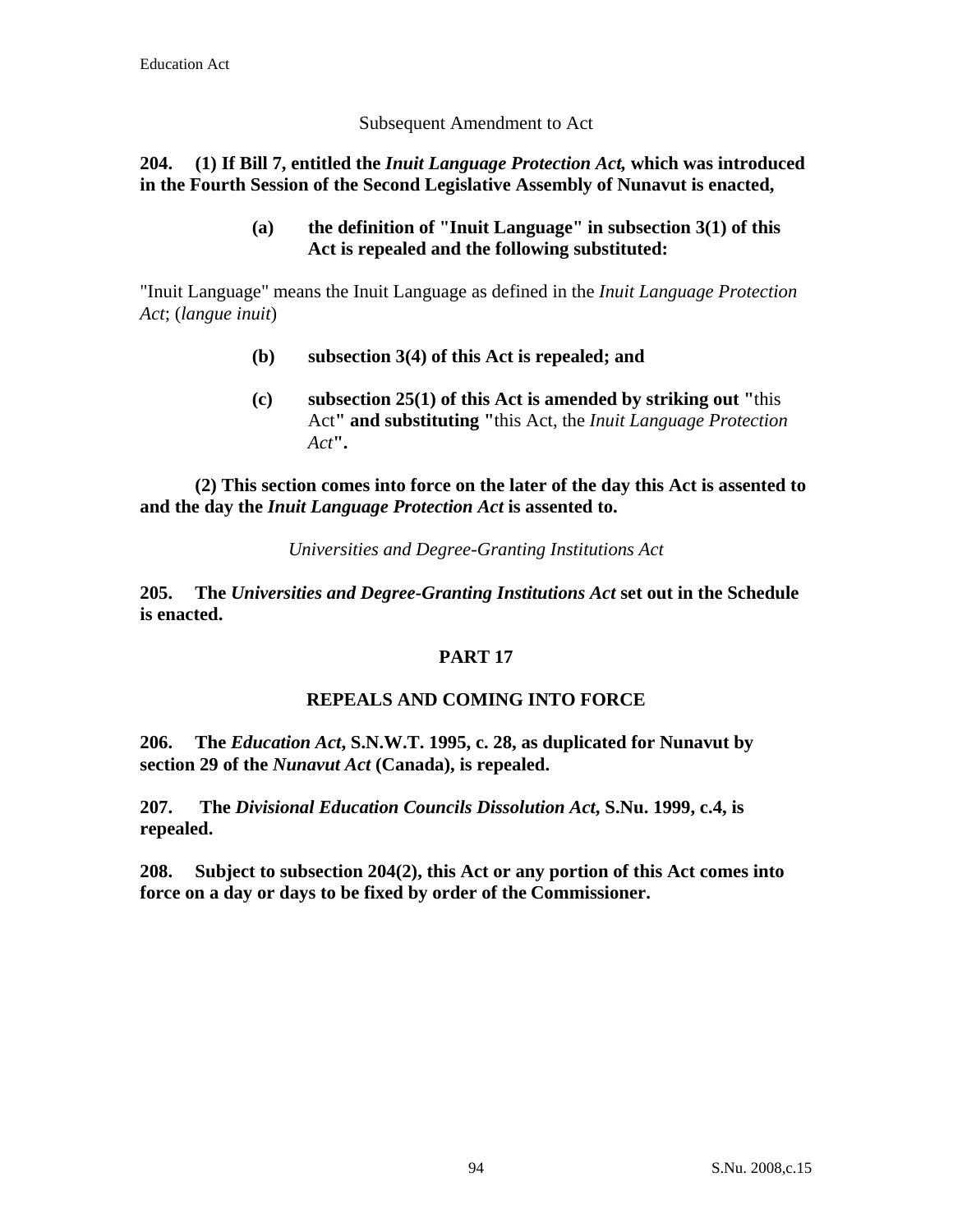Subsequent Amendment to Act

**204. (1) If Bill 7, entitled the *Inuit Language Protection Act,* which was introduced in the Fourth Session of the Second Legislative Assembly of Nunavut is enacted,**

> **(a) the definition of "Inuit Language" in subsection 3(1) of this Act is repealed and the following substituted:**

"Inuit Language" means the Inuit Language as defined in the *Inuit Language Protection Act*; (*langue inuit*)

> **(b) subsection 3(4) of this Act is repealed; and**
>
> **(c) subsection 25(1) of this Act is amended by striking out "**this Act**" and substituting "**this Act, the *Inuit Language Protection Act***".**

**(2) This section comes into force on the later of the day this Act is assented to and the day the *Inuit Language Protection Act* is assented to.**

*Universities and Degree-Granting Institutions Act*

**205. The *Universities and Degree-Granting Institutions Act* set out in the Schedule is enacted.**

## PART 17

## REPEALS AND COMING INTO FORCE

**206. The *Education Act*, S.N.W.T. 1995, c. 28, as duplicated for Nunavut by section 29 of the *Nunavut Act* (Canada), is repealed.**

**207. The *Divisional Education Councils Dissolution Act*, S.Nu. 1999, c.4, is repealed.**

**208. Subject to subsection 204(2), this Act or any portion of this Act comes into force on a day or days to be fixed by order of the Commissioner.**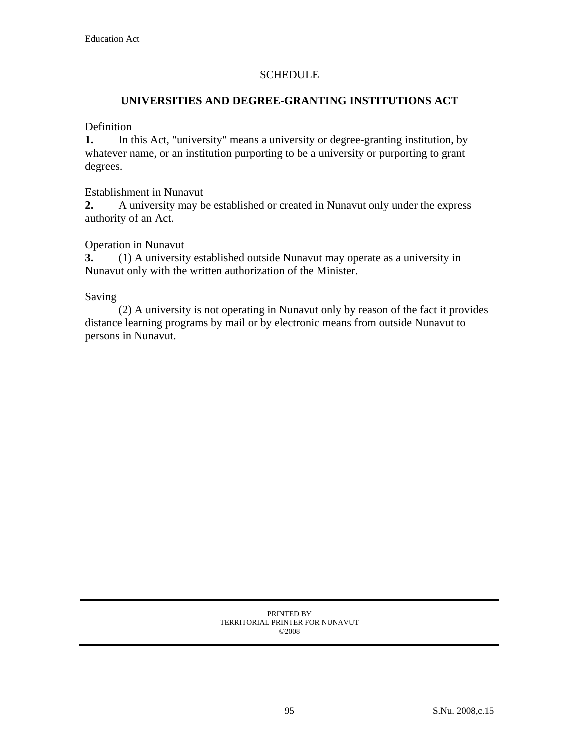## SCHEDULE

## UNIVERSITIES AND DEGREE-GRANTING INSTITUTIONS ACT

Definition

**1.** In this Act, "university" means a university or degree-granting institution, by whatever name, or an institution purporting to be a university or purporting to grant degrees.

Establishment in Nunavut

**2.** A university may be established or created in Nunavut only under the express authority of an Act.

Operation in Nunavut

**3.** (1) A university established outside Nunavut may operate as a university in Nunavut only with the written authorization of the Minister.

Saving

(2) A university is not operating in Nunavut only by reason of the fact it provides distance learning programs by mail or by electronic means from outside Nunavut to persons in Nunavut.

PRINTED BY
TERRITORIAL PRINTER FOR NUNAVUT
©2008